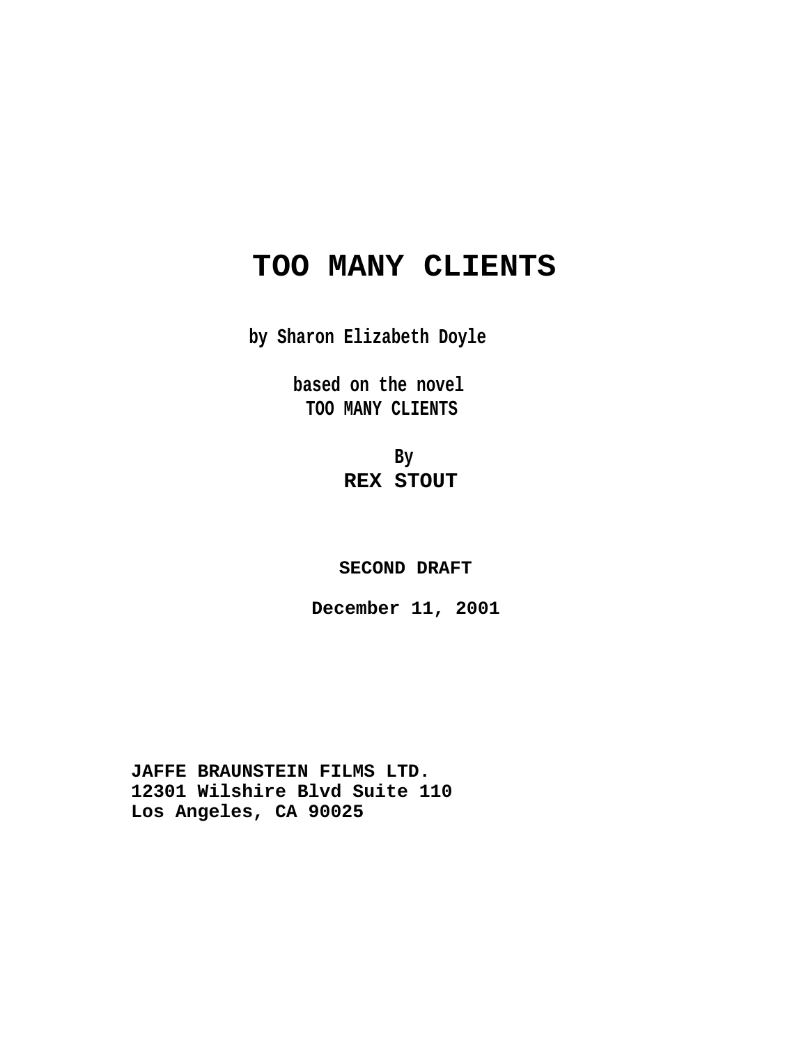# TOO MANY CLIENTS

**by Sharon Elizabeth Doyle**

**based on the novel**
**TOO MANY CLIENTS**

**By**
**REX STOUT**

**SECOND DRAFT**

**December 11, 2001**

**JAFFE BRAUNSTEIN FILMS LTD.**
**12301 Wilshire Blvd Suite 110**
**Los Angeles, CA 90025**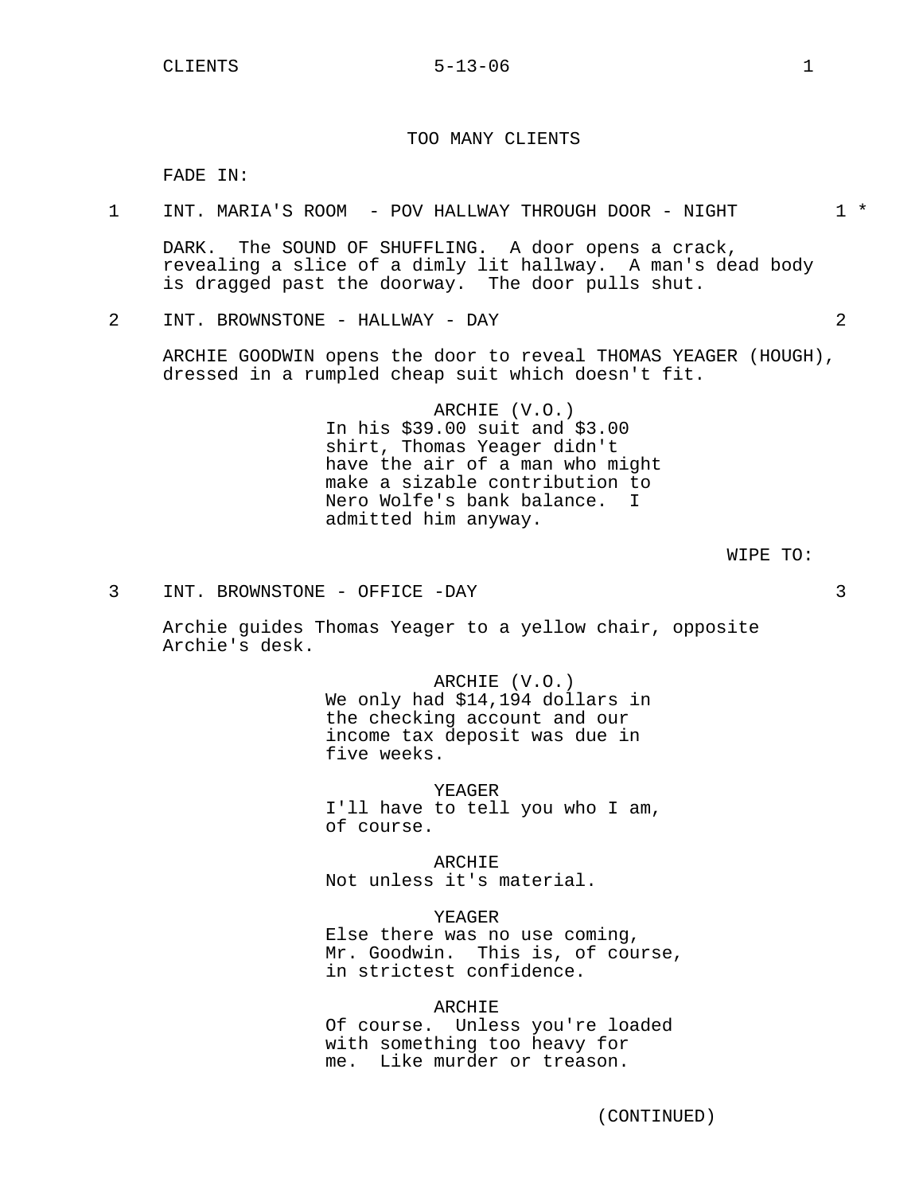# TOO MANY CLIENTS

FADE IN:

1 INT. MARIA'S ROOM - POV HALLWAY THROUGH DOOR - NIGHT 1 *

DARK. The SOUND OF SHUFFLING. A door opens a crack, revealing a slice of a dimly lit hallway. A man's dead body is dragged past the doorway. The door pulls shut.

2 INT. BROWNSTONE - HALLWAY - DAY 2

ARCHIE GOODWIN opens the door to reveal THOMAS YEAGER (HOUGH), dressed in a rumpled cheap suit which doesn't fit.

ARCHIE (V.O.)
In his $39.00 suit and $3.00 shirt, Thomas Yeager didn't have the air of a man who might make a sizable contribution to Nero Wolfe's bank balance. I admitted him anyway.

WIPE TO:

3 INT. BROWNSTONE - OFFICE -DAY 3

Archie guides Thomas Yeager to a yellow chair, opposite Archie's desk.

ARCHIE (V.O.)
We only had $14,194 dollars in the checking account and our income tax deposit was due in five weeks.

YEAGER
I'll have to tell you who I am, of course.

ARCHIE
Not unless it's material.

YEAGER
Else there was no use coming, Mr. Goodwin. This is, of course, in strictest confidence.

ARCHIE
Of course. Unless you're loaded with something too heavy for me. Like murder or treason.

(CONTINUED)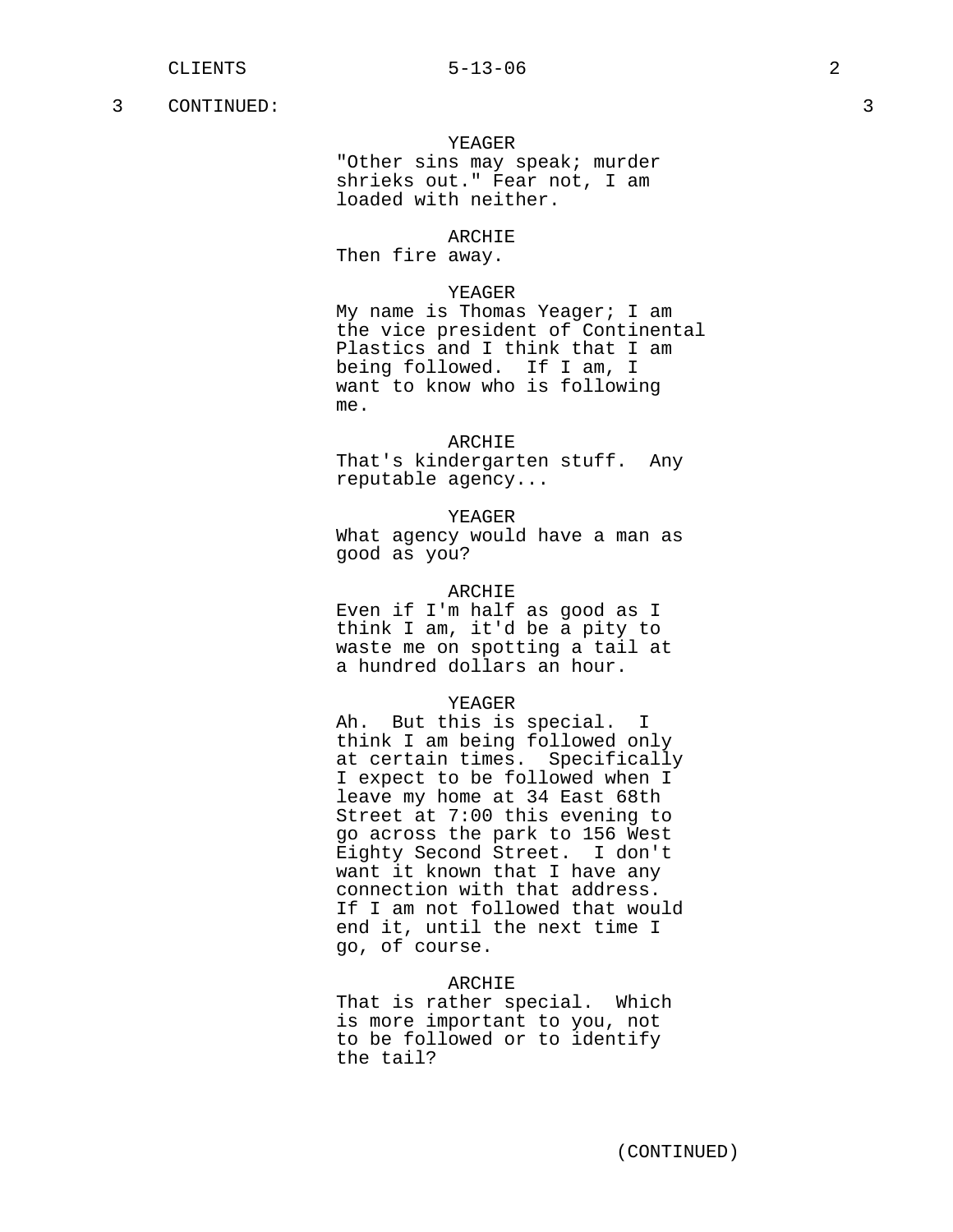3 CONTINUED: 3

YEAGER
"Other sins may speak; murder shrieks out." Fear not, I am loaded with neither.

ARCHIE
Then fire away.

YEAGER
My name is Thomas Yeager; I am the vice president of Continental Plastics and I think that I am being followed. If I am, I want to know who is following me.

ARCHIE
That's kindergarten stuff. Any reputable agency...

YEAGER
What agency would have a man as good as you?

ARCHIE
Even if I'm half as good as I think I am, it'd be a pity to waste me on spotting a tail at a hundred dollars an hour.

YEAGER
Ah. But this is special. I think I am being followed only at certain times. Specifically I expect to be followed when I leave my home at 34 East 68th Street at 7:00 this evening to go across the park to 156 West Eighty Second Street. I don't want it known that I have any connection with that address. If I am not followed that would end it, until the next time I go, of course.

ARCHIE
That is rather special. Which is more important to you, not to be followed or to identify the tail?

(CONTINUED)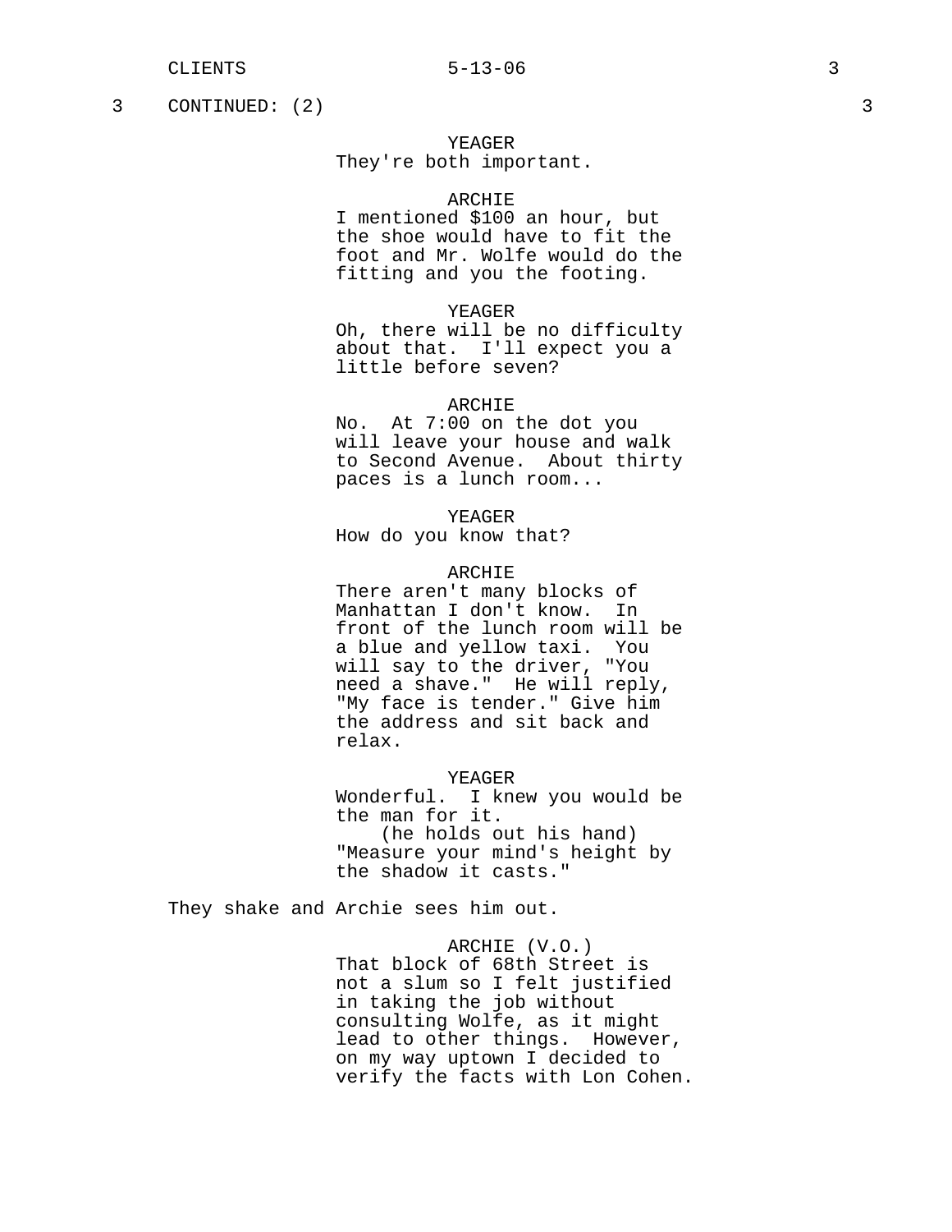3 CONTINUED: (2) 3

YEAGER
They're both important.

ARCHIE
I mentioned $100 an hour, but the shoe would have to fit the foot and Mr. Wolfe would do the fitting and you the footing.

YEAGER
Oh, there will be no difficulty about that. I'll expect you a little before seven?

ARCHIE
No. At 7:00 on the dot you will leave your house and walk to Second Avenue. About thirty paces is a lunch room...

YEAGER
How do you know that?

ARCHIE
There aren't many blocks of Manhattan I don't know. In front of the lunch room will be a blue and yellow taxi. You will say to the driver, "You need a shave." He will reply, "My face is tender." Give him the address and sit back and relax.

YEAGER
Wonderful. I knew you would be the man for it.
(he holds out his hand)
"Measure your mind's height by the shadow it casts."

They shake and Archie sees him out.

ARCHIE (V.O.)
That block of 68th Street is not a slum so I felt justified in taking the job without consulting Wolfe, as it might lead to other things. However, on my way uptown I decided to verify the facts with Lon Cohen.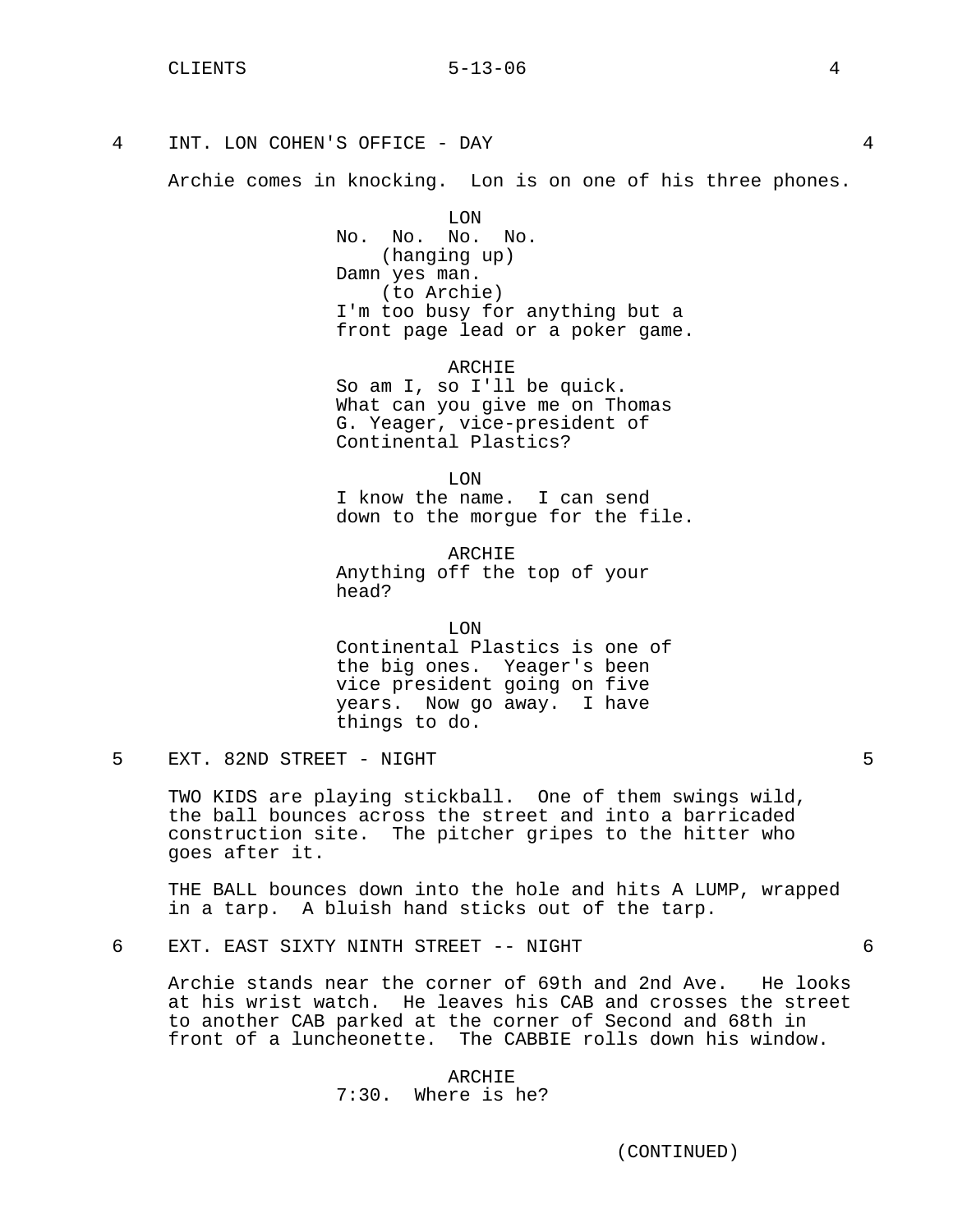4 INT. LON COHEN'S OFFICE - DAY 4

Archie comes in knocking. Lon is on one of his three phones.

LON
No. No. No. No.
(hanging up)
Damn yes man.
(to Archie)
I'm too busy for anything but a front page lead or a poker game.

ARCHIE
So am I, so I'll be quick. What can you give me on Thomas G. Yeager, vice-president of Continental Plastics?

LON
I know the name. I can send down to the morgue for the file.

ARCHIE
Anything off the top of your head?

LON
Continental Plastics is one of the big ones. Yeager's been vice president going on five years. Now go away. I have things to do.

5 EXT. 82ND STREET - NIGHT 5

TWO KIDS are playing stickball. One of them swings wild, the ball bounces across the street and into a barricaded construction site. The pitcher gripes to the hitter who goes after it.

THE BALL bounces down into the hole and hits A LUMP, wrapped in a tarp. A bluish hand sticks out of the tarp.

6 EXT. EAST SIXTY NINTH STREET -- NIGHT 6

Archie stands near the corner of 69th and 2nd Ave. He looks at his wrist watch. He leaves his CAB and crosses the street to another CAB parked at the corner of Second and 68th in front of a luncheonette. The CABBIE rolls down his window.

ARCHIE
7:30. Where is he?

(CONTINUED)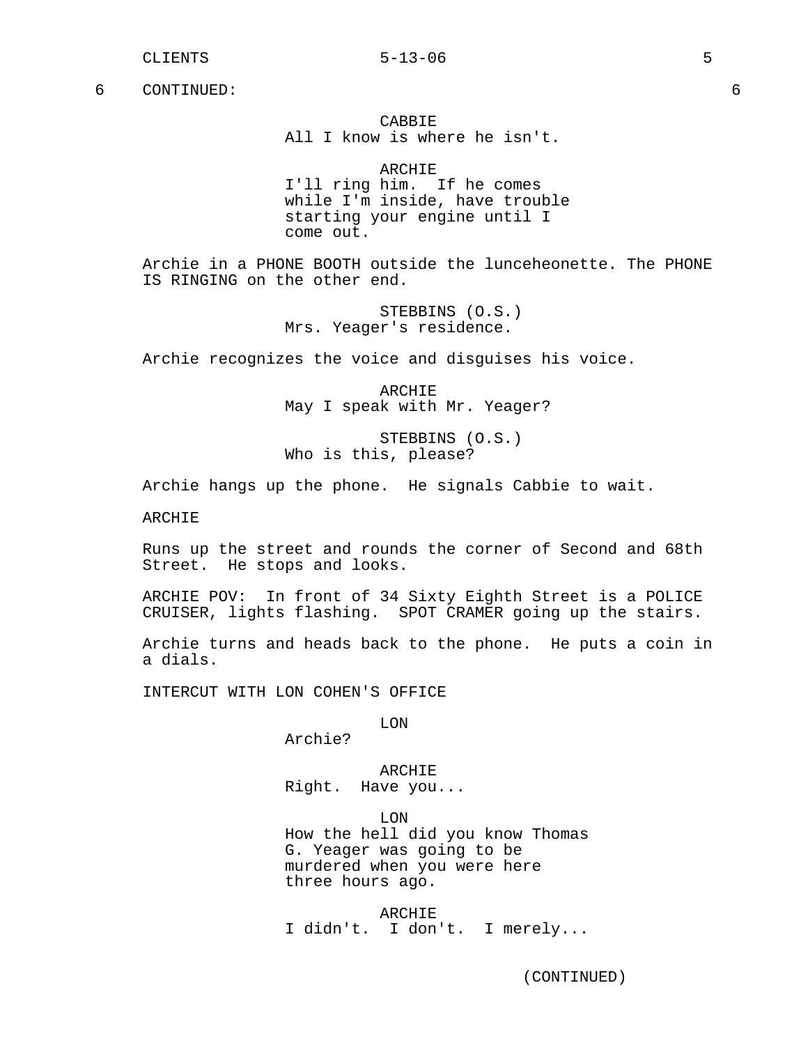6 CONTINUED: 6

CABBIE
All I know is where he isn't.

ARCHIE
I'll ring him. If he comes while I'm inside, have trouble starting your engine until I come out.

Archie in a PHONE BOOTH outside the lunceheonette. The PHONE IS RINGING on the other end.

STEBBINS (O.S.)
Mrs. Yeager's residence.

Archie recognizes the voice and disguises his voice.

ARCHIE
May I speak with Mr. Yeager?

STEBBINS (O.S.)
Who is this, please?

Archie hangs up the phone. He signals Cabbie to wait.

ARCHIE

Runs up the street and rounds the corner of Second and 68th Street. He stops and looks.

ARCHIE POV: In front of 34 Sixty Eighth Street is a POLICE CRUISER, lights flashing. SPOT CRAMER going up the stairs.

Archie turns and heads back to the phone. He puts a coin in a dials.

INTERCUT WITH LON COHEN'S OFFICE

LON
Archie?

ARCHIE
Right. Have you...

LON
How the hell did you know Thomas G. Yeager was going to be murdered when you were here three hours ago.

ARCHIE
I didn't. I don't. I merely...

(CONTINUED)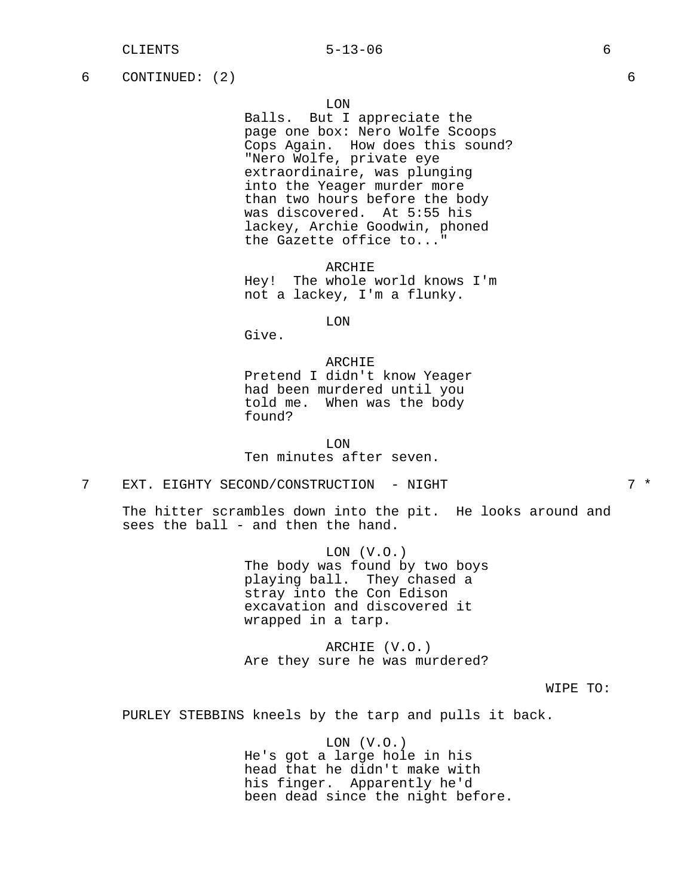6 CONTINUED: (2) 6

LON
Balls. But I appreciate the page one box: Nero Wolfe Scoops Cops Again. How does this sound? "Nero Wolfe, private eye extraordinaire, was plunging into the Yeager murder more than two hours before the body was discovered. At 5:55 his lackey, Archie Goodwin, phoned the Gazette office to..."

ARCHIE
Hey! The whole world knows I'm not a lackey, I'm a flunky.

LON
Give.

ARCHIE
Pretend I didn't know Yeager had been murdered until you told me. When was the body found?

LON
Ten minutes after seven.

7 EXT. EIGHTY SECOND/CONSTRUCTION - NIGHT 7 *

The hitter scrambles down into the pit. He looks around and sees the ball - and then the hand.

LON (V.O.)
The body was found by two boys playing ball. They chased a stray into the Con Edison excavation and discovered it wrapped in a tarp.

ARCHIE (V.O.)
Are they sure he was murdered?

WIPE TO:

PURLEY STEBBINS kneels by the tarp and pulls it back.

LON (V.O.)
He's got a large hole in his head that he didn't make with his finger. Apparently he'd been dead since the night before.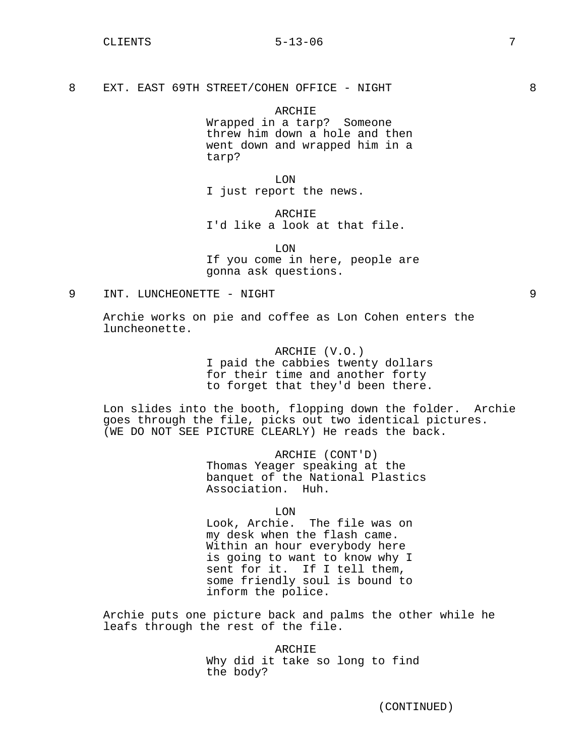8 EXT. EAST 69TH STREET/COHEN OFFICE - NIGHT 8

ARCHIE
Wrapped in a tarp? Someone threw him down a hole and then went down and wrapped him in a tarp?

LON
I just report the news.

ARCHIE
I'd like a look at that file.

LON
If you come in here, people are gonna ask questions.

9 INT. LUNCHEONETTE - NIGHT 9

Archie works on pie and coffee as Lon Cohen enters the luncheonette.

ARCHIE (V.O.)
I paid the cabbies twenty dollars for their time and another forty to forget that they'd been there.

Lon slides into the booth, flopping down the folder. Archie goes through the file, picks out two identical pictures. (WE DO NOT SEE PICTURE CLEARLY) He reads the back.

ARCHIE (CONT'D)
Thomas Yeager speaking at the banquet of the National Plastics Association. Huh.

LON
Look, Archie. The file was on my desk when the flash came. Within an hour everybody here is going to want to know why I sent for it. If I tell them, some friendly soul is bound to inform the police.

Archie puts one picture back and palms the other while he leafs through the rest of the file.

ARCHIE
Why did it take so long to find the body?

(CONTINUED)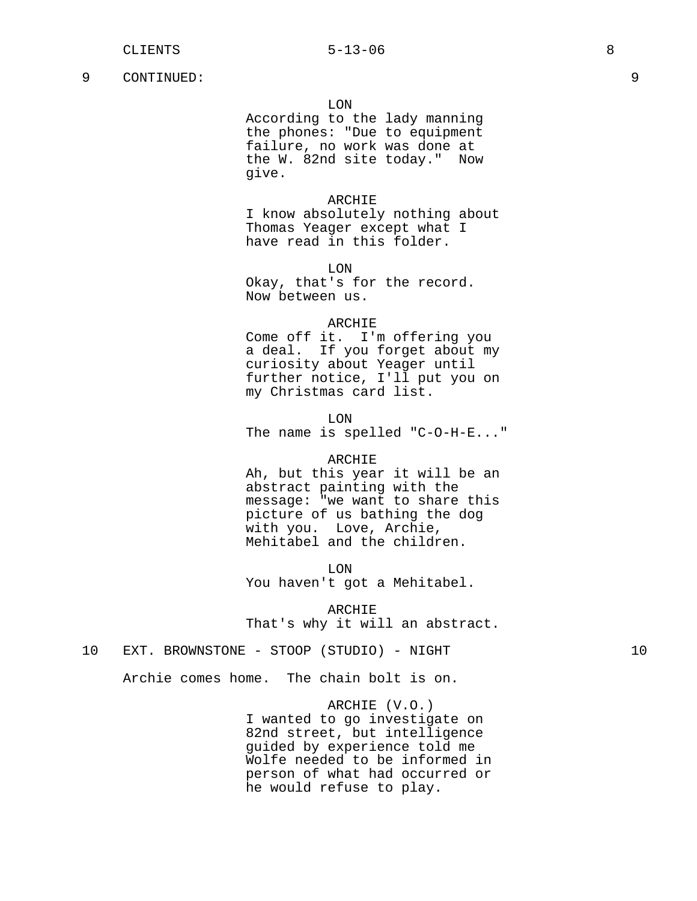9 CONTINUED: 9

LON
According to the lady manning the phones: "Due to equipment failure, no work was done at the W. 82nd site today." Now give.

ARCHIE
I know absolutely nothing about Thomas Yeager except what I have read in this folder.

LON
Okay, that's for the record. Now between us.

ARCHIE
Come off it. I'm offering you a deal. If you forget about my curiosity about Yeager until further notice, I'll put you on my Christmas card list.

LON
The name is spelled "C-O-H-E..."

ARCHIE
Ah, but this year it will be an abstract painting with the message: "we want to share this picture of us bathing the dog with you. Love, Archie, Mehitabel and the children.

LON
You haven't got a Mehitabel.

ARCHIE
That's why it will an abstract.

10 EXT. BROWNSTONE - STOOP (STUDIO) - NIGHT 10

Archie comes home. The chain bolt is on.

ARCHIE (V.O.)
I wanted to go investigate on 82nd street, but intelligence guided by experience told me Wolfe needed to be informed in person of what had occurred or he would refuse to play.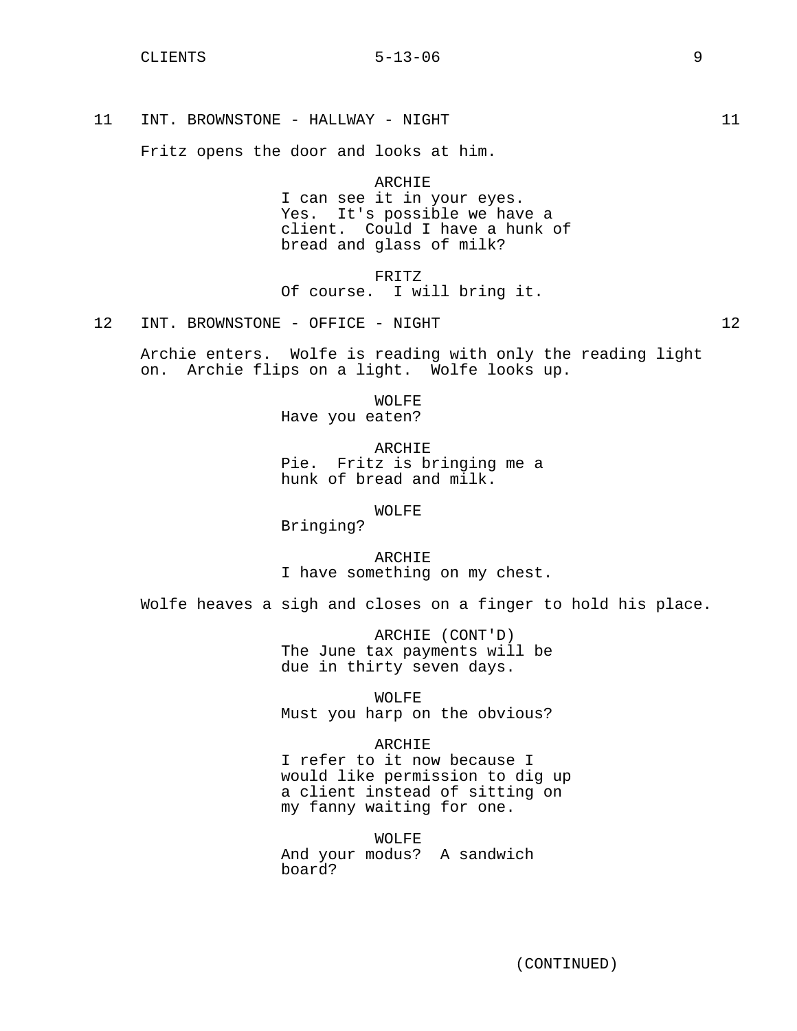11 INT. BROWNSTONE - HALLWAY - NIGHT 11

Fritz opens the door and looks at him.

ARCHIE
I can see it in your eyes. Yes. It's possible we have a client. Could I have a hunk of bread and glass of milk?

FRITZ
Of course. I will bring it.

12 INT. BROWNSTONE - OFFICE - NIGHT 12

Archie enters. Wolfe is reading with only the reading light on. Archie flips on a light. Wolfe looks up.

WOLFE
Have you eaten?

ARCHIE
Pie. Fritz is bringing me a hunk of bread and milk.

WOLFE
Bringing?

ARCHIE
I have something on my chest.

Wolfe heaves a sigh and closes on a finger to hold his place.

ARCHIE (CONT'D)
The June tax payments will be due in thirty seven days.

WOLFE
Must you harp on the obvious?

ARCHIE
I refer to it now because I would like permission to dig up a client instead of sitting on my fanny waiting for one.

WOLFE
And your modus? A sandwich board?

(CONTINUED)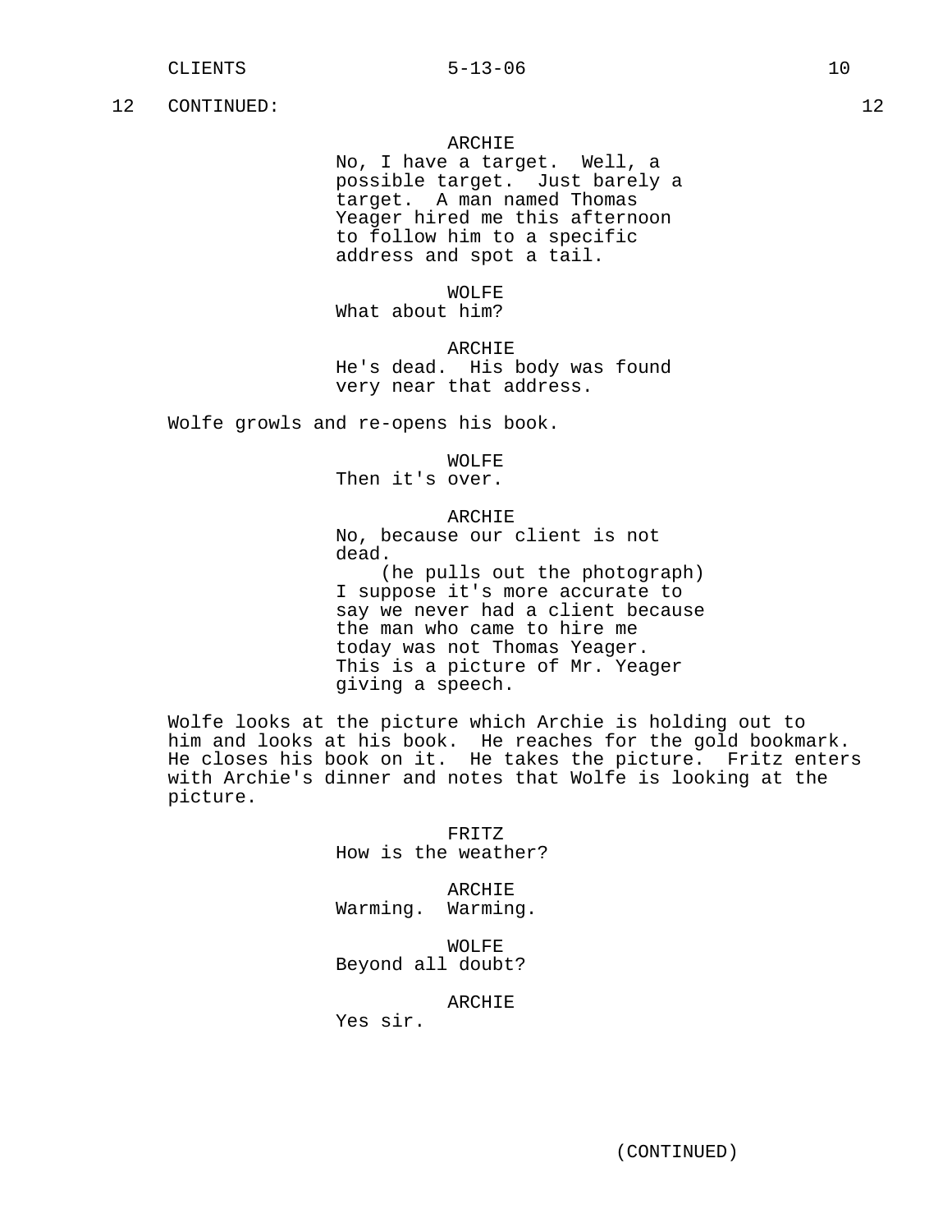12 CONTINUED: 12

ARCHIE
No, I have a target. Well, a possible target. Just barely a target. A man named Thomas Yeager hired me this afternoon to follow him to a specific address and spot a tail.

WOLFE
What about him?

ARCHIE
He's dead. His body was found very near that address.

Wolfe growls and re-opens his book.

WOLFE
Then it's over.

ARCHIE
No, because our client is not dead.
(he pulls out the photograph)
I suppose it's more accurate to say we never had a client because the man who came to hire me today was not Thomas Yeager. This is a picture of Mr. Yeager giving a speech.

Wolfe looks at the picture which Archie is holding out to him and looks at his book. He reaches for the gold bookmark. He closes his book on it. He takes the picture. Fritz enters with Archie's dinner and notes that Wolfe is looking at the picture.

FRITZ
How is the weather?

ARCHIE
Warming. Warming.

WOLFE
Beyond all doubt?

ARCHIE
Yes sir.

(CONTINUED)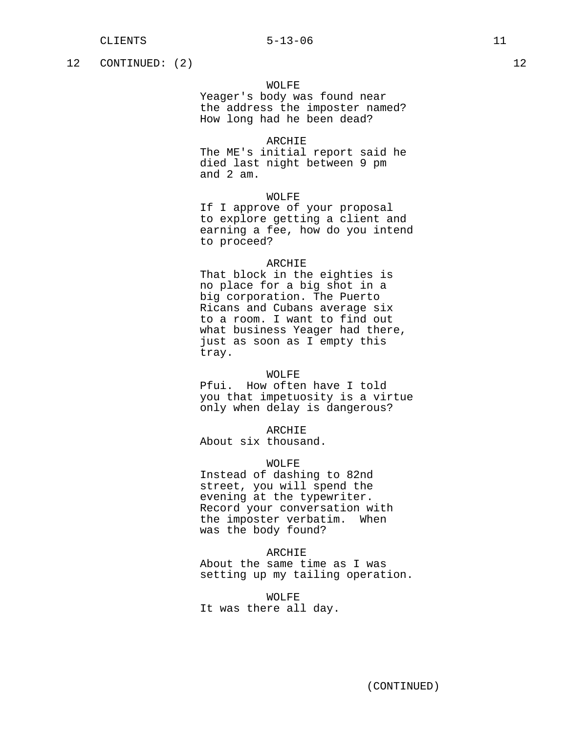12 CONTINUED: (2) 12

WOLFE
Yeager's body was found near the address the imposter named? How long had he been dead?

ARCHIE
The ME's initial report said he died last night between 9 pm and 2 am.

WOLFE
If I approve of your proposal to explore getting a client and earning a fee, how do you intend to proceed?

ARCHIE
That block in the eighties is no place for a big shot in a big corporation. The Puerto Ricans and Cubans average six to a room. I want to find out what business Yeager had there, just as soon as I empty this tray.

WOLFE
Pfui. How often have I told you that impetuosity is a virtue only when delay is dangerous?

ARCHIE
About six thousand.

WOLFE
Instead of dashing to 82nd street, you will spend the evening at the typewriter. Record your conversation with the imposter verbatim. When was the body found?

ARCHIE
About the same time as I was setting up my tailing operation.

WOLFE
It was there all day.

(CONTINUED)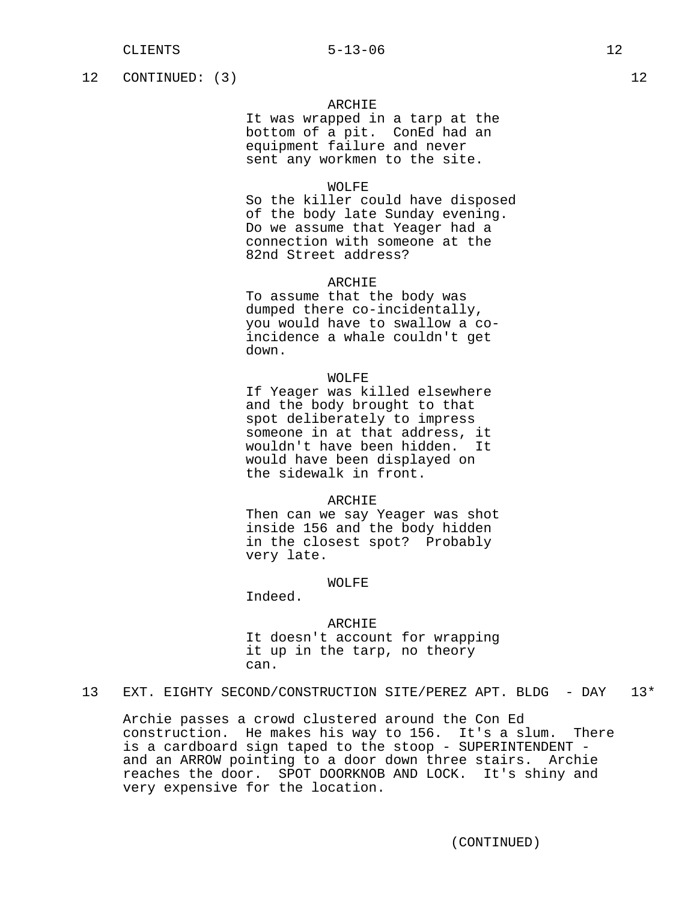12 CONTINUED: (3) 12

ARCHIE
It was wrapped in a tarp at the bottom of a pit. ConEd had an equipment failure and never sent any workmen to the site.

WOLFE
So the killer could have disposed of the body late Sunday evening. Do we assume that Yeager had a connection with someone at the 82nd Street address?

ARCHIE
To assume that the body was dumped there co-incidentally, you would have to swallow a co-incidence a whale couldn't get down.

WOLFE
If Yeager was killed elsewhere and the body brought to that spot deliberately to impress someone in at that address, it wouldn't have been hidden. It would have been displayed on the sidewalk in front.

ARCHIE
Then can we say Yeager was shot inside 156 and the body hidden in the closest spot? Probably very late.

WOLFE
Indeed.

ARCHIE
It doesn't account for wrapping it up in the tarp, no theory can.

13 EXT. EIGHTY SECOND/CONSTRUCTION SITE/PEREZ APT. BLDG - DAY 13*

Archie passes a crowd clustered around the Con Ed construction. He makes his way to 156. It's a slum. There is a cardboard sign taped to the stoop - SUPERINTENDENT - and an ARROW pointing to a door down three stairs. Archie reaches the door. SPOT DOORKNOB AND LOCK. It's shiny and very expensive for the location.

(CONTINUED)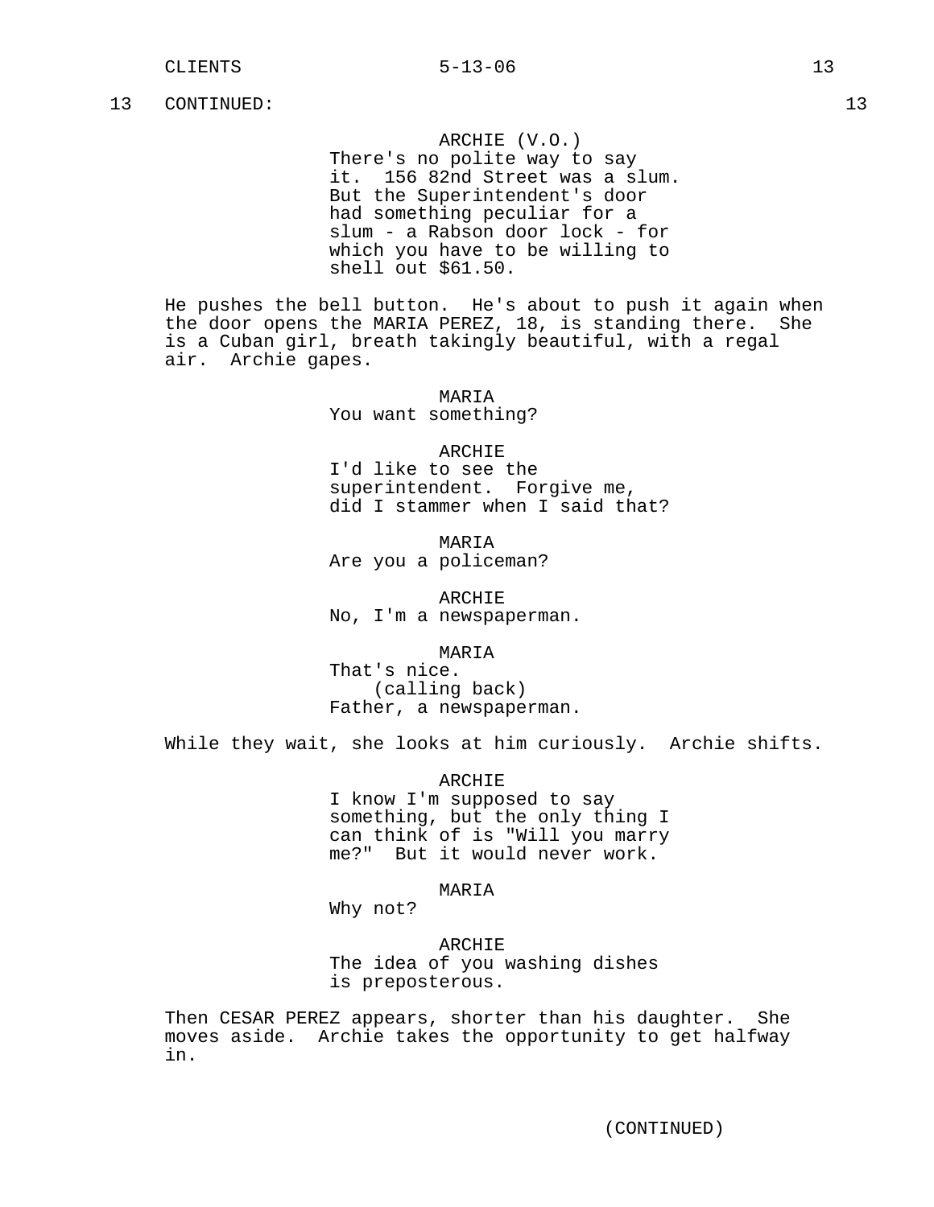13 CONTINUED: 13

ARCHIE (V.O.)
There's no polite way to say it. 156 82nd Street was a slum. But the Superintendent's door had something peculiar for a slum - a Rabson door lock - for which you have to be willing to shell out $61.50.

He pushes the bell button. He's about to push it again when the door opens the MARIA PEREZ, 18, is standing there. She is a Cuban girl, breath takingly beautiful, with a regal air. Archie gapes.

MARIA
You want something?

ARCHIE
I'd like to see the superintendent. Forgive me, did I stammer when I said that?

MARIA
Are you a policeman?

ARCHIE
No, I'm a newspaperman.

MARIA
That's nice.
(calling back)
Father, a newspaperman.

While they wait, she looks at him curiously. Archie shifts.

ARCHIE
I know I'm supposed to say something, but the only thing I can think of is "Will you marry me?" But it would never work.

MARIA
Why not?

ARCHIE
The idea of you washing dishes is preposterous.

Then CESAR PEREZ appears, shorter than his daughter. She moves aside. Archie takes the opportunity to get halfway in.

(CONTINUED)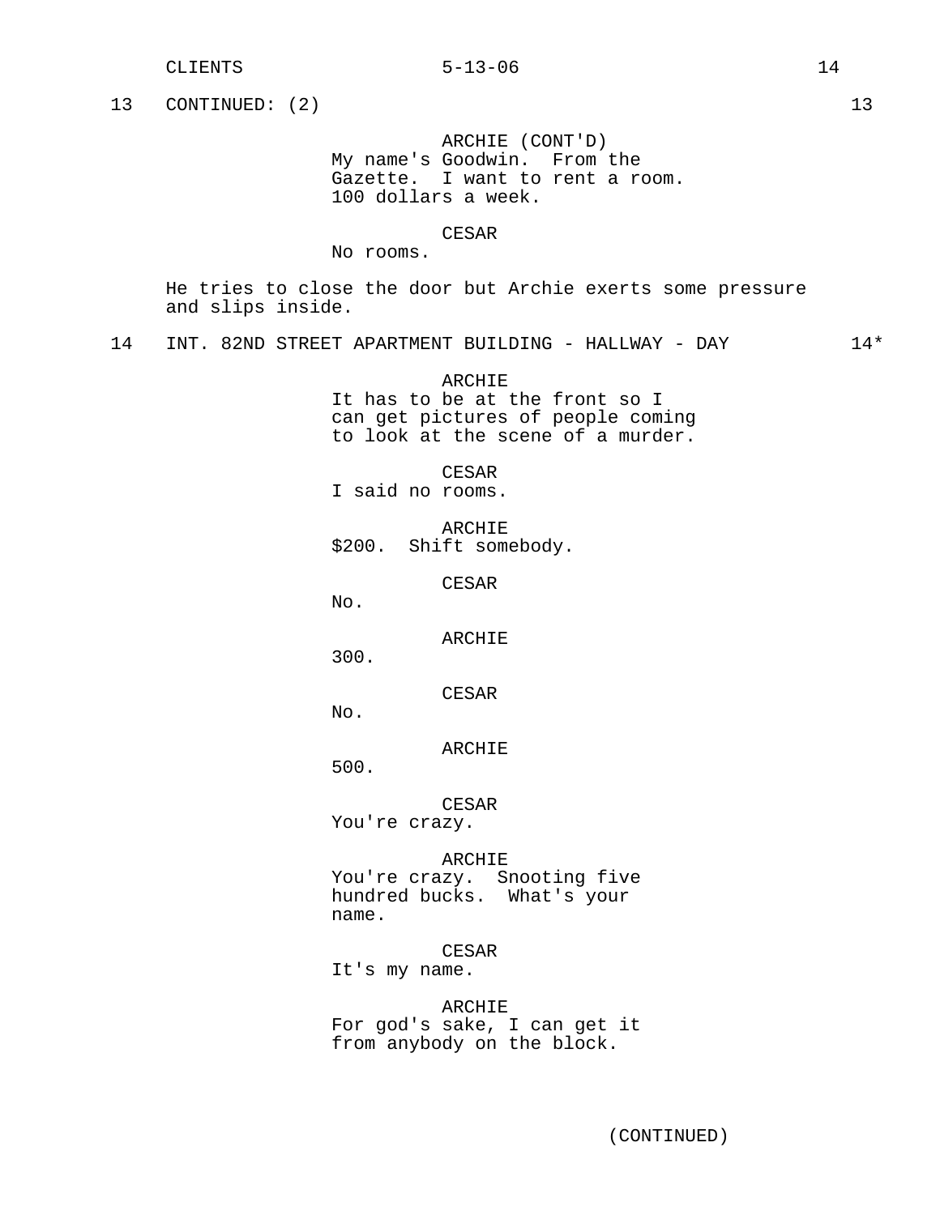13 CONTINUED: (2) 13

ARCHIE (CONT'D)
My name's Goodwin. From the Gazette. I want to rent a room. 100 dollars a week.

CESAR
No rooms.

He tries to close the door but Archie exerts some pressure and slips inside.

14 INT. 82ND STREET APARTMENT BUILDING - HALLWAY - DAY 14*

ARCHIE
It has to be at the front so I can get pictures of people coming to look at the scene of a murder.

CESAR
I said no rooms.

ARCHIE
$200. Shift somebody.

CESAR
No.

ARCHIE
300.

CESAR
No.

ARCHIE
500.

CESAR
You're crazy.

ARCHIE
You're crazy. Snooting five hundred bucks. What's your name.

CESAR
It's my name.

ARCHIE
For god's sake, I can get it from anybody on the block.

(CONTINUED)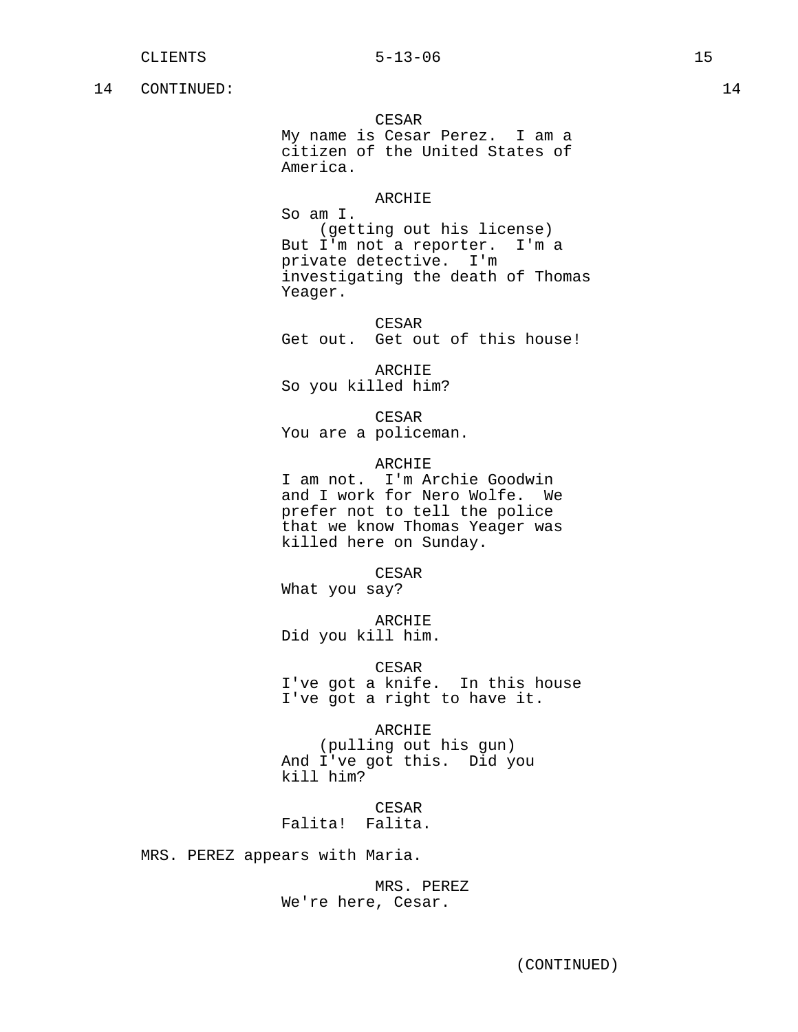14 CONTINUED: 14

CESAR
My name is Cesar Perez. I am a citizen of the United States of America.

ARCHIE
So am I.
(getting out his license)
But I'm not a reporter. I'm a private detective. I'm investigating the death of Thomas Yeager.

CESAR
Get out. Get out of this house!

ARCHIE
So you killed him?

CESAR
You are a policeman.

ARCHIE
I am not. I'm Archie Goodwin and I work for Nero Wolfe. We prefer not to tell the police that we know Thomas Yeager was killed here on Sunday.

CESAR
What you say?

ARCHIE
Did you kill him.

CESAR
I've got a knife. In this house I've got a right to have it.

ARCHIE
(pulling out his gun)
And I've got this. Did you kill him?

CESAR
Falita! Falita.

MRS. PEREZ appears with Maria.

MRS. PEREZ
We're here, Cesar.

(CONTINUED)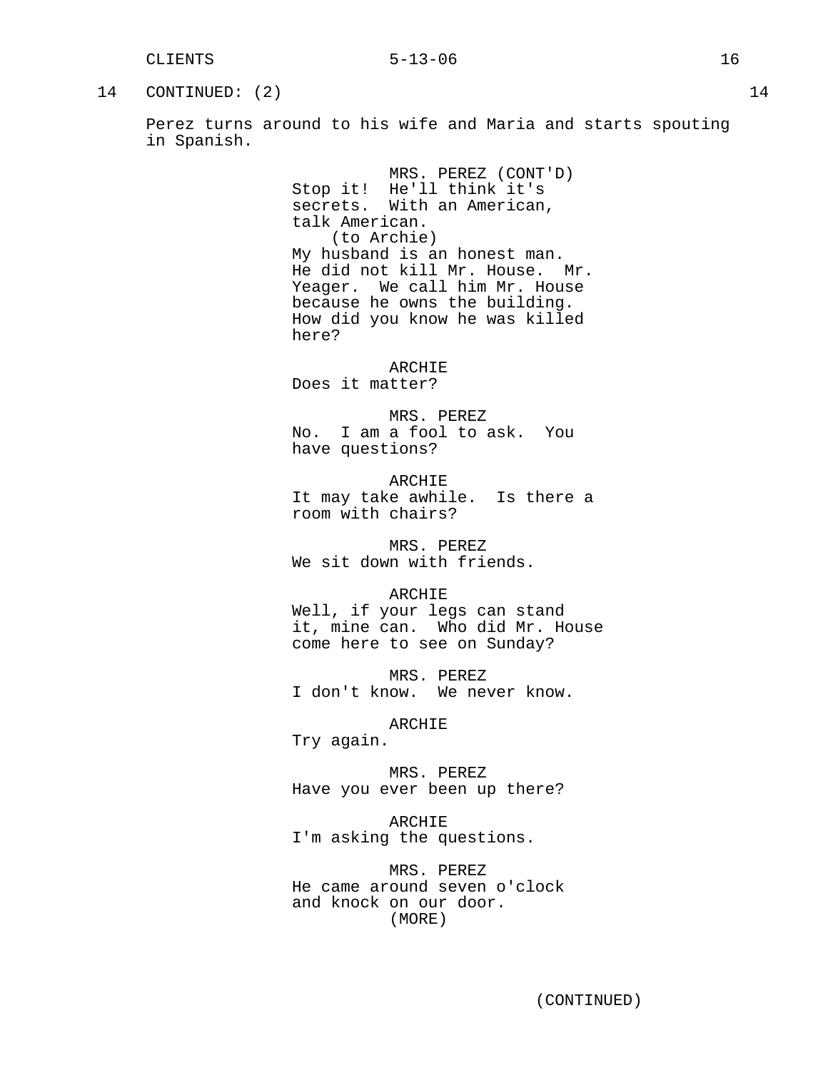14 CONTINUED: (2) 14

Perez turns around to his wife and Maria and starts spouting in Spanish.

MRS. PEREZ (CONT'D)
Stop it! He'll think it's secrets. With an American, talk American.
(to Archie)
My husband is an honest man. He did not kill Mr. House. Mr. Yeager. We call him Mr. House because he owns the building. How did you know he was killed here?

ARCHIE
Does it matter?

MRS. PEREZ
No. I am a fool to ask. You have questions?

ARCHIE
It may take awhile. Is there a room with chairs?

MRS. PEREZ
We sit down with friends.

ARCHIE
Well, if your legs can stand it, mine can. Who did Mr. House come here to see on Sunday?

MRS. PEREZ
I don't know. We never know.

ARCHIE
Try again.

MRS. PEREZ
Have you ever been up there?

ARCHIE
I'm asking the questions.

MRS. PEREZ
He came around seven o'clock and knock on our door.
(MORE)

(CONTINUED)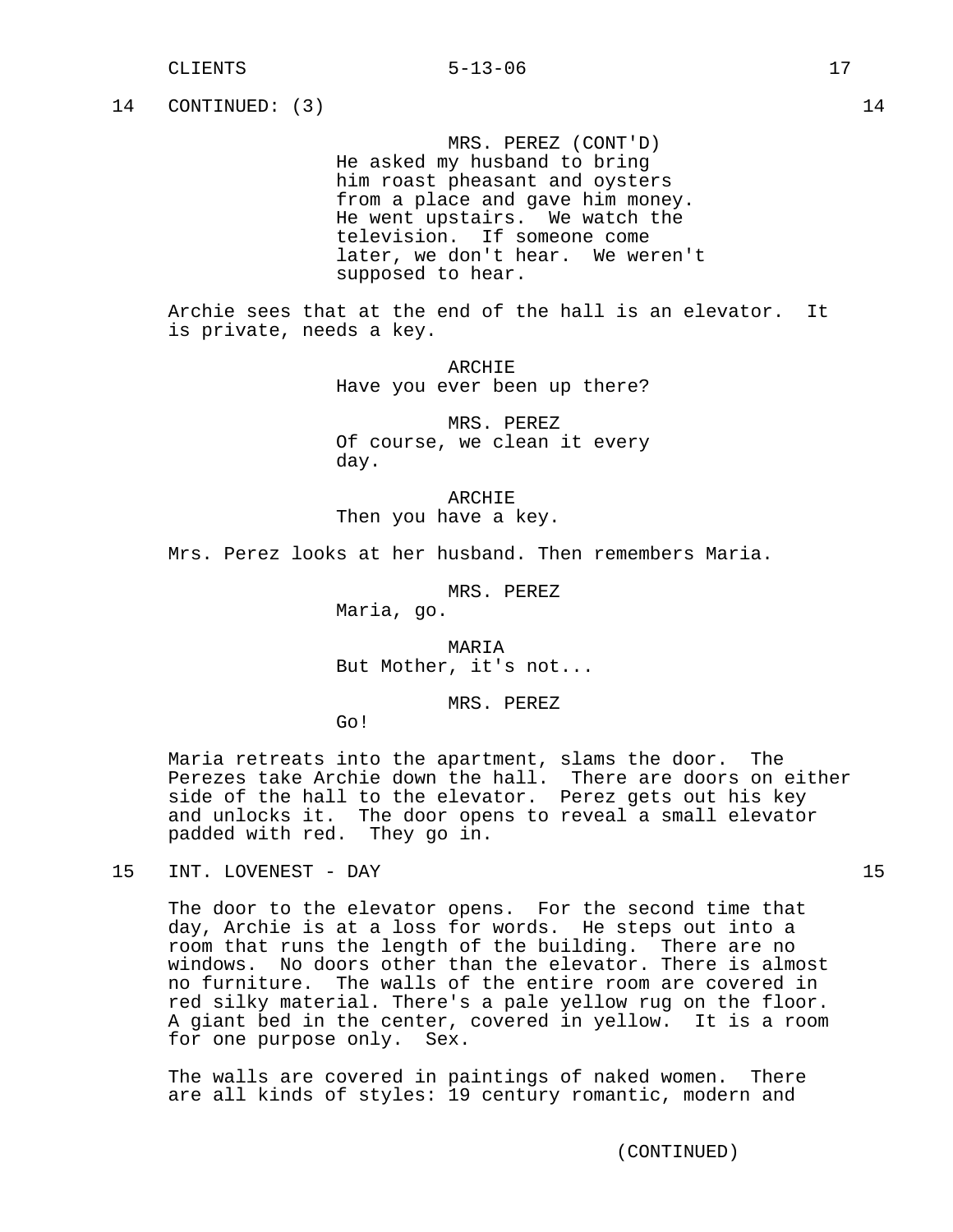14 CONTINUED: (3) 14

MRS. PEREZ (CONT'D)
He asked my husband to bring him roast pheasant and oysters from a place and gave him money. He went upstairs. We watch the television. If someone come later, we don't hear. We weren't supposed to hear.

Archie sees that at the end of the hall is an elevator. It is private, needs a key.

ARCHIE
Have you ever been up there?

MRS. PEREZ
Of course, we clean it every day.

ARCHIE
Then you have a key.

Mrs. Perez looks at her husband. Then remembers Maria.

MRS. PEREZ
Maria, go.

MARIA
But Mother, it's not...

MRS. PEREZ
Go!

Maria retreats into the apartment, slams the door. The Perezes take Archie down the hall. There are doors on either side of the hall to the elevator. Perez gets out his key and unlocks it. The door opens to reveal a small elevator padded with red. They go in.

15 INT. LOVENEST - DAY 15

The door to the elevator opens. For the second time that day, Archie is at a loss for words. He steps out into a room that runs the length of the building. There are no windows. No doors other than the elevator. There is almost no furniture. The walls of the entire room are covered in red silky material. There's a pale yellow rug on the floor. A giant bed in the center, covered in yellow. It is a room for one purpose only. Sex.

The walls are covered in paintings of naked women. There are all kinds of styles: 19 century romantic, modern and

(CONTINUED)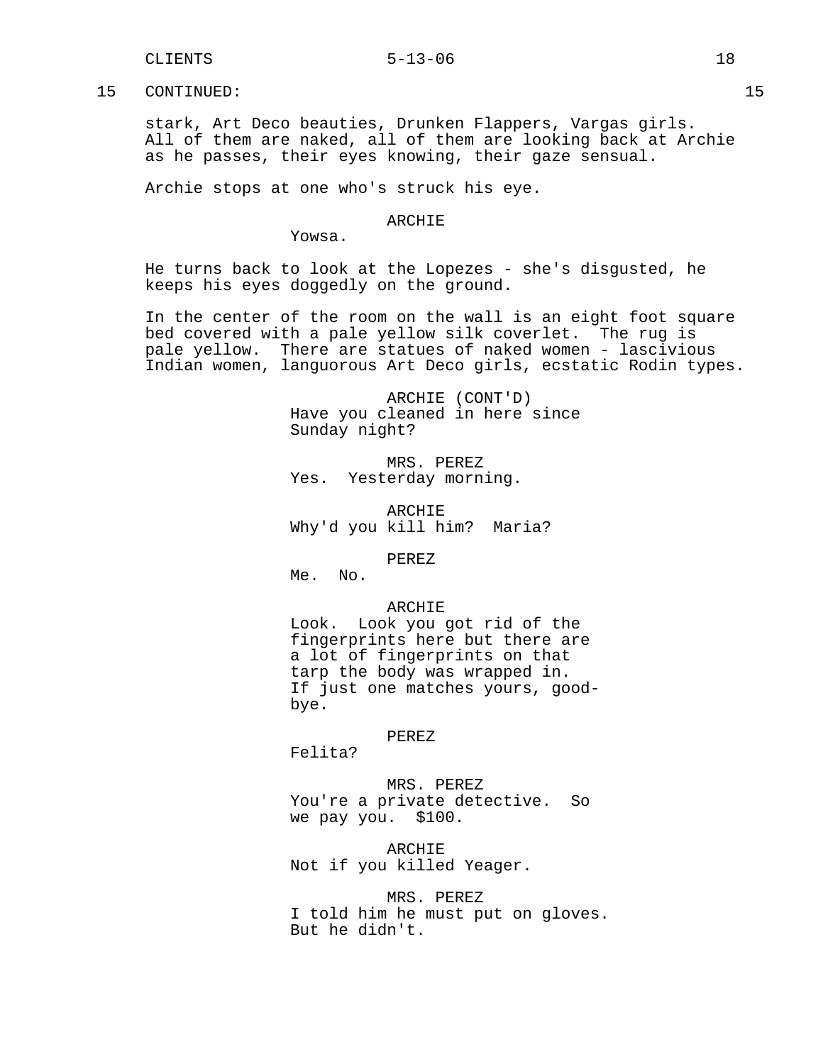15 CONTINUED: 15

stark, Art Deco beauties, Drunken Flappers, Vargas girls. All of them are naked, all of them are looking back at Archie as he passes, their eyes knowing, their gaze sensual.

Archie stops at one who's struck his eye.

ARCHIE
Yowsa.

He turns back to look at the Lopezes - she's disgusted, he keeps his eyes doggedly on the ground.

In the center of the room on the wall is an eight foot square bed covered with a pale yellow silk coverlet. The rug is pale yellow. There are statues of naked women - lascivious Indian women, languorous Art Deco girls, ecstatic Rodin types.

ARCHIE (CONT'D)
Have you cleaned in here since Sunday night?

MRS. PEREZ
Yes. Yesterday morning.

ARCHIE
Why'd you kill him? Maria?

PEREZ
Me. No.

ARCHIE
Look. Look you got rid of the fingerprints here but there are a lot of fingerprints on that tarp the body was wrapped in. If just one matches yours, good-bye.

PEREZ
Felita?

MRS. PEREZ
You're a private detective. So we pay you. $100.

ARCHIE
Not if you killed Yeager.

MRS. PEREZ
I told him he must put on gloves. But he didn't.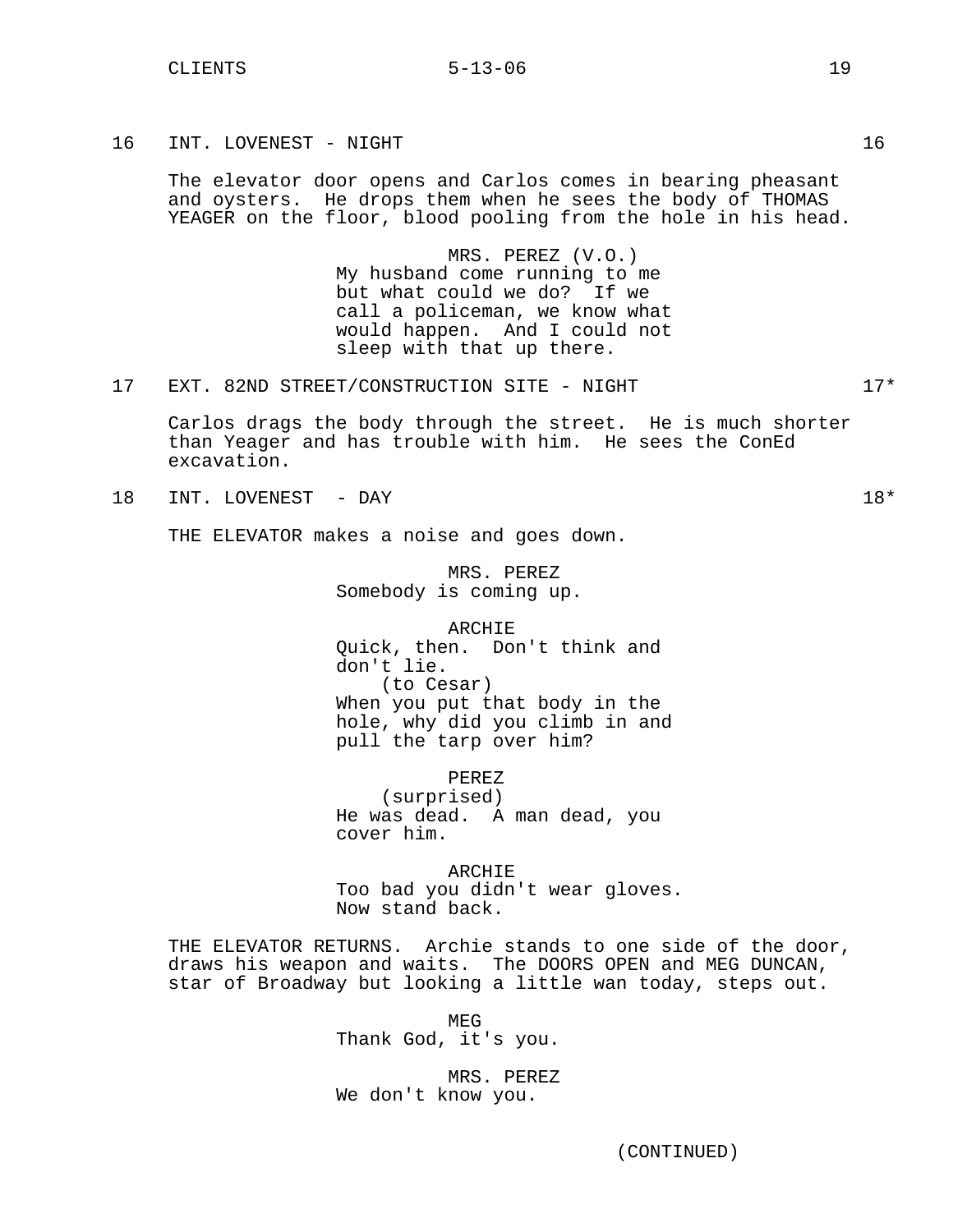16 INT. LOVENEST - NIGHT 16

The elevator door opens and Carlos comes in bearing pheasant and oysters. He drops them when he sees the body of THOMAS YEAGER on the floor, blood pooling from the hole in his head.

MRS. PEREZ (V.O.)
My husband come running to me but what could we do? If we call a policeman, we know what would happen. And I could not sleep with that up there.

17 EXT. 82ND STREET/CONSTRUCTION SITE - NIGHT 17*

Carlos drags the body through the street. He is much shorter than Yeager and has trouble with him. He sees the ConEd excavation.

18 INT. LOVENEST - DAY 18*

THE ELEVATOR makes a noise and goes down.

MRS. PEREZ
Somebody is coming up.

ARCHIE
Quick, then. Don't think and don't lie.
(to Cesar)
When you put that body in the hole, why did you climb in and pull the tarp over him?

PEREZ
(surprised)
He was dead. A man dead, you cover him.

ARCHIE
Too bad you didn't wear gloves. Now stand back.

THE ELEVATOR RETURNS. Archie stands to one side of the door, draws his weapon and waits. The DOORS OPEN and MEG DUNCAN, star of Broadway but looking a little wan today, steps out.

MEG
Thank God, it's you.

MRS. PEREZ
We don't know you.

(CONTINUED)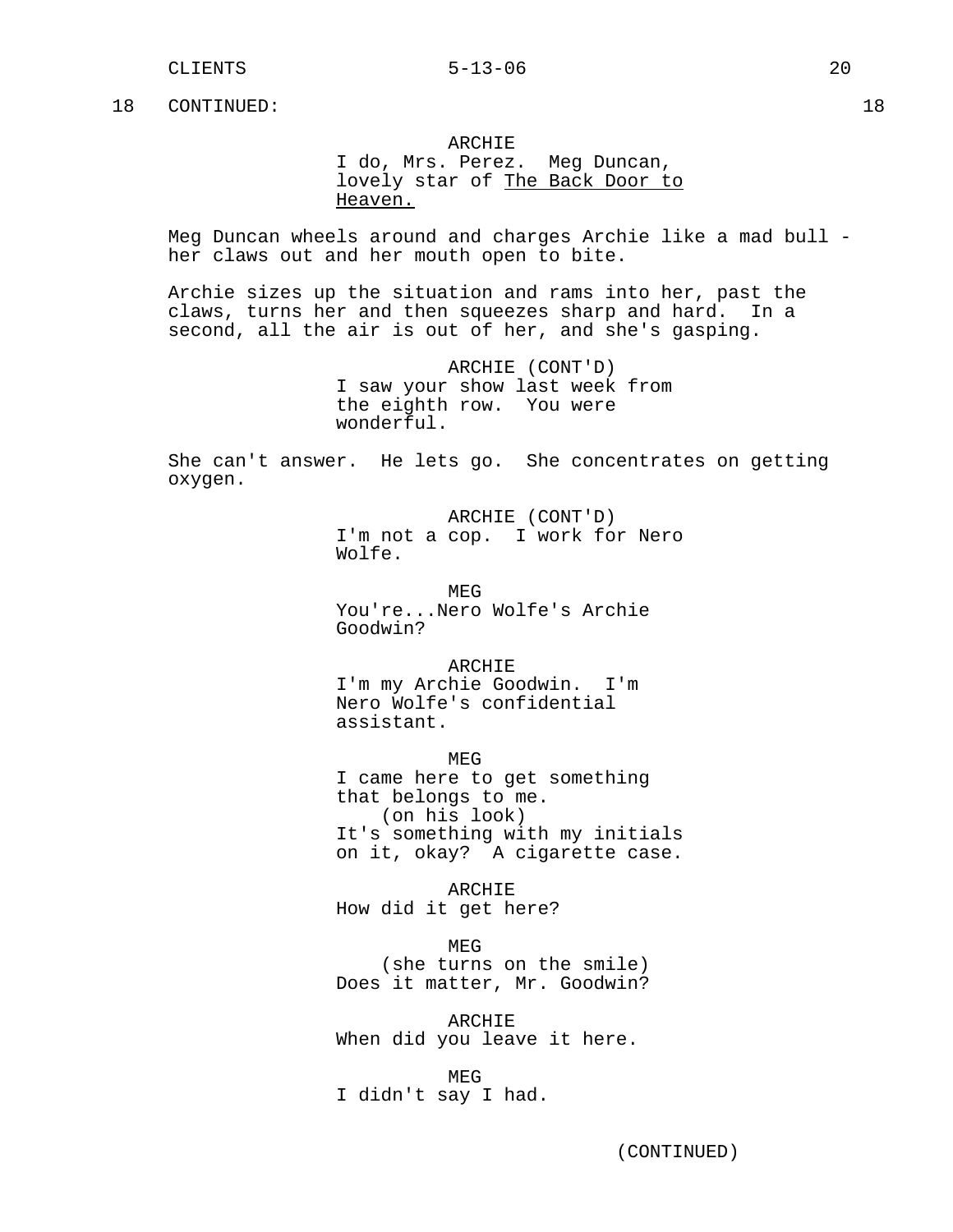18 CONTINUED: 18

ARCHIE
I do, Mrs. Perez. Meg Duncan, lovely star of The Back Door to Heaven.

Meg Duncan wheels around and charges Archie like a mad bull - her claws out and her mouth open to bite.

Archie sizes up the situation and rams into her, past the claws, turns her and then squeezes sharp and hard. In a second, all the air is out of her, and she's gasping.

ARCHIE (CONT'D)
I saw your show last week from the eighth row. You were wonderful.

She can't answer. He lets go. She concentrates on getting oxygen.

ARCHIE (CONT'D)
I'm not a cop. I work for Nero Wolfe.

MEG
You're...Nero Wolfe's Archie Goodwin?

ARCHIE
I'm my Archie Goodwin. I'm Nero Wolfe's confidential assistant.

MEG
I came here to get something that belongs to me.
(on his look)
It's something with my initials on it, okay? A cigarette case.

ARCHIE
How did it get here?

MEG
(she turns on the smile)
Does it matter, Mr. Goodwin?

ARCHIE
When did you leave it here.

MEG
I didn't say I had.

(CONTINUED)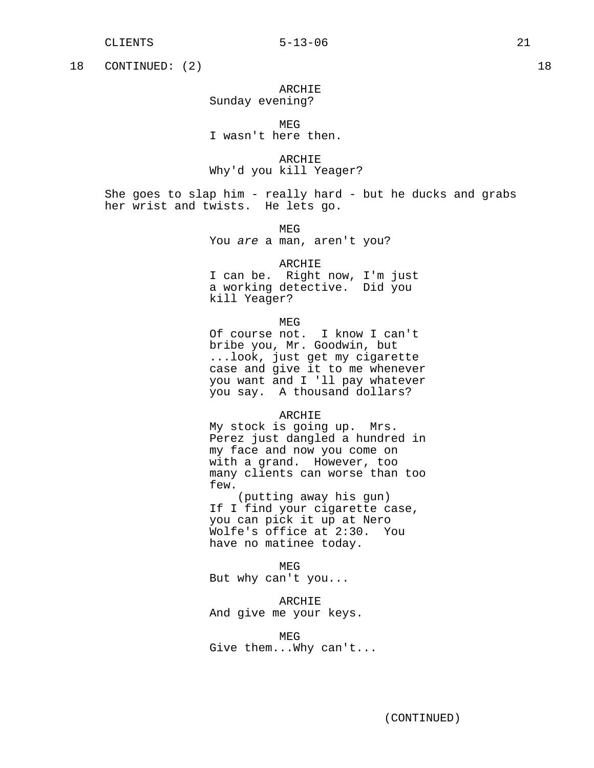18 CONTINUED: (2) 18

ARCHIE
Sunday evening?

MEG
I wasn't here then.

ARCHIE
Why'd you kill Yeager?

She goes to slap him - really hard - but he ducks and grabs her wrist and twists. He lets go.

MEG
You *are* a man, aren't you?

ARCHIE
I can be. Right now, I'm just a working detective. Did you kill Yeager?

MEG
Of course not. I know I can't bribe you, Mr. Goodwin, but ...look, just get my cigarette case and give it to me whenever you want and I 'll pay whatever you say. A thousand dollars?

ARCHIE
My stock is going up. Mrs. Perez just dangled a hundred in my face and now you come on with a grand. However, too many clients can worse than too few.
(putting away his gun)
If I find your cigarette case, you can pick it up at Nero Wolfe's office at 2:30. You have no matinee today.

MEG
But why can't you...

ARCHIE
And give me your keys.

MEG
Give them...Why can't...

(CONTINUED)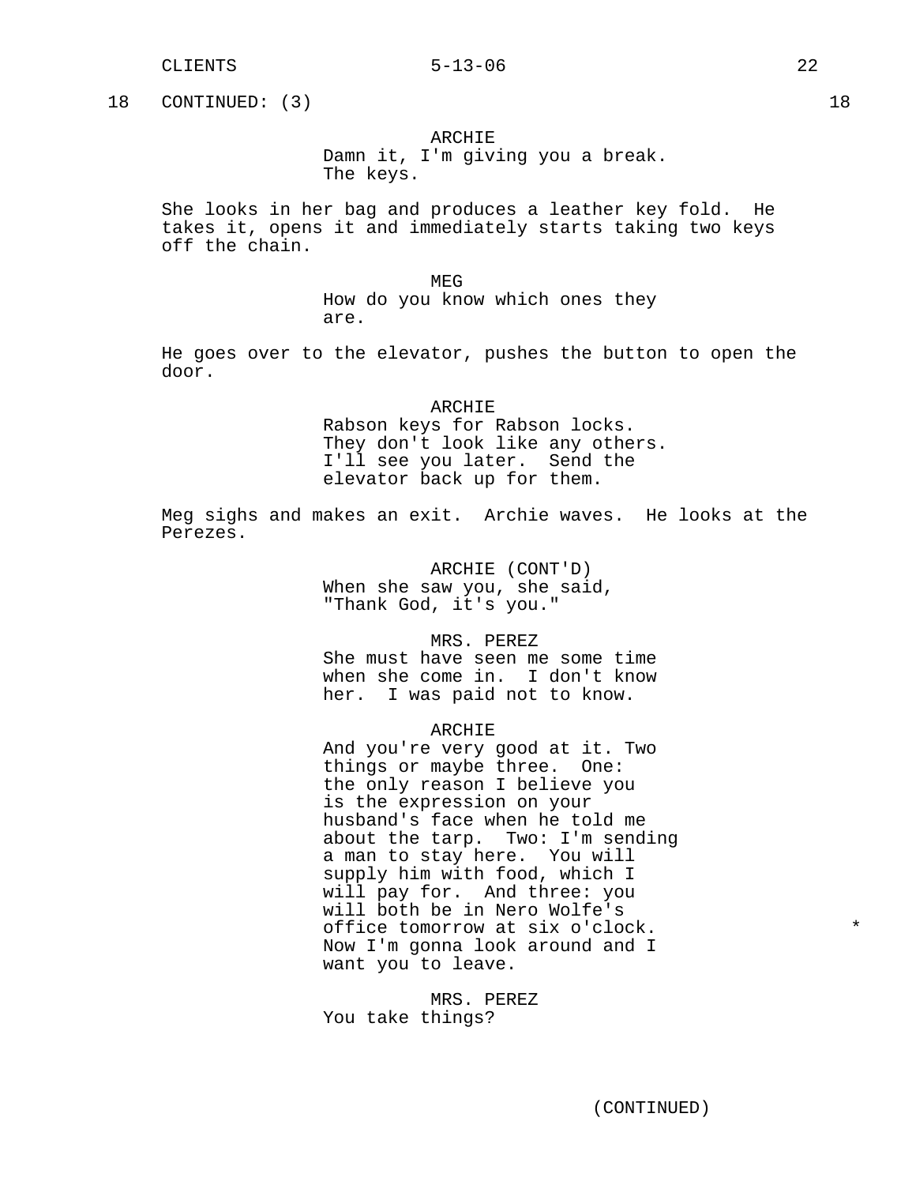18 CONTINUED: (3) 18

ARCHIE
Damn it, I'm giving you a break. The keys.

She looks in her bag and produces a leather key fold. He takes it, opens it and immediately starts taking two keys off the chain.

MEG
How do you know which ones they are.

He goes over to the elevator, pushes the button to open the door.

ARCHIE
Rabson keys for Rabson locks. They don't look like any others. I'll see you later. Send the elevator back up for them.

Meg sighs and makes an exit. Archie waves. He looks at the Perezes.

ARCHIE (CONT'D)
When she saw you, she said, "Thank God, it's you."

MRS. PEREZ
She must have seen me some time when she come in. I don't know her. I was paid not to know.

ARCHIE
And you're very good at it. Two things or maybe three. One: the only reason I believe you is the expression on your husband's face when he told me about the tarp. Two: I'm sending a man to stay here. You will supply him with food, which I will pay for. And three: you will both be in Nero Wolfe's office tomorrow at six o'clock. *
Now I'm gonna look around and I want you to leave.

MRS. PEREZ
You take things?

(CONTINUED)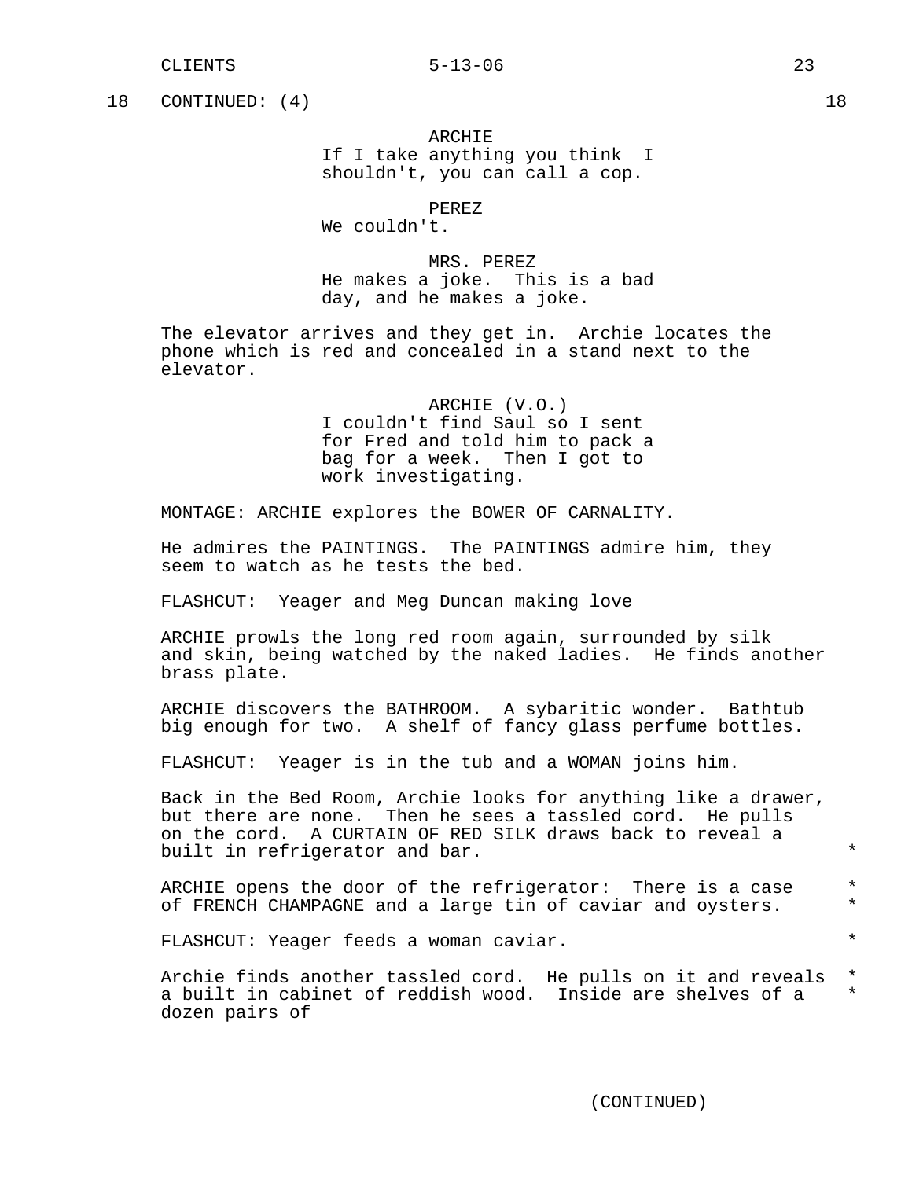18 CONTINUED: (4) 18

ARCHIE
If I take anything you think I shouldn't, you can call a cop.

PEREZ
We couldn't.

MRS. PEREZ
He makes a joke. This is a bad day, and he makes a joke.

The elevator arrives and they get in. Archie locates the phone which is red and concealed in a stand next to the elevator.

ARCHIE (V.O.)
I couldn't find Saul so I sent for Fred and told him to pack a bag for a week. Then I got to work investigating.

MONTAGE: ARCHIE explores the BOWER OF CARNALITY.

He admires the PAINTINGS. The PAINTINGS admire him, they seem to watch as he tests the bed.

FLASHCUT: Yeager and Meg Duncan making love

ARCHIE prowls the long red room again, surrounded by silk and skin, being watched by the naked ladies. He finds another brass plate.

ARCHIE discovers the BATHROOM. A sybaritic wonder. Bathtub big enough for two. A shelf of fancy glass perfume bottles.

FLASHCUT: Yeager is in the tub and a WOMAN joins him.

Back in the Bed Room, Archie looks for anything like a drawer, but there are none. Then he sees a tassled cord. He pulls on the cord. A CURTAIN OF RED SILK draws back to reveal a built in refrigerator and bar. *

ARCHIE opens the door of the refrigerator: There is a case of FRENCH CHAMPAGNE and a large tin of caviar and oysters. * *

FLASHCUT: Yeager feeds a woman caviar. *

Archie finds another tassled cord. He pulls on it and reveals a built in cabinet of reddish wood. Inside are shelves of a dozen pairs of * *

(CONTINUED)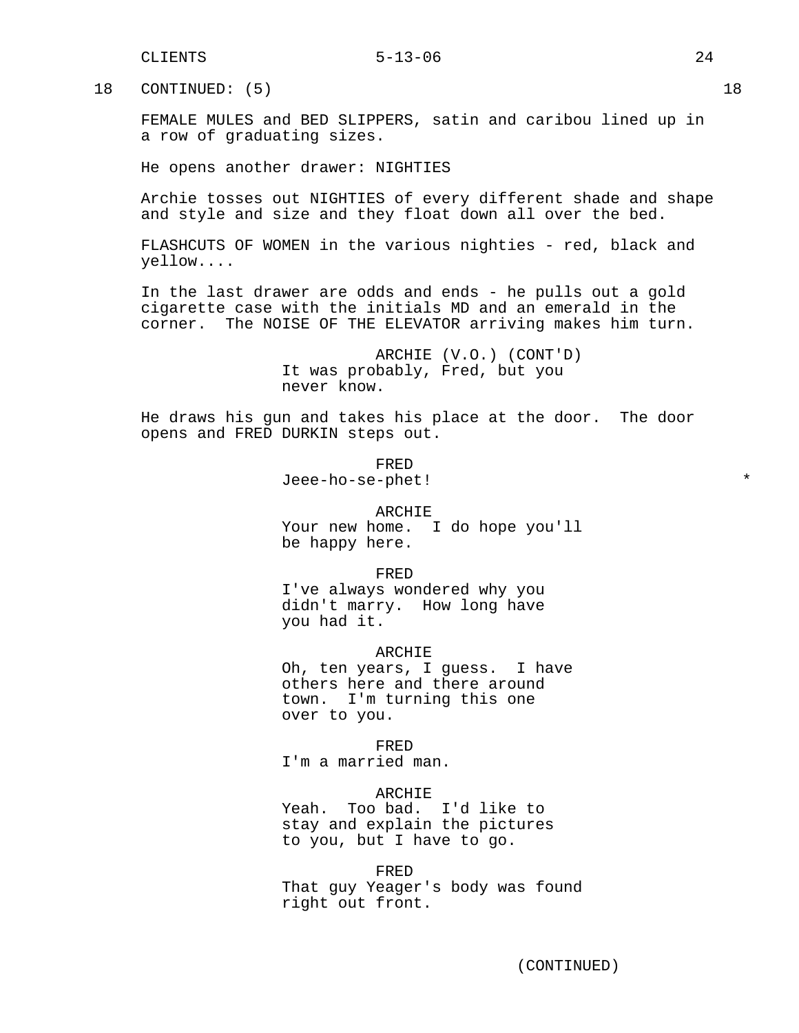18 CONTINUED: (5) 18

FEMALE MULES and BED SLIPPERS, satin and caribou lined up in a row of graduating sizes.

He opens another drawer: NIGHTIES

Archie tosses out NIGHTIES of every different shade and shape and style and size and they float down all over the bed.

FLASHCUTS OF WOMEN in the various nighties - red, black and yellow....

In the last drawer are odds and ends - he pulls out a gold cigarette case with the initials MD and an emerald in the corner. The NOISE OF THE ELEVATOR arriving makes him turn.

ARCHIE (V.O.) (CONT'D)
It was probably, Fred, but you never know.

He draws his gun and takes his place at the door. The door opens and FRED DURKIN steps out.

FRED
Jeee-ho-se-phet! *

ARCHIE
Your new home. I do hope you'll be happy here.

FRED
I've always wondered why you didn't marry. How long have you had it.

ARCHIE
Oh, ten years, I guess. I have others here and there around town. I'm turning this one over to you.

FRED
I'm a married man.

ARCHIE
Yeah. Too bad. I'd like to stay and explain the pictures to you, but I have to go.

FRED
That guy Yeager's body was found right out front.

(CONTINUED)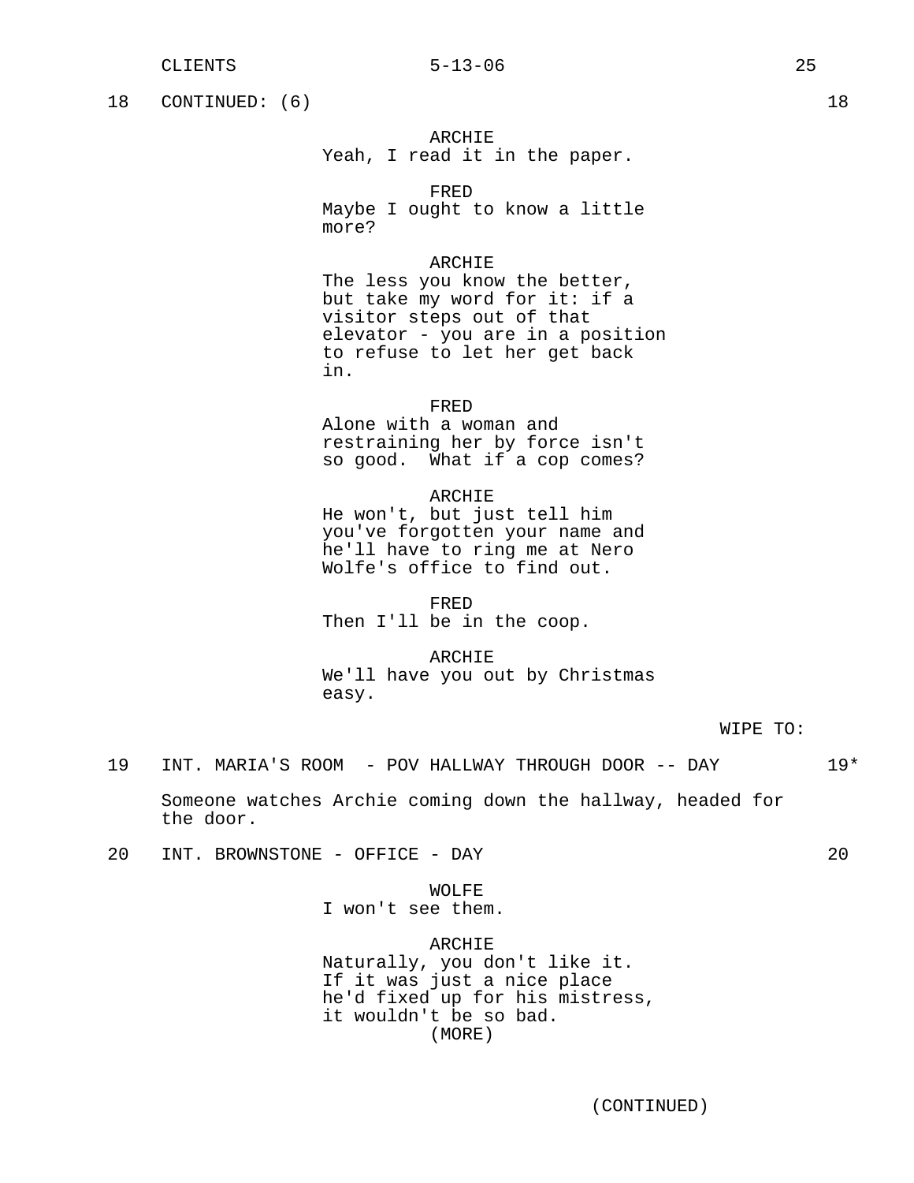18 CONTINUED: (6) 18

ARCHIE
Yeah, I read it in the paper.

FRED
Maybe I ought to know a little more?

ARCHIE
The less you know the better, but take my word for it: if a visitor steps out of that elevator - you are in a position to refuse to let her get back in.

FRED
Alone with a woman and restraining her by force isn't so good.  What if a cop comes?

ARCHIE
He won't, but just tell him you've forgotten your name and he'll have to ring me at Nero Wolfe's office to find out.

FRED
Then I'll be in the coop.

ARCHIE
We'll have you out by Christmas easy.

WIPE TO:

19 INT. MARIA'S ROOM - POV HALLWAY THROUGH DOOR -- DAY 19*

Someone watches Archie coming down the hallway, headed for the door.

20 INT. BROWNSTONE - OFFICE - DAY 20

WOLFE
I won't see them.

ARCHIE
Naturally, you don't like it. If it was just a nice place he'd fixed up for his mistress, it wouldn't be so bad.
(MORE)

(CONTINUED)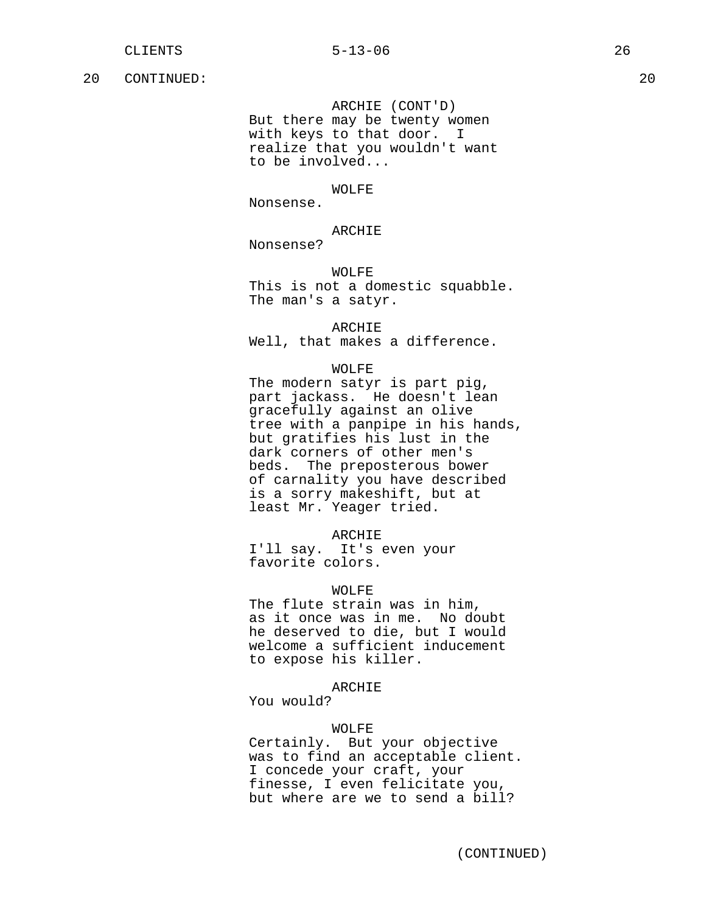20 CONTINUED: 20

ARCHIE (CONT'D)
But there may be twenty women with keys to that door. I realize that you wouldn't want to be involved...

WOLFE
Nonsense.

ARCHIE
Nonsense?

WOLFE
This is not a domestic squabble. The man's a satyr.

ARCHIE
Well, that makes a difference.

WOLFE
The modern satyr is part pig, part jackass. He doesn't lean gracefully against an olive tree with a panpipe in his hands, but gratifies his lust in the dark corners of other men's beds. The preposterous bower of carnality you have described is a sorry makeshift, but at least Mr. Yeager tried.

ARCHIE
I'll say. It's even your favorite colors.

WOLFE
The flute strain was in him, as it once was in me. No doubt he deserved to die, but I would welcome a sufficient inducement to expose his killer.

ARCHIE
You would?

WOLFE
Certainly. But your objective was to find an acceptable client. I concede your craft, your finesse, I even felicitate you, but where are we to send a bill?

(CONTINUED)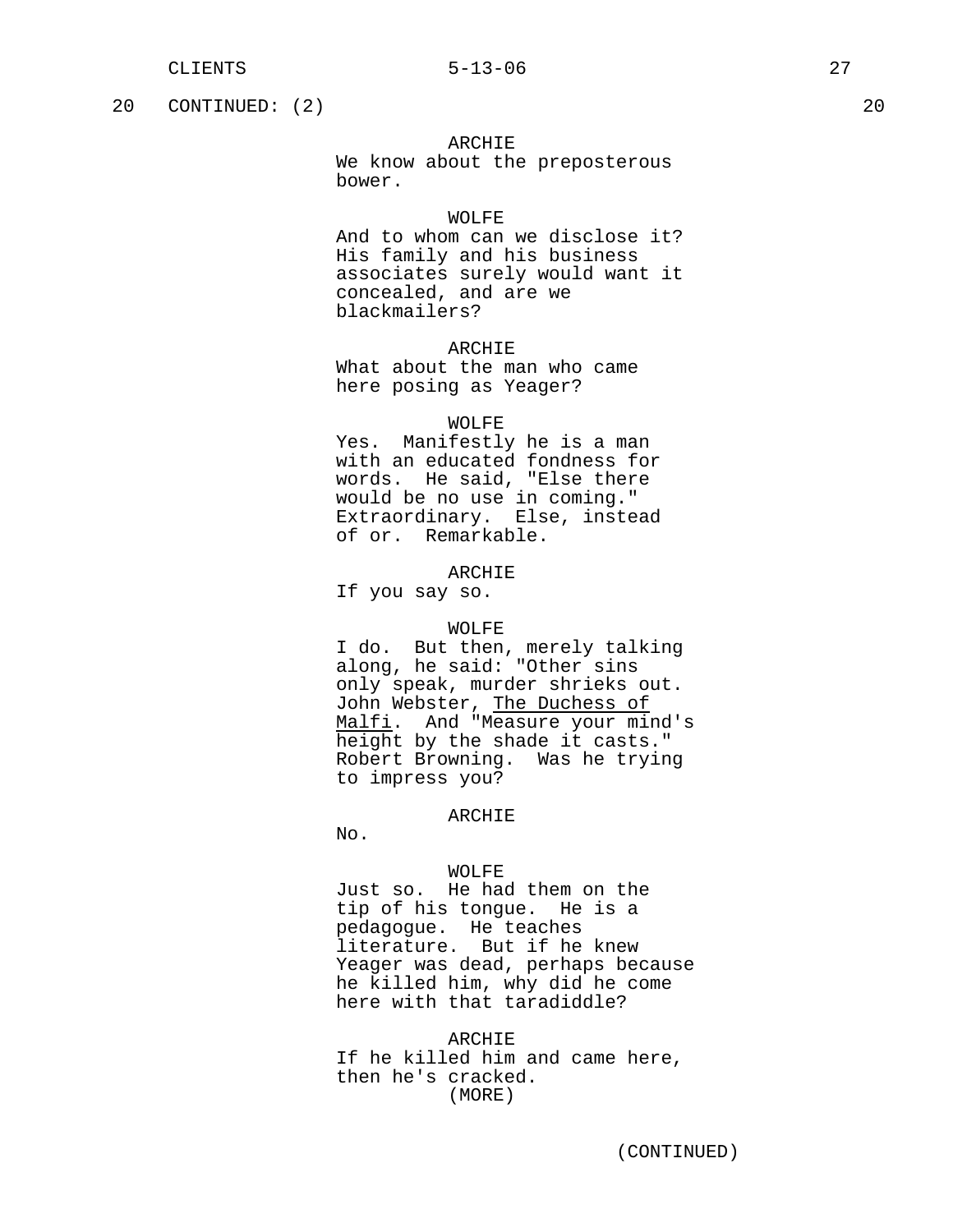20 CONTINUED: (2) 20

ARCHIE
We know about the preposterous bower.

WOLFE
And to whom can we disclose it? His family and his business associates surely would want it concealed, and are we blackmailers?

ARCHIE
What about the man who came here posing as Yeager?

WOLFE
Yes. Manifestly he is a man with an educated fondness for words. He said, "Else there would be no use in coming." Extraordinary. Else, instead of or. Remarkable.

ARCHIE
If you say so.

WOLFE
I do. But then, merely talking along, he said: "Other sins only speak, murder shrieks out. John Webster, The Duchess of Malfi. And "Measure your mind's height by the shade it casts." Robert Browning. Was he trying to impress you?

ARCHIE
No.

WOLFE
Just so. He had them on the tip of his tongue. He is a pedagogue. He teaches literature. But if he knew Yeager was dead, perhaps because he killed him, why did he come here with that taradiddle?

ARCHIE
If he killed him and came here, then he's cracked.
(MORE)

(CONTINUED)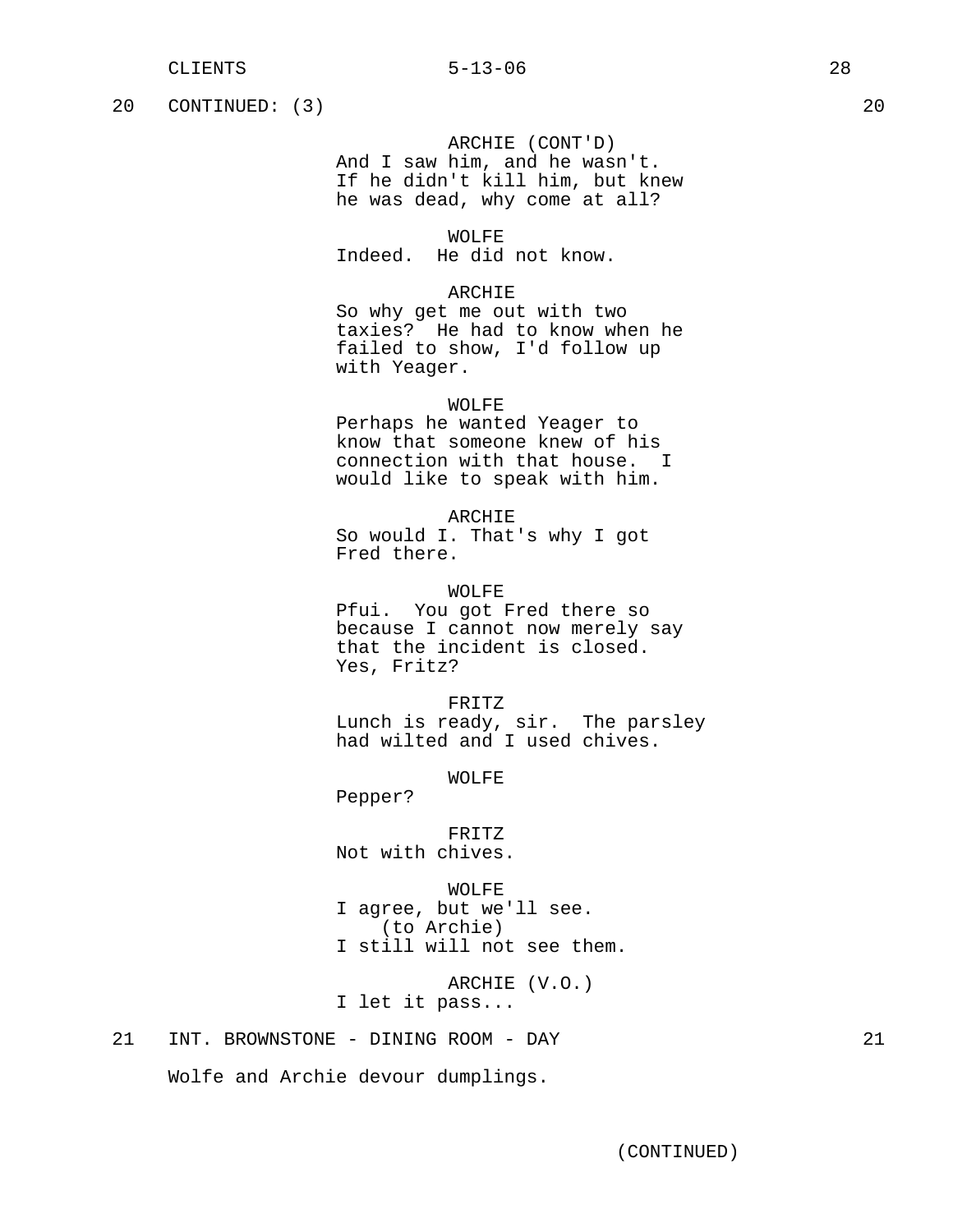20 CONTINUED: (3) 20

ARCHIE (CONT'D)
And I saw him, and he wasn't.
If he didn't kill him, but knew
he was dead, why come at all?

WOLFE
Indeed. He did not know.

ARCHIE
So why get me out with two
taxies? He had to know when he
failed to show, I'd follow up
with Yeager.

WOLFE
Perhaps he wanted Yeager to
know that someone knew of his
connection with that house. I
would like to speak with him.

ARCHIE
So would I. That's why I got
Fred there.

WOLFE
Pfui. You got Fred there so
because I cannot now merely say
that the incident is closed.
Yes, Fritz?

FRITZ
Lunch is ready, sir. The parsley
had wilted and I used chives.

WOLFE
Pepper?

FRITZ
Not with chives.

WOLFE
I agree, but we'll see.
(to Archie)
I still will not see them.

ARCHIE (V.O.)
I let it pass...

21 INT. BROWNSTONE - DINING ROOM - DAY 21

Wolfe and Archie devour dumplings.

(CONTINUED)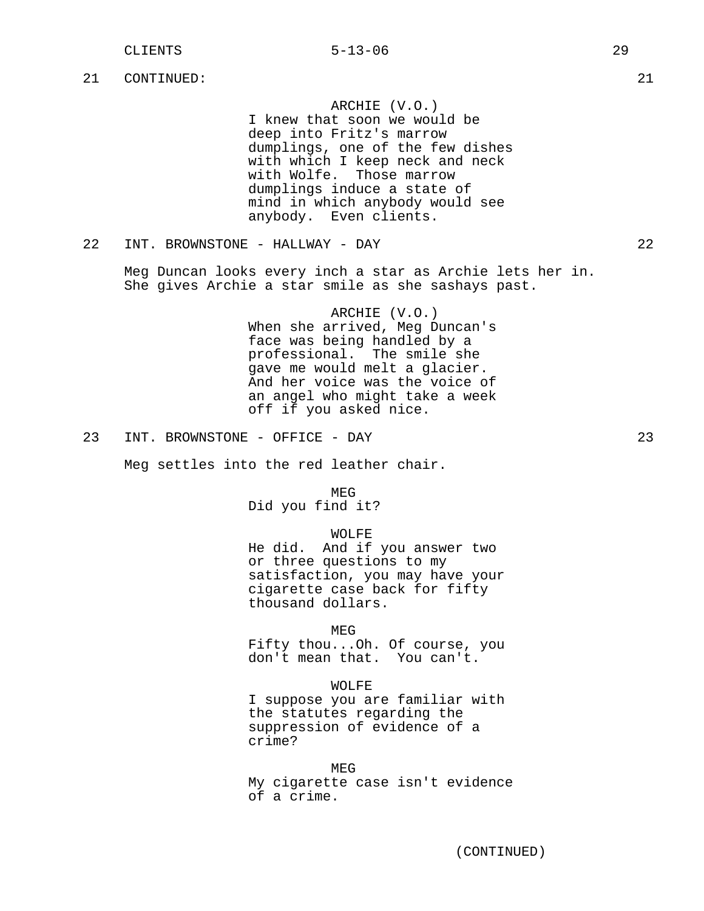21 CONTINUED: 21

ARCHIE (V.O.)
I knew that soon we would be deep into Fritz's marrow dumplings, one of the few dishes with which I keep neck and neck with Wolfe. Those marrow dumplings induce a state of mind in which anybody would see anybody. Even clients.

22 INT. BROWNSTONE - HALLWAY - DAY 22

Meg Duncan looks every inch a star as Archie lets her in. She gives Archie a star smile as she sashays past.

ARCHIE (V.O.)
When she arrived, Meg Duncan's face was being handled by a professional. The smile she gave me would melt a glacier. And her voice was the voice of an angel who might take a week off if you asked nice.

23 INT. BROWNSTONE - OFFICE - DAY 23

Meg settles into the red leather chair.

MEG
Did you find it?

WOLFE
He did. And if you answer two or three questions to my satisfaction, you may have your cigarette case back for fifty thousand dollars.

MEG
Fifty thou...Oh. Of course, you don't mean that. You can't.

WOLFE
I suppose you are familiar with the statutes regarding the suppression of evidence of a crime?

MEG
My cigarette case isn't evidence of a crime.

(CONTINUED)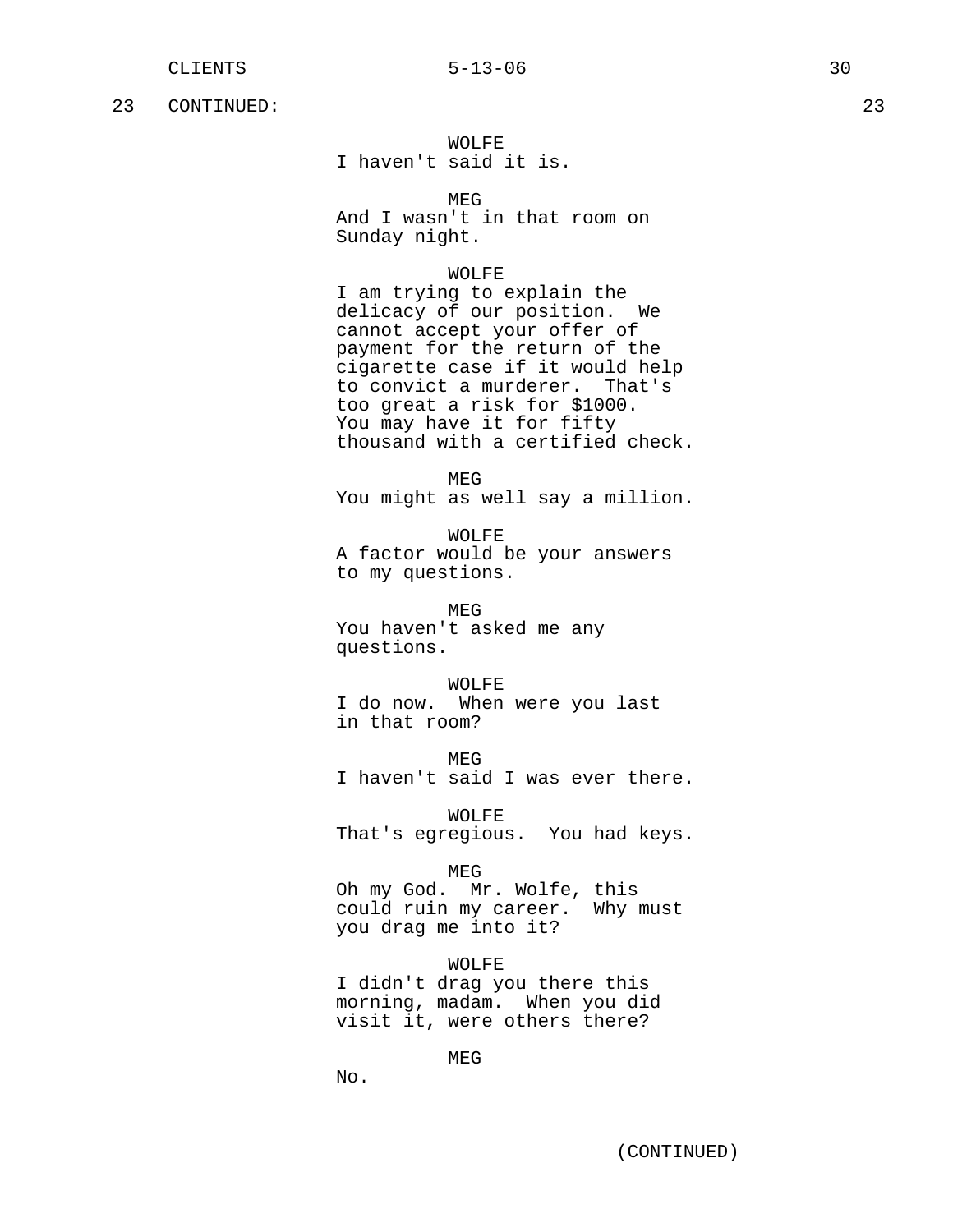23 CONTINUED: 23

WOLFE
I haven't said it is.

MEG
And I wasn't in that room on Sunday night.

WOLFE
I am trying to explain the delicacy of our position. We cannot accept your offer of payment for the return of the cigarette case if it would help to convict a murderer. That's too great a risk for $1000. You may have it for fifty thousand with a certified check.

MEG
You might as well say a million.

WOLFE
A factor would be your answers to my questions.

MEG
You haven't asked me any questions.

WOLFE
I do now. When were you last in that room?

MEG
I haven't said I was ever there.

WOLFE
That's egregious. You had keys.

MEG
Oh my God. Mr. Wolfe, this could ruin my career. Why must you drag me into it?

WOLFE
I didn't drag you there this morning, madam. When you did visit it, were others there?

MEG
No.

(CONTINUED)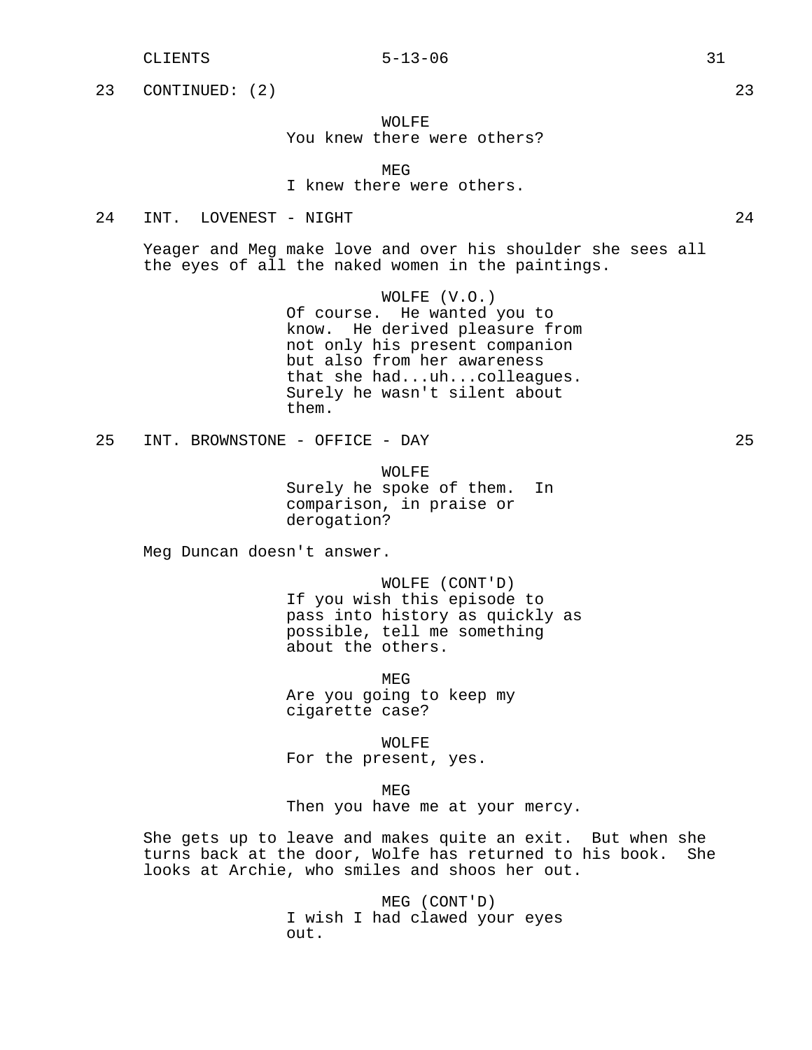23 CONTINUED: (2) 23

WOLFE
You knew there were others?

MEG
I knew there were others.

24 INT. LOVENEST - NIGHT 24

Yeager and Meg make love and over his shoulder she sees all the eyes of all the naked women in the paintings.

WOLFE (V.O.)
Of course. He wanted you to know. He derived pleasure from not only his present companion but also from her awareness that she had...uh...colleagues. Surely he wasn't silent about them.

25 INT. BROWNSTONE - OFFICE - DAY 25

WOLFE
Surely he spoke of them. In comparison, in praise or derogation?

Meg Duncan doesn't answer.

WOLFE (CONT'D)
If you wish this episode to pass into history as quickly as possible, tell me something about the others.

MEG
Are you going to keep my cigarette case?

WOLFE
For the present, yes.

MEG
Then you have me at your mercy.

She gets up to leave and makes quite an exit. But when she turns back at the door, Wolfe has returned to his book. She looks at Archie, who smiles and shoos her out.

MEG (CONT'D)
I wish I had clawed your eyes out.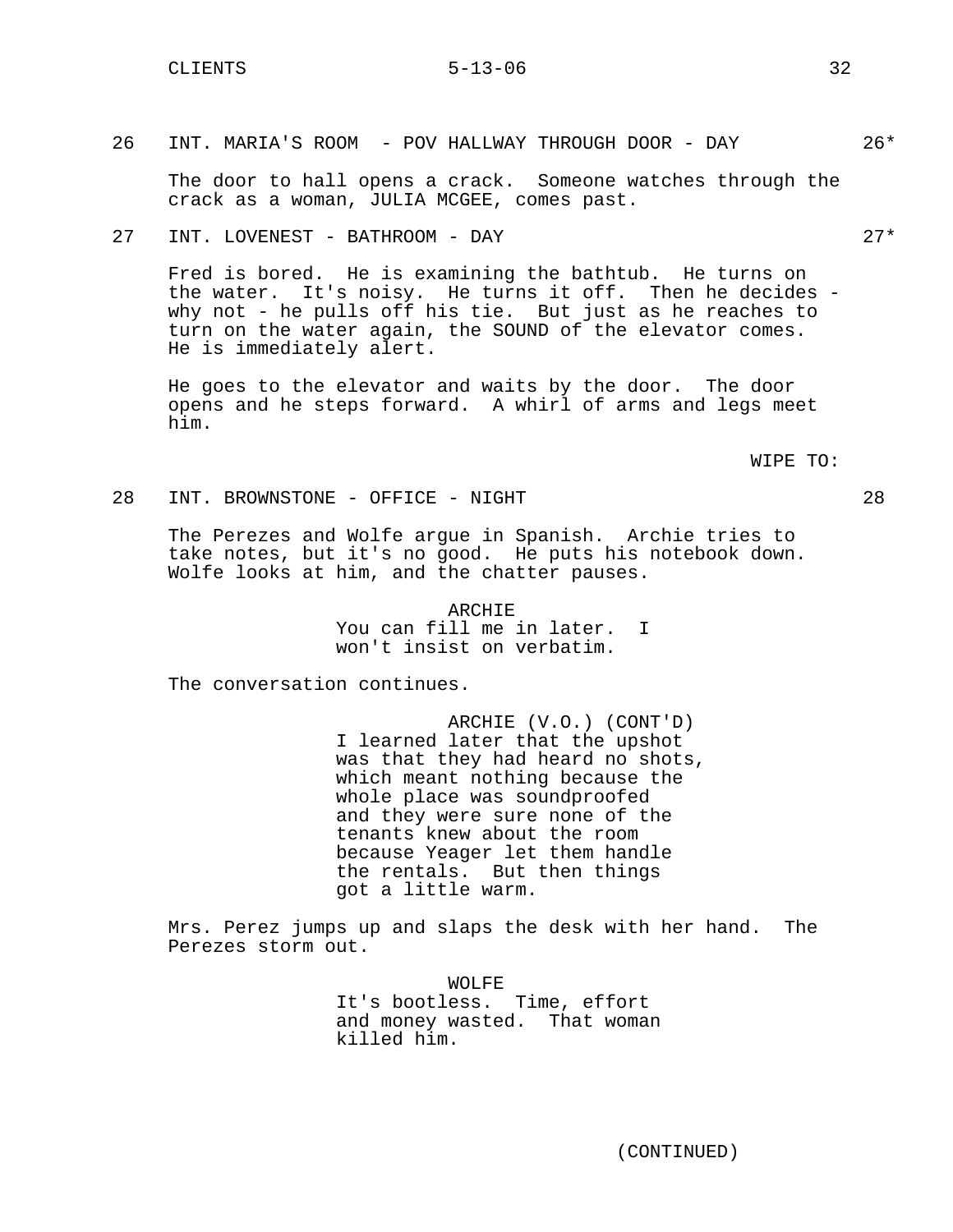26 INT. MARIA'S ROOM - POV HALLWAY THROUGH DOOR - DAY 26*

The door to hall opens a crack. Someone watches through the crack as a woman, JULIA MCGEE, comes past.

27 INT. LOVENEST - BATHROOM - DAY 27*

Fred is bored. He is examining the bathtub. He turns on the water. It's noisy. He turns it off. Then he decides - why not - he pulls off his tie. But just as he reaches to turn on the water again, the SOUND of the elevator comes. He is immediately alert.

He goes to the elevator and waits by the door. The door opens and he steps forward. A whirl of arms and legs meet him.

WIPE TO:

28 INT. BROWNSTONE - OFFICE - NIGHT 28

The Perezes and Wolfe argue in Spanish. Archie tries to take notes, but it's no good. He puts his notebook down. Wolfe looks at him, and the chatter pauses.

ARCHIE
You can fill me in later. I won't insist on verbatim.

The conversation continues.

ARCHIE (V.O.) (CONT'D)
I learned later that the upshot was that they had heard no shots, which meant nothing because the whole place was soundproofed and they were sure none of the tenants knew about the room because Yeager let them handle the rentals. But then things got a little warm.

Mrs. Perez jumps up and slaps the desk with her hand. The Perezes storm out.

WOLFE
It's bootless. Time, effort and money wasted. That woman killed him.

(CONTINUED)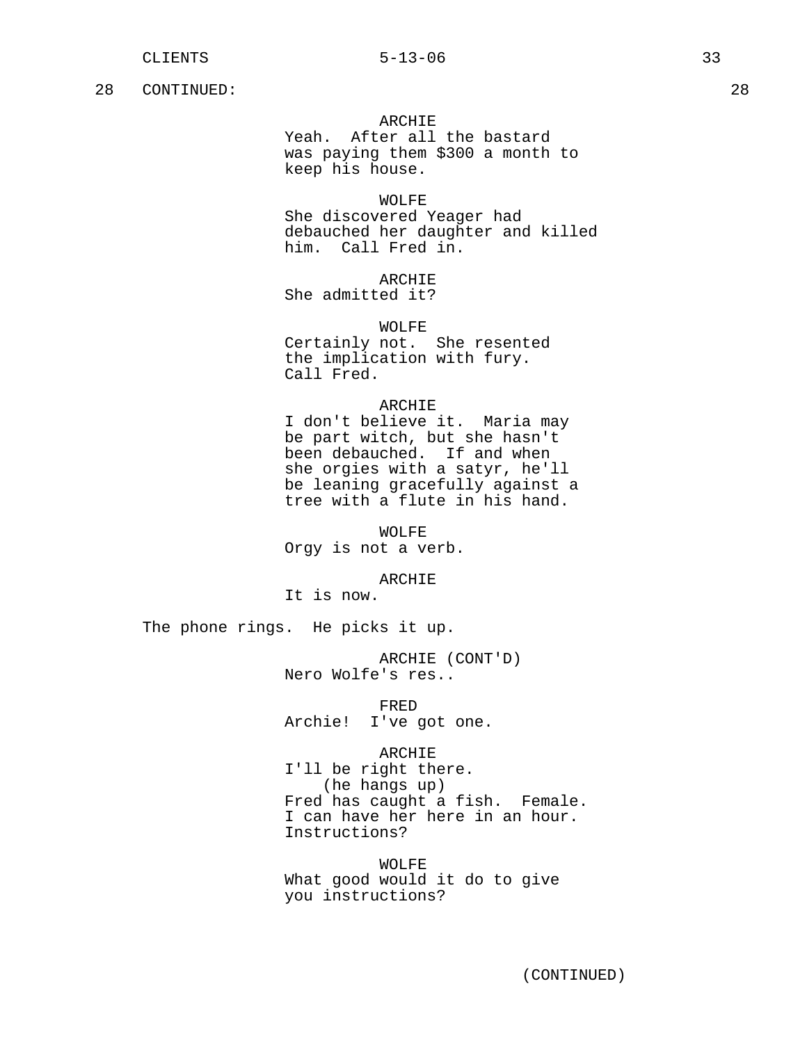28 CONTINUED: 28

ARCHIE
Yeah. After all the bastard was paying them $300 a month to keep his house.

WOLFE
She discovered Yeager had debauched her daughter and killed him. Call Fred in.

ARCHIE
She admitted it?

WOLFE
Certainly not. She resented the implication with fury. Call Fred.

ARCHIE
I don't believe it. Maria may be part witch, but she hasn't been debauched. If and when she orgies with a satyr, he'll be leaning gracefully against a tree with a flute in his hand.

WOLFE
Orgy is not a verb.

ARCHIE
It is now.

The phone rings. He picks it up.

ARCHIE (CONT'D)
Nero Wolfe's res..

FRED
Archie! I've got one.

ARCHIE
I'll be right there.
(he hangs up)
Fred has caught a fish. Female. I can have her here in an hour. Instructions?

WOLFE
What good would it do to give you instructions?

(CONTINUED)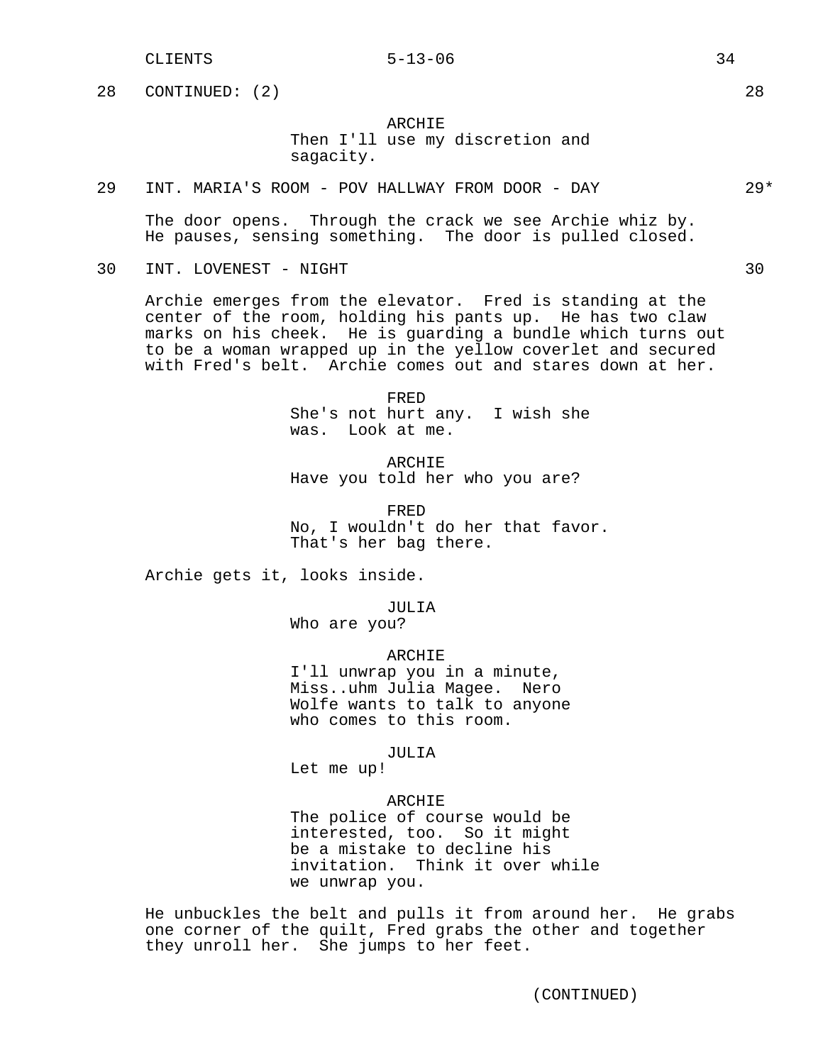28 CONTINUED: (2) 28

ARCHIE
Then I'll use my discretion and sagacity.

29 INT. MARIA'S ROOM - POV HALLWAY FROM DOOR - DAY 29*

The door opens. Through the crack we see Archie whiz by. He pauses, sensing something. The door is pulled closed.

30 INT. LOVENEST - NIGHT 30

Archie emerges from the elevator. Fred is standing at the center of the room, holding his pants up. He has two claw marks on his cheek. He is guarding a bundle which turns out to be a woman wrapped up in the yellow coverlet and secured with Fred's belt. Archie comes out and stares down at her.

FRED
She's not hurt any. I wish she was. Look at me.

ARCHIE
Have you told her who you are?

FRED
No, I wouldn't do her that favor. That's her bag there.

Archie gets it, looks inside.

JULIA
Who are you?

ARCHIE
I'll unwrap you in a minute, Miss..uhm Julia Magee. Nero Wolfe wants to talk to anyone who comes to this room.

JULIA
Let me up!

ARCHIE
The police of course would be interested, too. So it might be a mistake to decline his invitation. Think it over while we unwrap you.

He unbuckles the belt and pulls it from around her. He grabs one corner of the quilt, Fred grabs the other and together they unroll her. She jumps to her feet.

(CONTINUED)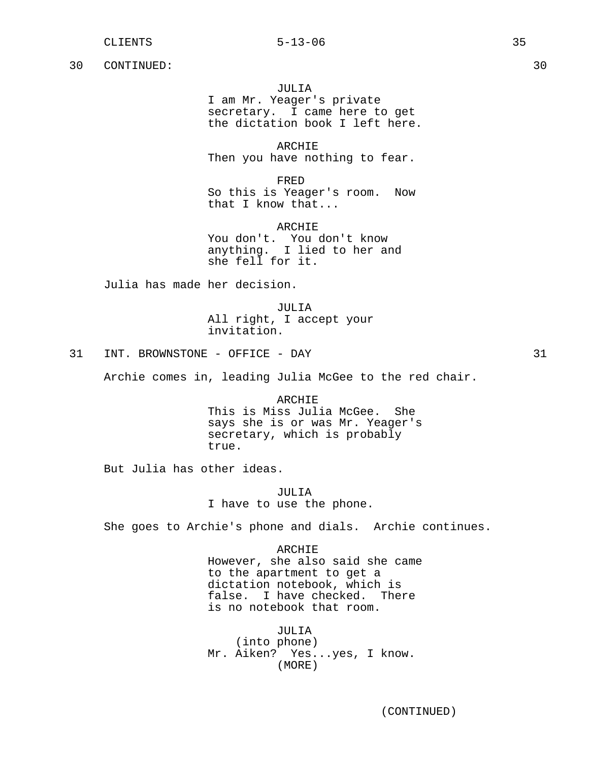30 CONTINUED: 30

JULIA
I am Mr. Yeager's private secretary. I came here to get the dictation book I left here.

ARCHIE
Then you have nothing to fear.

FRED
So this is Yeager's room. Now that I know that...

ARCHIE
You don't. You don't know anything. I lied to her and she fell for it.

Julia has made her decision.

JULIA
All right, I accept your invitation.

31 INT. BROWNSTONE - OFFICE - DAY 31

Archie comes in, leading Julia McGee to the red chair.

ARCHIE
This is Miss Julia McGee. She says she is or was Mr. Yeager's secretary, which is probably true.

But Julia has other ideas.

JULIA
I have to use the phone.

She goes to Archie's phone and dials. Archie continues.

ARCHIE
However, she also said she came to the apartment to get a dictation notebook, which is false. I have checked. There is no notebook that room.

JULIA
(into phone)
Mr. Aiken? Yes...yes, I know.
(MORE)

(CONTINUED)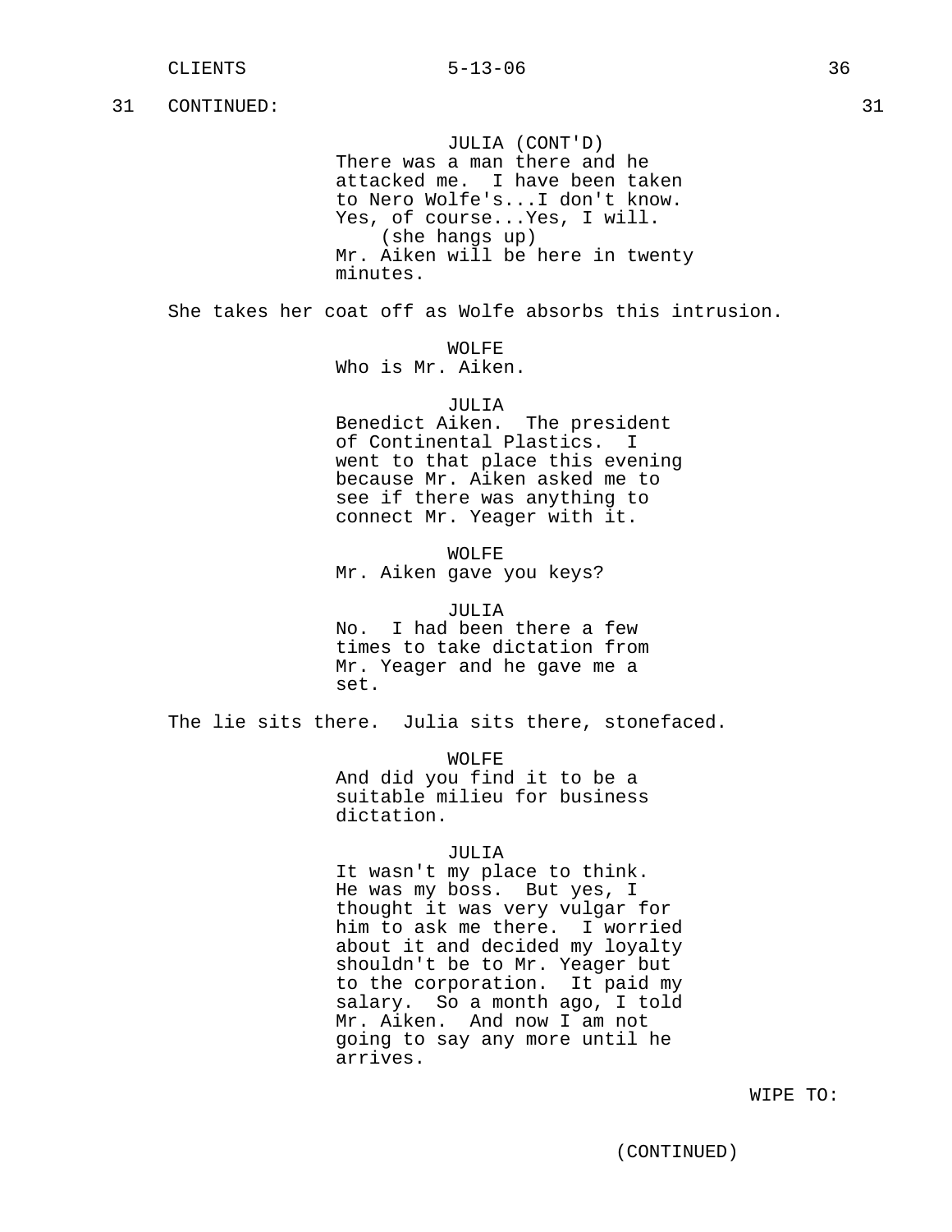31 CONTINUED: 31

JULIA (CONT'D)
There was a man there and he attacked me. I have been taken to Nero Wolfe's...I don't know. Yes, of course...Yes, I will.
(she hangs up)
Mr. Aiken will be here in twenty minutes.

She takes her coat off as Wolfe absorbs this intrusion.

WOLFE
Who is Mr. Aiken.

JULIA
Benedict Aiken. The president of Continental Plastics. I went to that place this evening because Mr. Aiken asked me to see if there was anything to connect Mr. Yeager with it.

WOLFE
Mr. Aiken gave you keys?

JULIA
No. I had been there a few times to take dictation from Mr. Yeager and he gave me a set.

The lie sits there. Julia sits there, stonefaced.

WOLFE
And did you find it to be a suitable milieu for business dictation.

JULIA
It wasn't my place to think. He was my boss. But yes, I thought it was very vulgar for him to ask me there. I worried about it and decided my loyalty shouldn't be to Mr. Yeager but to the corporation. It paid my salary. So a month ago, I told Mr. Aiken. And now I am not going to say any more until he arrives.

WIPE TO:

(CONTINUED)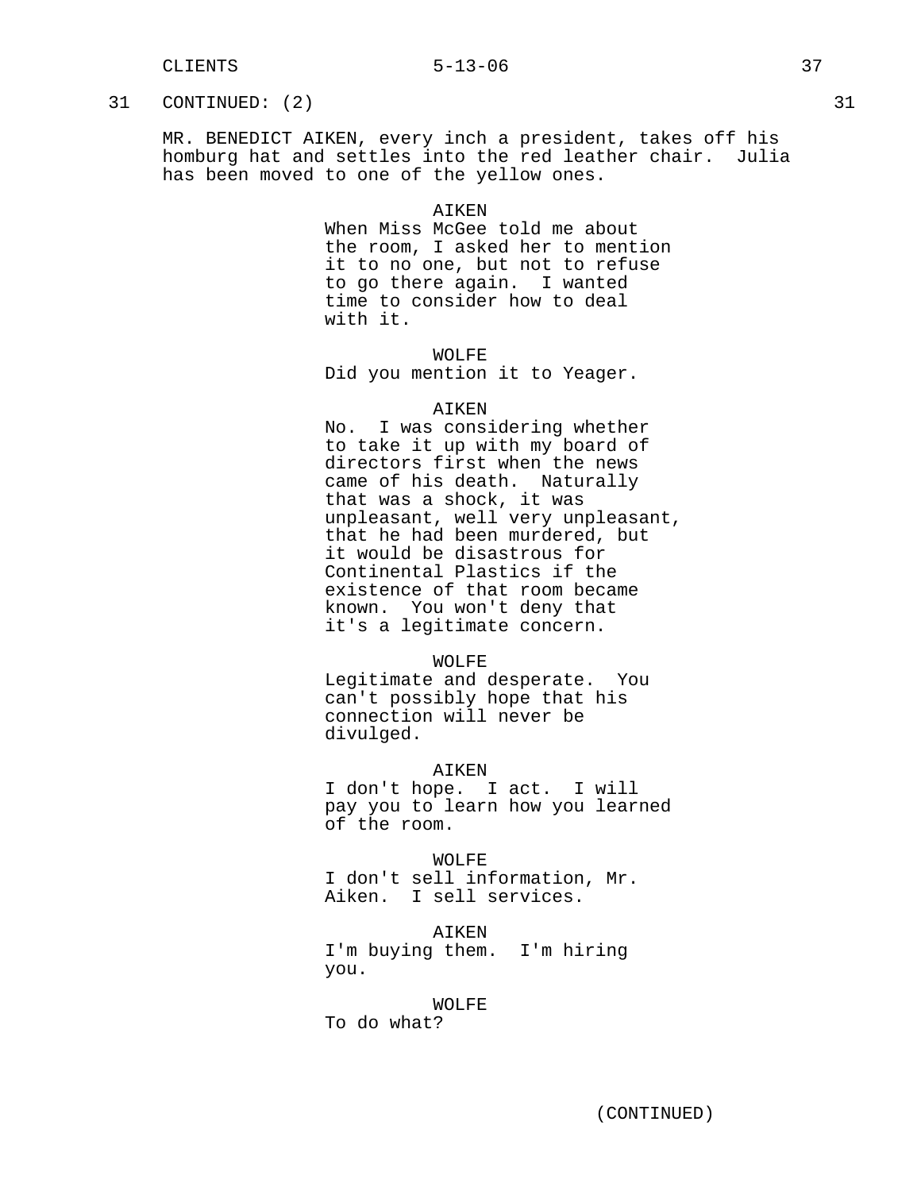31 CONTINUED: (2) 31

MR. BENEDICT AIKEN, every inch a president, takes off his homburg hat and settles into the red leather chair. Julia has been moved to one of the yellow ones.

AIKEN
When Miss McGee told me about the room, I asked her to mention it to no one, but not to refuse to go there again. I wanted time to consider how to deal with it.

WOLFE
Did you mention it to Yeager.

AIKEN
No. I was considering whether to take it up with my board of directors first when the news came of his death. Naturally that was a shock, it was unpleasant, well very unpleasant, that he had been murdered, but it would be disastrous for Continental Plastics if the existence of that room became known. You won't deny that it's a legitimate concern.

WOLFE
Legitimate and desperate. You can't possibly hope that his connection will never be divulged.

AIKEN
I don't hope. I act. I will pay you to learn how you learned of the room.

WOLFE
I don't sell information, Mr. Aiken. I sell services.

AIKEN
I'm buying them. I'm hiring you.

WOLFE
To do what?

(CONTINUED)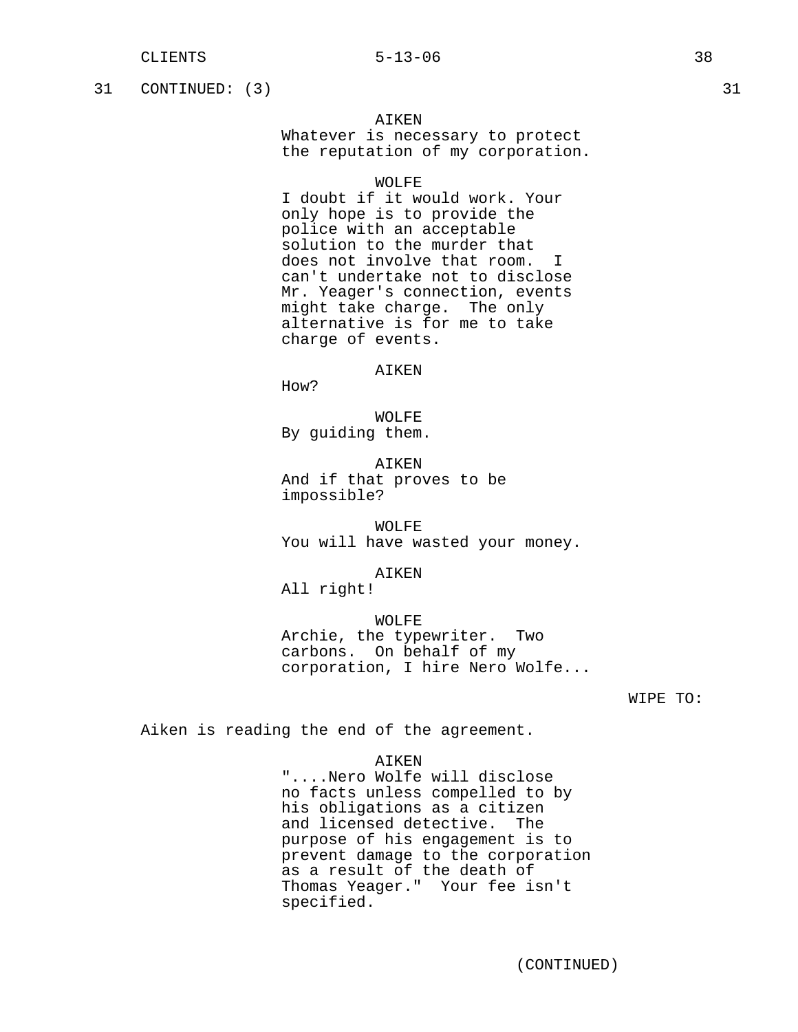31 CONTINUED: (3) 31

AIKEN
Whatever is necessary to protect the reputation of my corporation.

WOLFE
I doubt if it would work. Your only hope is to provide the police with an acceptable solution to the murder that does not involve that room. I can't undertake not to disclose Mr. Yeager's connection, events might take charge. The only alternative is for me to take charge of events.

AIKEN
How?

WOLFE
By guiding them.

AIKEN
And if that proves to be impossible?

WOLFE
You will have wasted your money.

AIKEN
All right!

WOLFE
Archie, the typewriter. Two carbons. On behalf of my corporation, I hire Nero Wolfe...

WIPE TO:

Aiken is reading the end of the agreement.

AIKEN
"....Nero Wolfe will disclose no facts unless compelled to by his obligations as a citizen and licensed detective. The purpose of his engagement is to prevent damage to the corporation as a result of the death of Thomas Yeager." Your fee isn't specified.

(CONTINUED)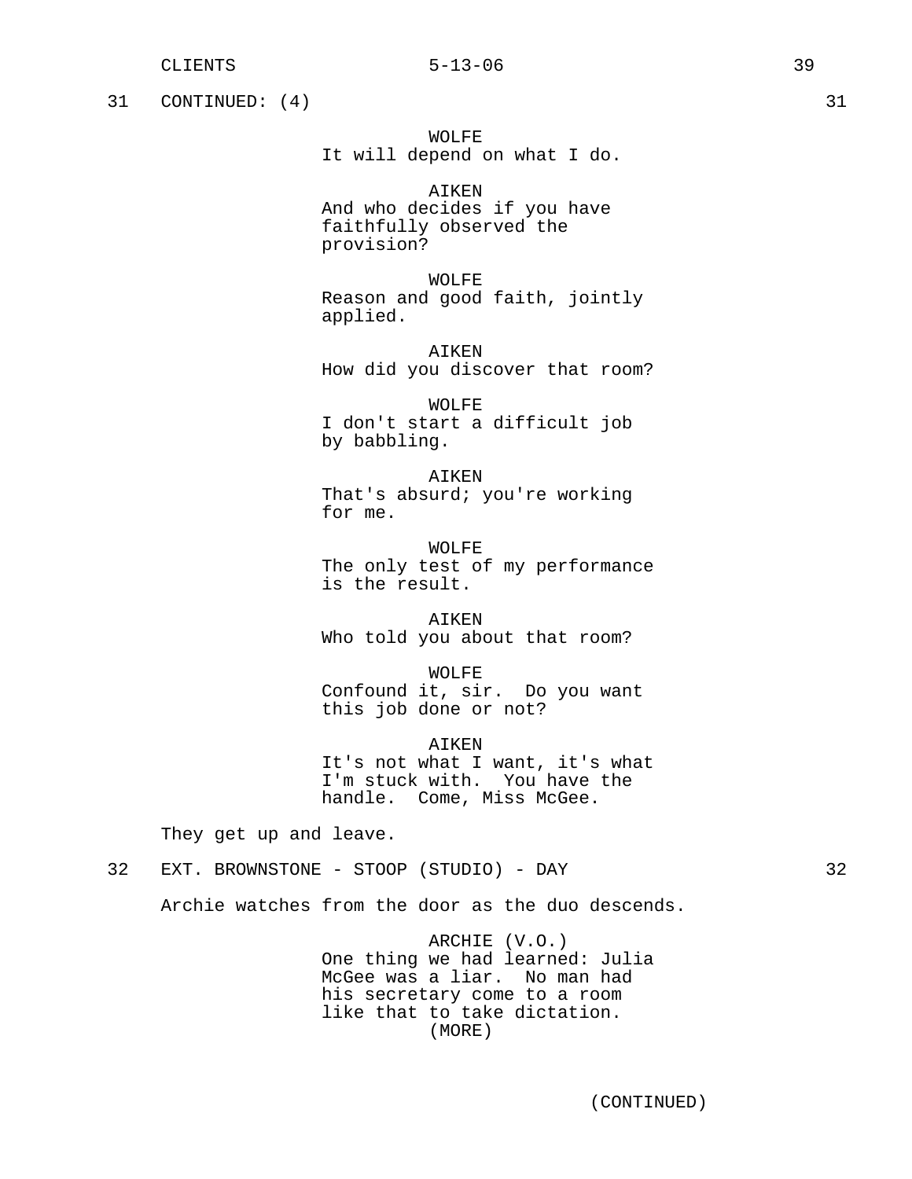31 CONTINUED: (4) 31

WOLFE
It will depend on what I do.

AIKEN
And who decides if you have faithfully observed the provision?

WOLFE
Reason and good faith, jointly applied.

AIKEN
How did you discover that room?

WOLFE
I don't start a difficult job by babbling.

AIKEN
That's absurd; you're working for me.

WOLFE
The only test of my performance is the result.

AIKEN
Who told you about that room?

WOLFE
Confound it, sir. Do you want this job done or not?

AIKEN
It's not what I want, it's what I'm stuck with. You have the handle. Come, Miss McGee.

They get up and leave.

32 EXT. BROWNSTONE - STOOP (STUDIO) - DAY 32

Archie watches from the door as the duo descends.

ARCHIE (V.O.)
One thing we had learned: Julia McGee was a liar. No man had his secretary come to a room like that to take dictation.
(MORE)

(CONTINUED)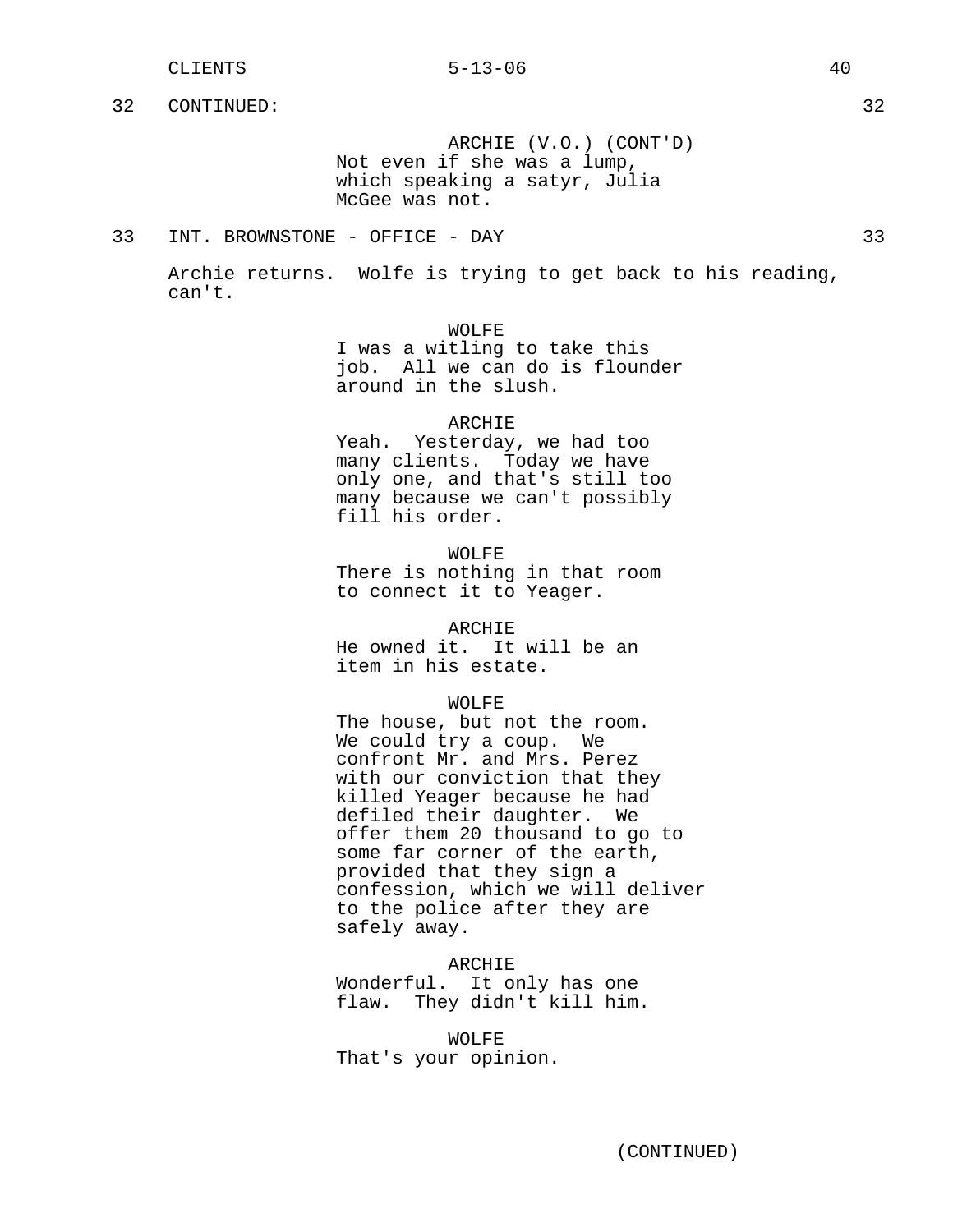32 CONTINUED: 32

ARCHIE (V.O.) (CONT'D)
Not even if she was a lump, which speaking a satyr, Julia McGee was not.

33 INT. BROWNSTONE - OFFICE - DAY 33

Archie returns. Wolfe is trying to get back to his reading, can't.

WOLFE
I was a witling to take this job. All we can do is flounder around in the slush.

ARCHIE
Yeah. Yesterday, we had too many clients. Today we have only one, and that's still too many because we can't possibly fill his order.

WOLFE
There is nothing in that room to connect it to Yeager.

ARCHIE
He owned it. It will be an item in his estate.

WOLFE
The house, but not the room. We could try a coup. We confront Mr. and Mrs. Perez with our conviction that they killed Yeager because he had defiled their daughter. We offer them 20 thousand to go to some far corner of the earth, provided that they sign a confession, which we will deliver to the police after they are safely away.

ARCHIE
Wonderful. It only has one flaw. They didn't kill him.

WOLFE
That's your opinion.

(CONTINUED)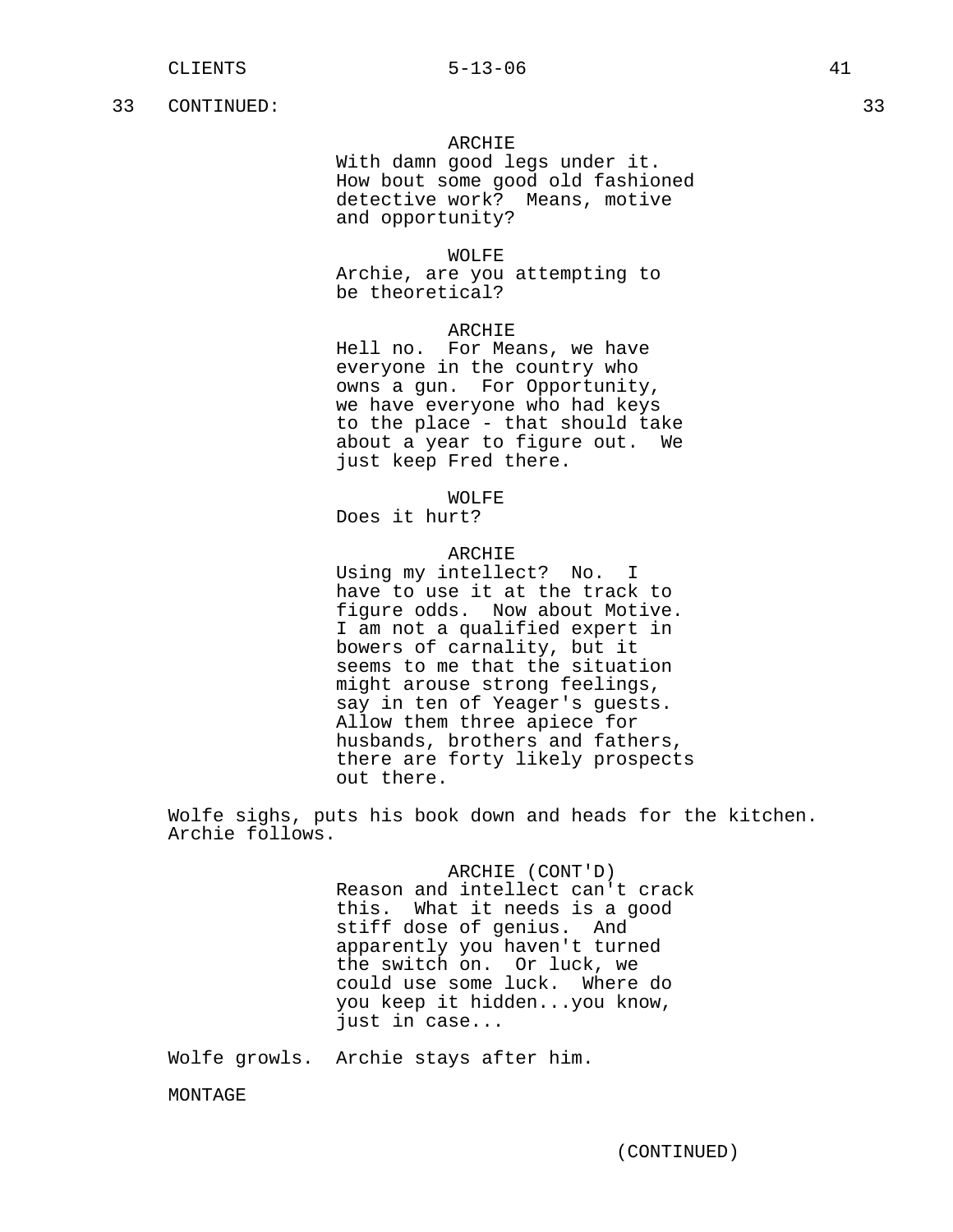33 CONTINUED: 33

ARCHIE
With damn good legs under it. How bout some good old fashioned detective work? Means, motive and opportunity?

WOLFE
Archie, are you attempting to be theoretical?

ARCHIE
Hell no. For Means, we have everyone in the country who owns a gun. For Opportunity, we have everyone who had keys to the place - that should take about a year to figure out. We just keep Fred there.

WOLFE
Does it hurt?

ARCHIE
Using my intellect? No. I have to use it at the track to figure odds. Now about Motive. I am not a qualified expert in bowers of carnality, but it seems to me that the situation might arouse strong feelings, say in ten of Yeager's guests. Allow them three apiece for husbands, brothers and fathers, there are forty likely prospects out there.

Wolfe sighs, puts his book down and heads for the kitchen. Archie follows.

ARCHIE (CONT'D)
Reason and intellect can't crack this. What it needs is a good stiff dose of genius. And apparently you haven't turned the switch on. Or luck, we could use some luck. Where do you keep it hidden...you know, just in case...

Wolfe growls. Archie stays after him.

MONTAGE

(CONTINUED)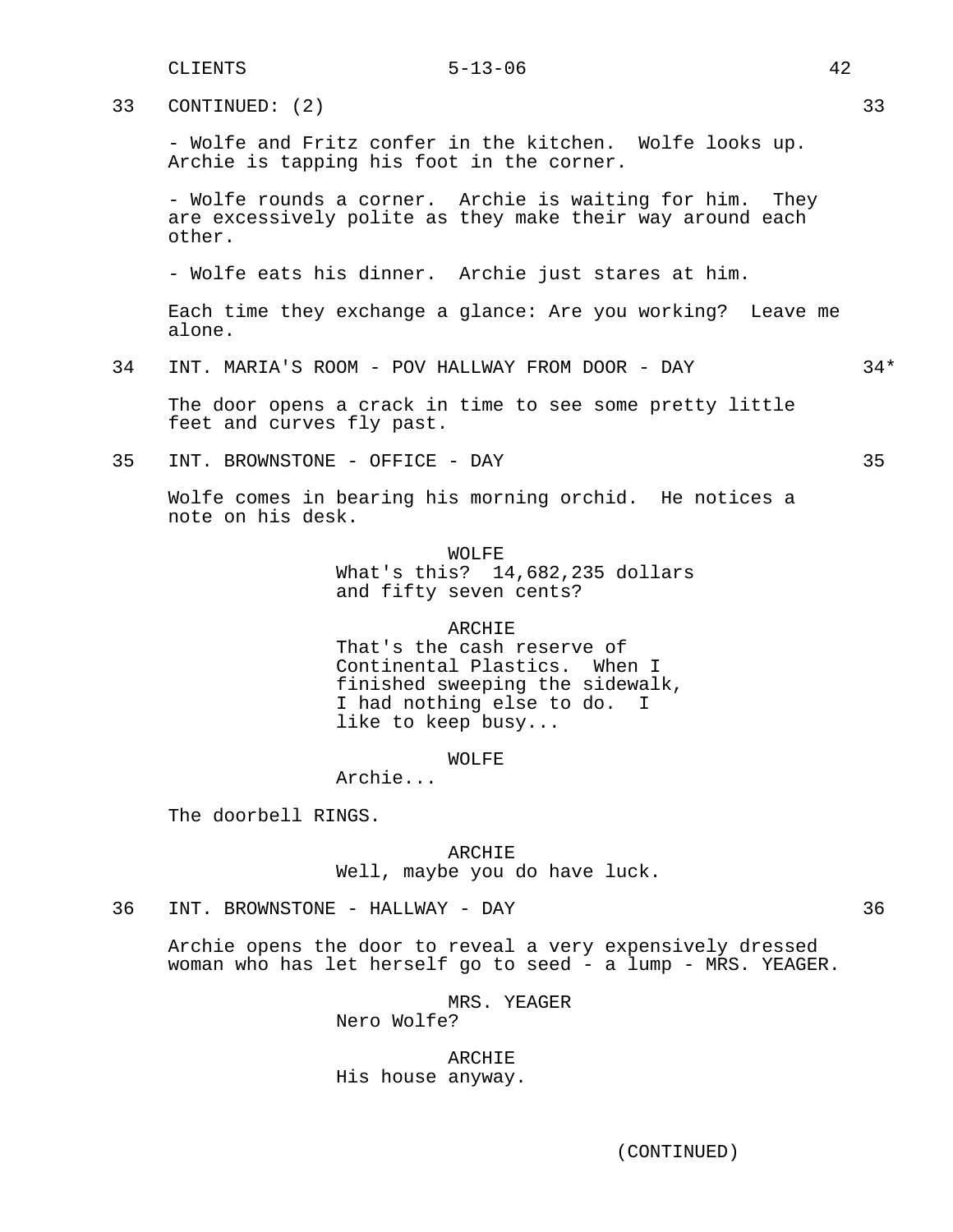33 CONTINUED: (2) 33

- Wolfe and Fritz confer in the kitchen. Wolfe looks up. Archie is tapping his foot in the corner.

- Wolfe rounds a corner. Archie is waiting for him. They are excessively polite as they make their way around each other.

- Wolfe eats his dinner. Archie just stares at him.

Each time they exchange a glance: Are you working? Leave me alone.

34 INT. MARIA'S ROOM - POV HALLWAY FROM DOOR - DAY 34*

The door opens a crack in time to see some pretty little feet and curves fly past.

35 INT. BROWNSTONE - OFFICE - DAY 35

Wolfe comes in bearing his morning orchid. He notices a note on his desk.

WOLFE
What's this? 14,682,235 dollars and fifty seven cents?

ARCHIE
That's the cash reserve of Continental Plastics. When I finished sweeping the sidewalk, I had nothing else to do. I like to keep busy...

WOLFE
Archie...

The doorbell RINGS.

ARCHIE
Well, maybe you do have luck.

36 INT. BROWNSTONE - HALLWAY - DAY 36

Archie opens the door to reveal a very expensively dressed woman who has let herself go to seed - a lump - MRS. YEAGER.

MRS. YEAGER
Nero Wolfe?

ARCHIE
His house anyway.

(CONTINUED)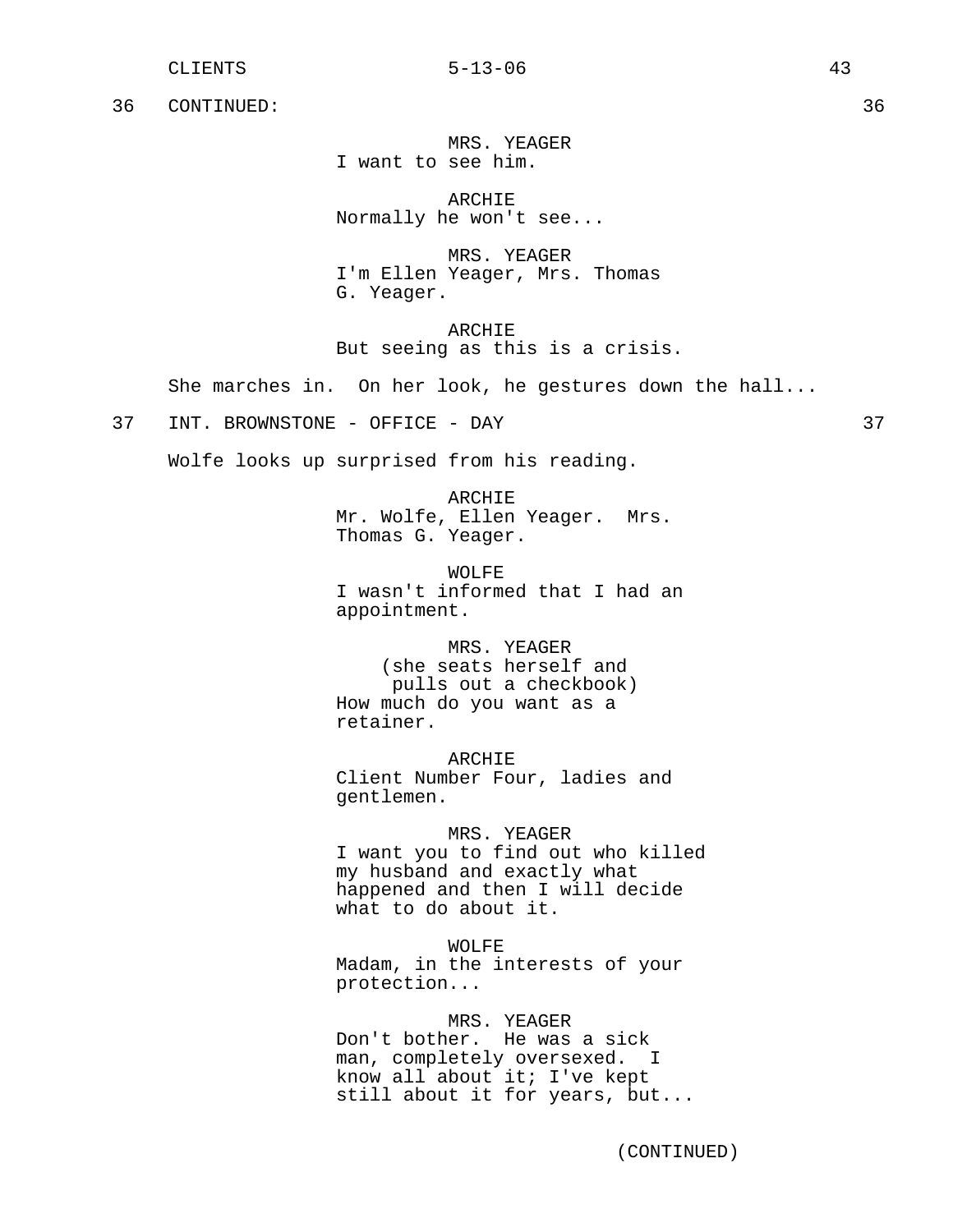36 CONTINUED: 36

MRS. YEAGER
I want to see him.

ARCHIE
Normally he won't see...

MRS. YEAGER
I'm Ellen Yeager, Mrs. Thomas G. Yeager.

ARCHIE
But seeing as this is a crisis.

She marches in. On her look, he gestures down the hall...

37 INT. BROWNSTONE - OFFICE - DAY 37

Wolfe looks up surprised from his reading.

ARCHIE
Mr. Wolfe, Ellen Yeager. Mrs. Thomas G. Yeager.

WOLFE
I wasn't informed that I had an appointment.

MRS. YEAGER
(she seats herself and pulls out a checkbook)
How much do you want as a retainer.

ARCHIE
Client Number Four, ladies and gentlemen.

MRS. YEAGER
I want you to find out who killed my husband and exactly what happened and then I will decide what to do about it.

WOLFE
Madam, in the interests of your protection...

MRS. YEAGER
Don't bother. He was a sick man, completely oversexed. I know all about it; I've kept still about it for years, but...

(CONTINUED)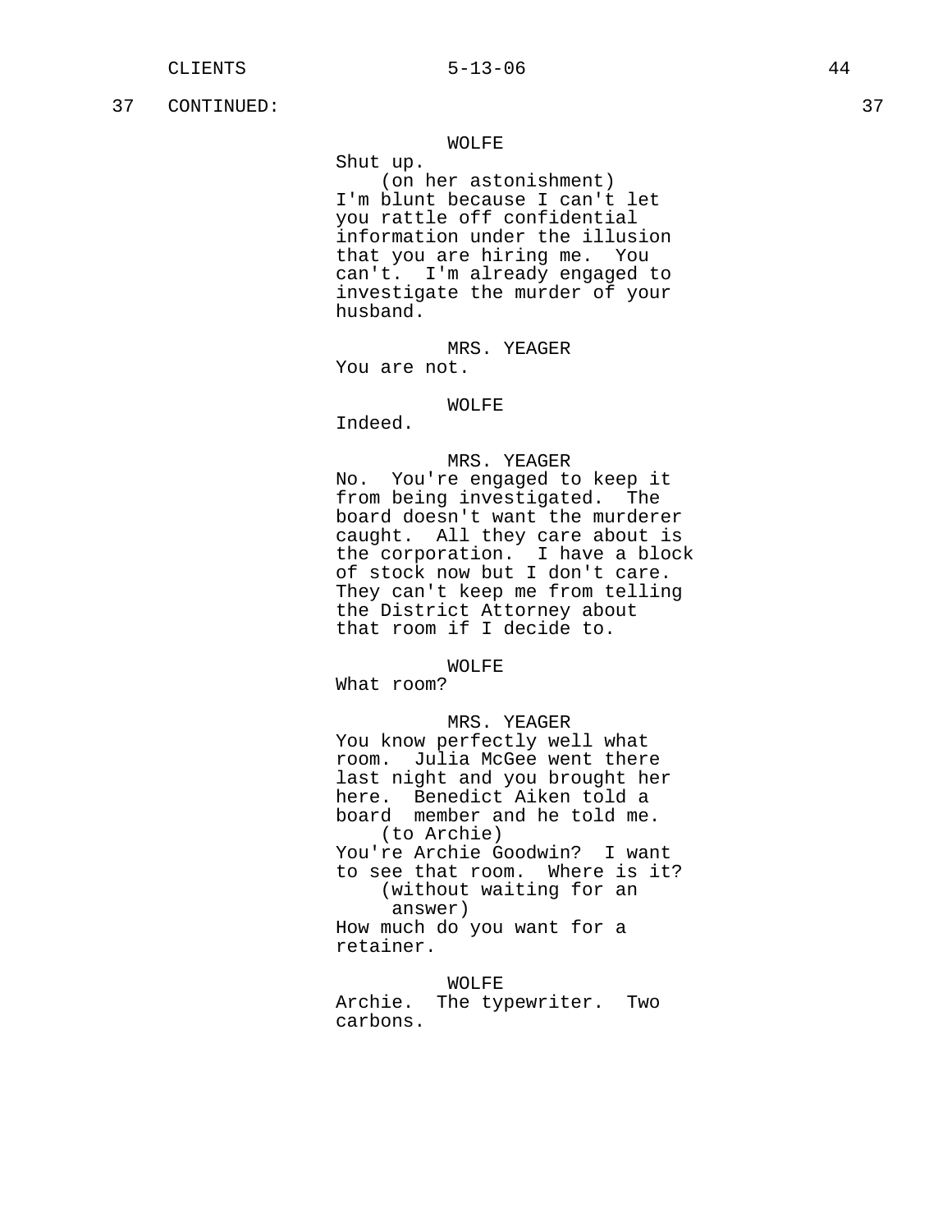37 CONTINUED: 37

WOLFE
Shut up.
(on her astonishment)
I'm blunt because I can't let you rattle off confidential information under the illusion that you are hiring me. You can't. I'm already engaged to investigate the murder of your husband.

MRS. YEAGER
You are not.

WOLFE
Indeed.

MRS. YEAGER
No. You're engaged to keep it from being investigated. The board doesn't want the murderer caught. All they care about is the corporation. I have a block of stock now but I don't care. They can't keep me from telling the District Attorney about that room if I decide to.

WOLFE
What room?

MRS. YEAGER
You know perfectly well what room. Julia McGee went there last night and you brought her here. Benedict Aiken told a board member and he told me.
(to Archie)
You're Archie Goodwin? I want to see that room. Where is it?
(without waiting for an answer)
How much do you want for a retainer.

WOLFE
Archie. The typewriter. Two carbons.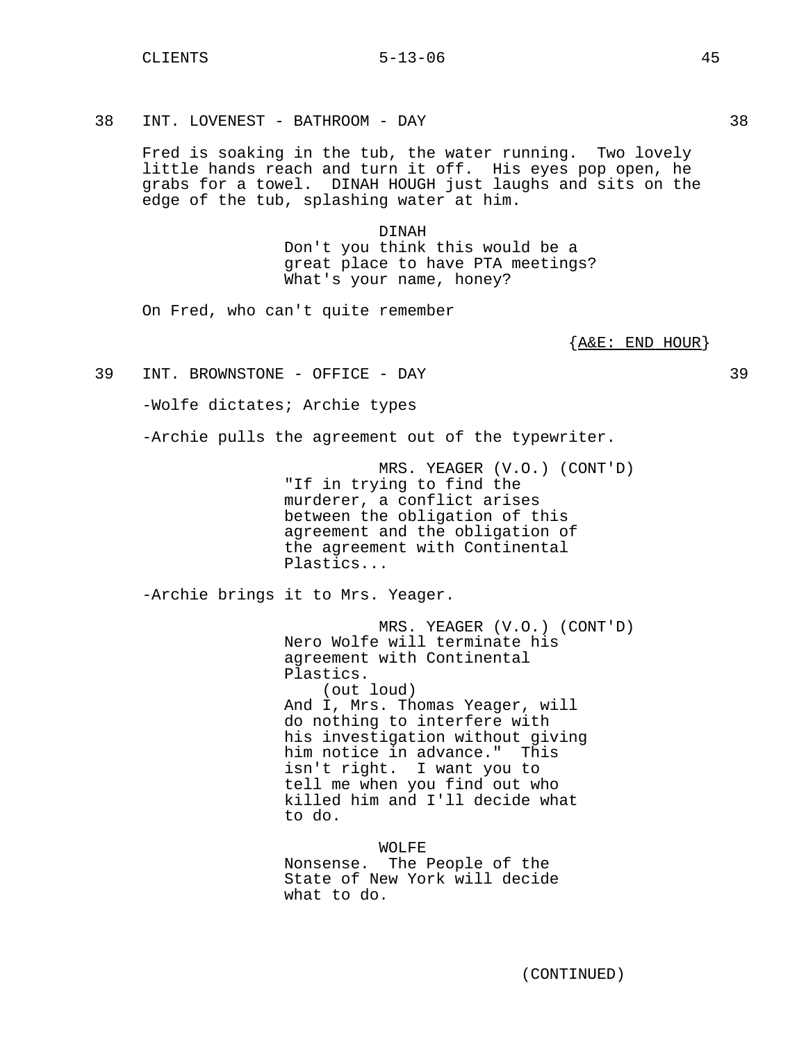38 INT. LOVENEST - BATHROOM - DAY 38

Fred is soaking in the tub, the water running. Two lovely little hands reach and turn it off. His eyes pop open, he grabs for a towel. DINAH HOUGH just laughs and sits on the edge of the tub, splashing water at him.

DINAH
Don't you think this would be a great place to have PTA meetings? What's your name, honey?

On Fred, who can't quite remember

{A&E: END HOUR}

39 INT. BROWNSTONE - OFFICE - DAY 39

-Wolfe dictates; Archie types

-Archie pulls the agreement out of the typewriter.

MRS. YEAGER (V.O.) (CONT'D)
"If in trying to find the murderer, a conflict arises between the obligation of this agreement and the obligation of the agreement with Continental Plastics...

-Archie brings it to Mrs. Yeager.

MRS. YEAGER (V.O.) (CONT'D)
Nero Wolfe will terminate his agreement with Continental Plastics.
(out loud)
And I, Mrs. Thomas Yeager, will do nothing to interfere with his investigation without giving him notice in advance." This isn't right. I want you to tell me when you find out who killed him and I'll decide what to do.

WOLFE
Nonsense. The People of the State of New York will decide what to do.

(CONTINUED)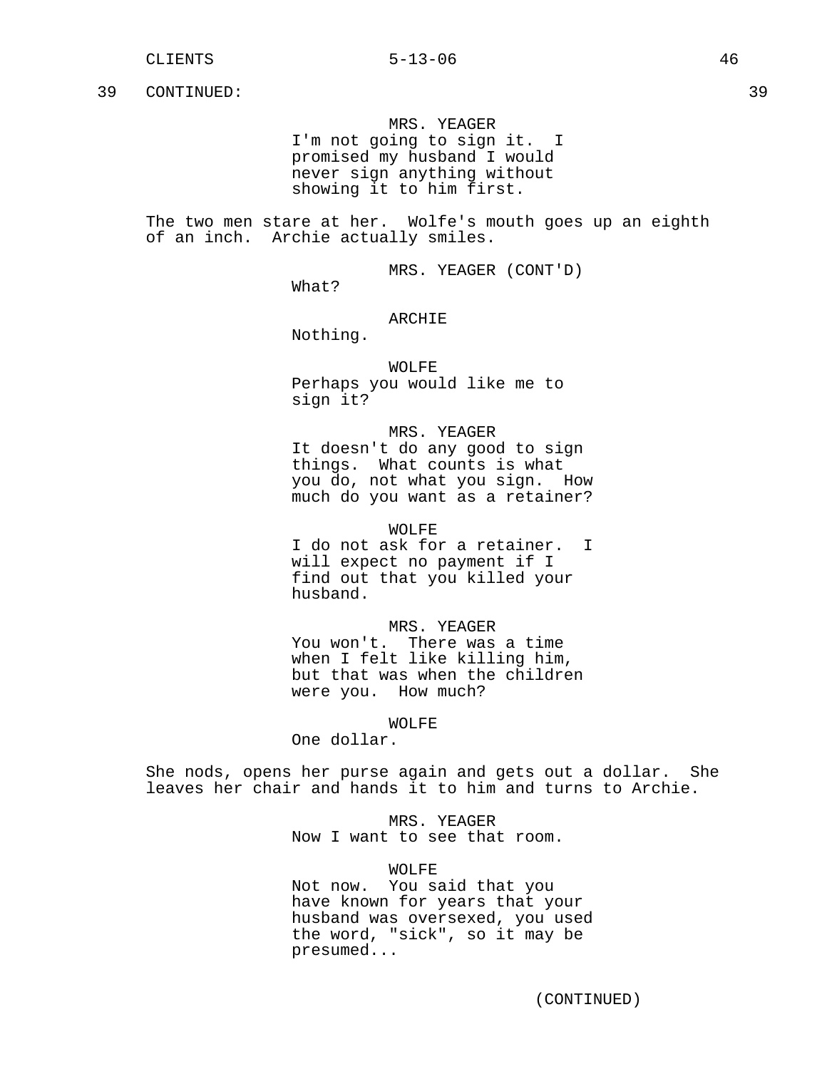39 CONTINUED: 39

MRS. YEAGER
I'm not going to sign it. I promised my husband I would never sign anything without showing it to him first.

The two men stare at her. Wolfe's mouth goes up an eighth of an inch. Archie actually smiles.

MRS. YEAGER (CONT'D)
What?

ARCHIE
Nothing.

WOLFE
Perhaps you would like me to sign it?

MRS. YEAGER
It doesn't do any good to sign things. What counts is what you do, not what you sign. How much do you want as a retainer?

WOLFE
I do not ask for a retainer. I will expect no payment if I find out that you killed your husband.

MRS. YEAGER
You won't. There was a time when I felt like killing him, but that was when the children were you. How much?

WOLFE
One dollar.

She nods, opens her purse again and gets out a dollar. She leaves her chair and hands it to him and turns to Archie.

MRS. YEAGER
Now I want to see that room.

WOLFE
Not now. You said that you have known for years that your husband was oversexed, you used the word, "sick", so it may be presumed...

(CONTINUED)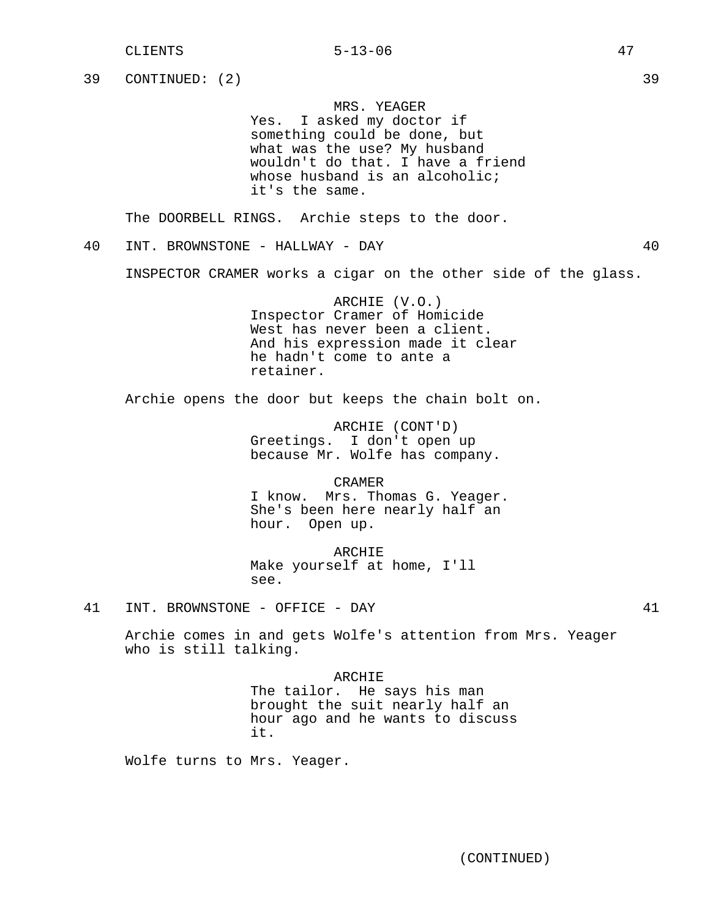39 CONTINUED: (2) 39

MRS. YEAGER
Yes. I asked my doctor if something could be done, but what was the use? My husband wouldn't do that. I have a friend whose husband is an alcoholic; it's the same.

The DOORBELL RINGS. Archie steps to the door.

40 INT. BROWNSTONE - HALLWAY - DAY 40

INSPECTOR CRAMER works a cigar on the other side of the glass.

ARCHIE (V.O.)
Inspector Cramer of Homicide West has never been a client. And his expression made it clear he hadn't come to ante a retainer.

Archie opens the door but keeps the chain bolt on.

ARCHIE (CONT'D)
Greetings. I don't open up because Mr. Wolfe has company.

CRAMER
I know. Mrs. Thomas G. Yeager. She's been here nearly half an hour. Open up.

ARCHIE
Make yourself at home, I'll see.

41 INT. BROWNSTONE - OFFICE - DAY 41

Archie comes in and gets Wolfe's attention from Mrs. Yeager who is still talking.

ARCHIE
The tailor. He says his man brought the suit nearly half an hour ago and he wants to discuss it.

Wolfe turns to Mrs. Yeager.

(CONTINUED)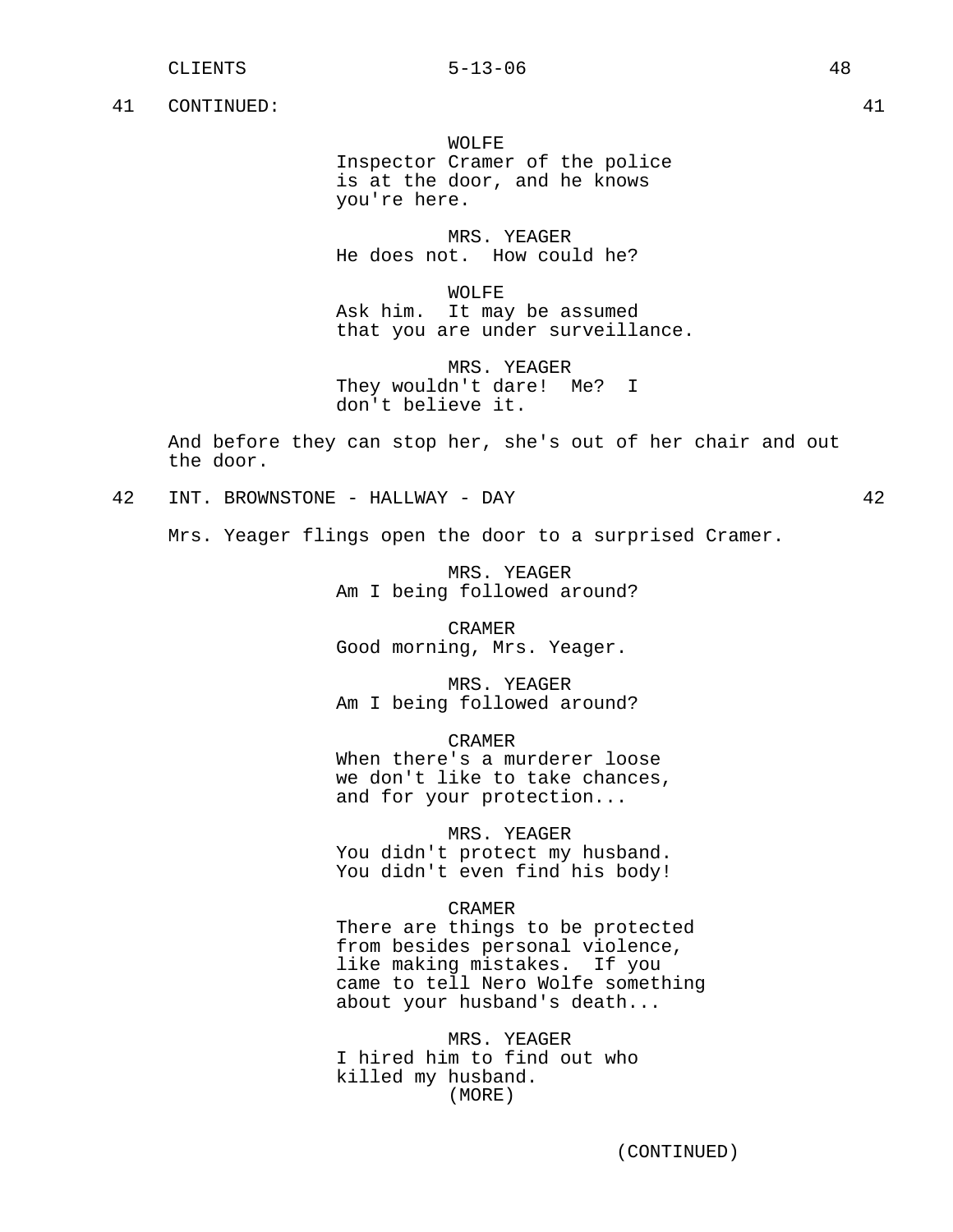41 CONTINUED: 41

WOLFE
Inspector Cramer of the police is at the door, and he knows you're here.

MRS. YEAGER
He does not. How could he?

WOLFE
Ask him. It may be assumed that you are under surveillance.

MRS. YEAGER
They wouldn't dare! Me? I don't believe it.

And before they can stop her, she's out of her chair and out the door.

42 INT. BROWNSTONE - HALLWAY - DAY 42

Mrs. Yeager flings open the door to a surprised Cramer.

MRS. YEAGER
Am I being followed around?

CRAMER
Good morning, Mrs. Yeager.

MRS. YEAGER
Am I being followed around?

CRAMER
When there's a murderer loose we don't like to take chances, and for your protection...

MRS. YEAGER
You didn't protect my husband. You didn't even find his body!

CRAMER
There are things to be protected from besides personal violence, like making mistakes. If you came to tell Nero Wolfe something about your husband's death...

MRS. YEAGER
I hired him to find out who killed my husband.
(MORE)

(CONTINUED)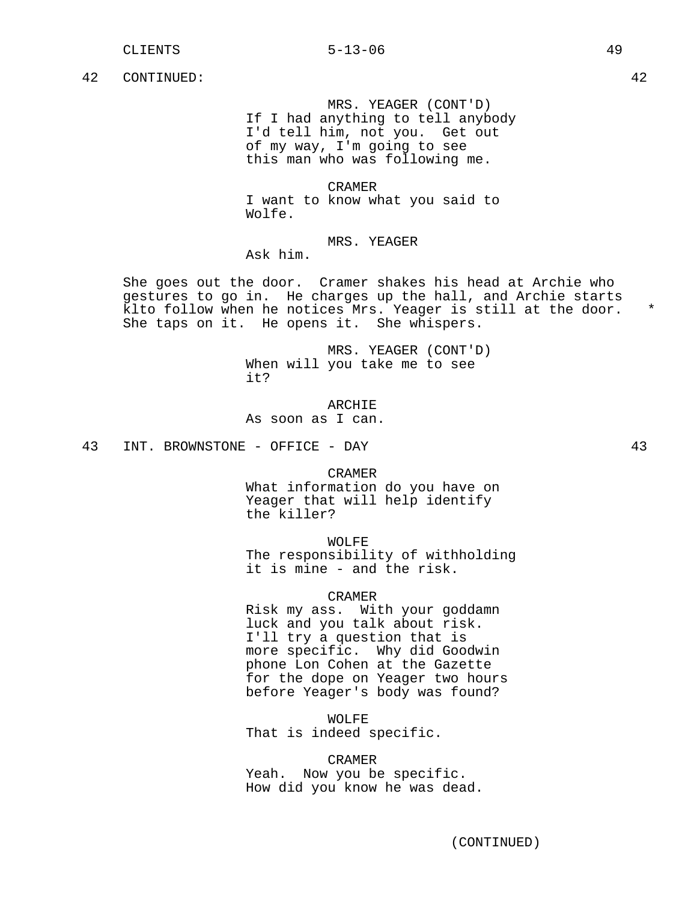42 CONTINUED: 42

MRS. YEAGER (CONT'D)
If I had anything to tell anybody I'd tell him, not you. Get out of my way, I'm going to see this man who was following me.

CRAMER
I want to know what you said to Wolfe.

MRS. YEAGER
Ask him.

She goes out the door. Cramer shakes his head at Archie who gestures to go in. He charges up the hall, and Archie starts klto follow when he notices Mrs. Yeager is still at the door. * She taps on it. He opens it. She whispers.

MRS. YEAGER (CONT'D)
When will you take me to see it?

ARCHIE
As soon as I can.

43 INT. BROWNSTONE - OFFICE - DAY 43

CRAMER
What information do you have on Yeager that will help identify the killer?

WOLFE
The responsibility of withholding it is mine - and the risk.

CRAMER
Risk my ass. With your goddamn luck and you talk about risk. I'll try a question that is more specific. Why did Goodwin phone Lon Cohen at the Gazette for the dope on Yeager two hours before Yeager's body was found?

WOLFE
That is indeed specific.

CRAMER
Yeah. Now you be specific. How did you know he was dead.

(CONTINUED)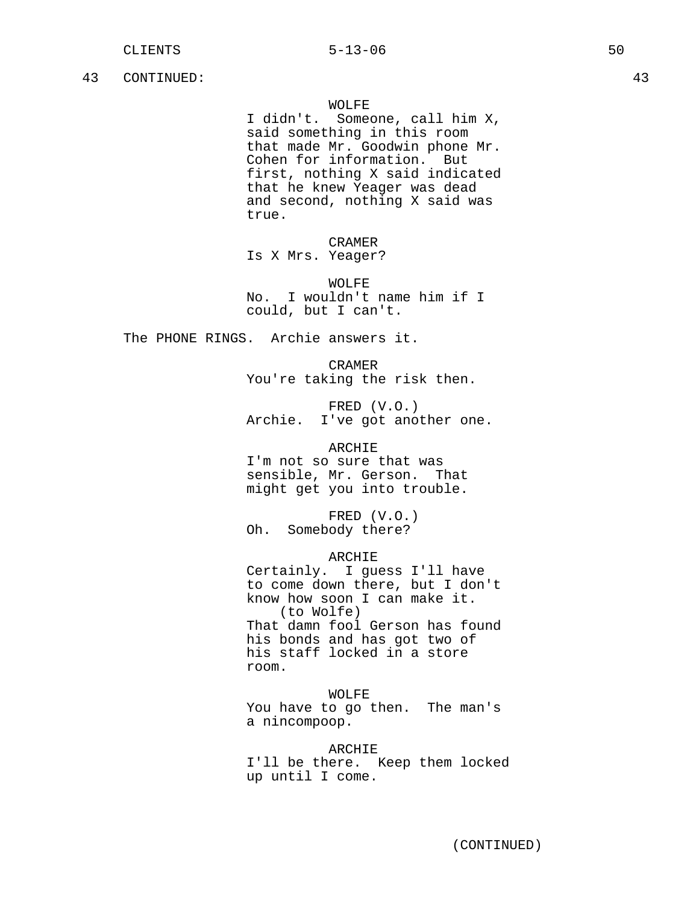43 CONTINUED: 43

WOLFE
I didn't. Someone, call him X, said something in this room that made Mr. Goodwin phone Mr. Cohen for information. But first, nothing X said indicated that he knew Yeager was dead and second, nothing X said was true.

CRAMER
Is X Mrs. Yeager?

WOLFE
No. I wouldn't name him if I could, but I can't.

The PHONE RINGS. Archie answers it.

CRAMER
You're taking the risk then.

FRED (V.O.)
Archie. I've got another one.

ARCHIE
I'm not so sure that was sensible, Mr. Gerson. That might get you into trouble.

FRED (V.O.)
Oh. Somebody there?

ARCHIE
Certainly. I guess I'll have to come down there, but I don't know how soon I can make it.
(to Wolfe)
That damn fool Gerson has found his bonds and has got two of his staff locked in a store room.

WOLFE
You have to go then. The man's a nincompoop.

ARCHIE
I'll be there. Keep them locked up until I come.

(CONTINUED)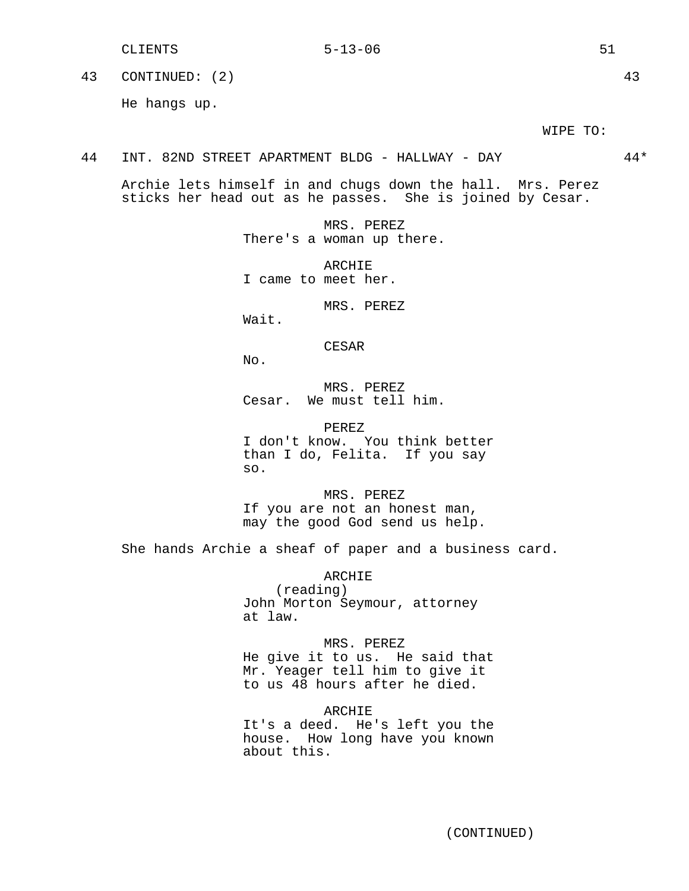43 CONTINUED: (2) 43

He hangs up.

WIPE TO:

44 INT. 82ND STREET APARTMENT BLDG - HALLWAY - DAY 44*

Archie lets himself in and chugs down the hall. Mrs. Perez sticks her head out as he passes. She is joined by Cesar.

MRS. PEREZ
There's a woman up there.

ARCHIE
I came to meet her.

MRS. PEREZ
Wait.

CESAR
No.

MRS. PEREZ
Cesar. We must tell him.

PEREZ
I don't know. You think better than I do, Felita. If you say so.

MRS. PEREZ
If you are not an honest man, may the good God send us help.

She hands Archie a sheaf of paper and a business card.

ARCHIE
(reading)
John Morton Seymour, attorney at law.

MRS. PEREZ
He give it to us. He said that Mr. Yeager tell him to give it to us 48 hours after he died.

ARCHIE
It's a deed. He's left you the house. How long have you known about this.

(CONTINUED)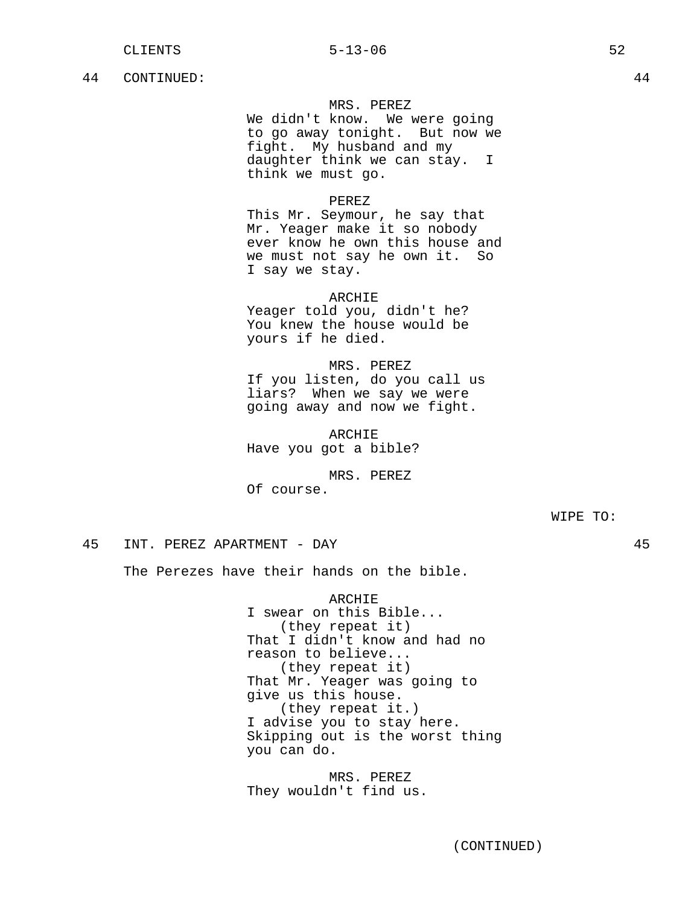44 CONTINUED: 44

MRS. PEREZ
We didn't know. We were going to go away tonight. But now we fight. My husband and my daughter think we can stay. I think we must go.

PEREZ
This Mr. Seymour, he say that Mr. Yeager make it so nobody ever know he own this house and we must not say he own it. So I say we stay.

ARCHIE
Yeager told you, didn't he? You knew the house would be yours if he died.

MRS. PEREZ
If you listen, do you call us liars? When we say we were going away and now we fight.

ARCHIE
Have you got a bible?

MRS. PEREZ
Of course.

WIPE TO:

45 INT. PEREZ APARTMENT - DAY 45

The Perezes have their hands on the bible.

ARCHIE
I swear on this Bible...
(they repeat it)
That I didn't know and had no reason to believe...
(they repeat it)
That Mr. Yeager was going to give us this house.
(they repeat it.)
I advise you to stay here. Skipping out is the worst thing you can do.

MRS. PEREZ
They wouldn't find us.

(CONTINUED)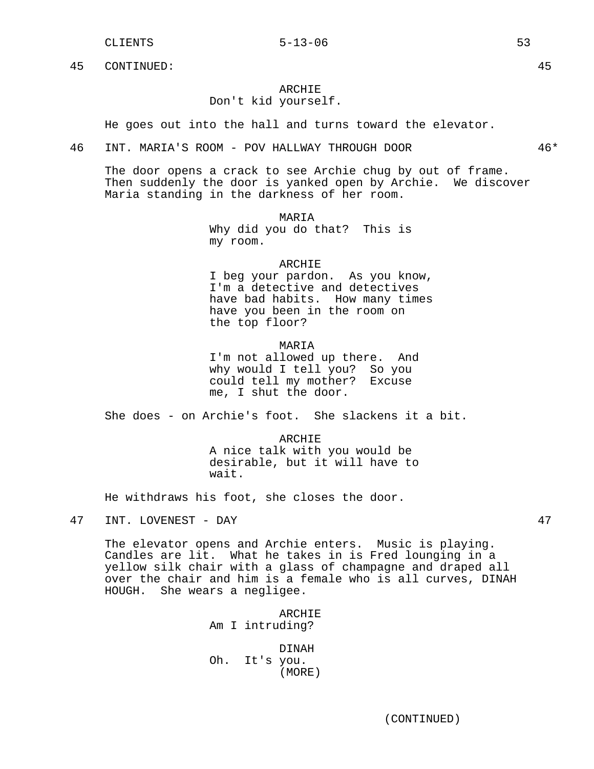45 CONTINUED: 45

ARCHIE
Don't kid yourself.

He goes out into the hall and turns toward the elevator.

46 INT. MARIA'S ROOM - POV HALLWAY THROUGH DOOR 46*

The door opens a crack to see Archie chug by out of frame. Then suddenly the door is yanked open by Archie. We discover Maria standing in the darkness of her room.

MARIA
Why did you do that? This is my room.

ARCHIE
I beg your pardon. As you know, I'm a detective and detectives have bad habits. How many times have you been in the room on the top floor?

MARIA
I'm not allowed up there. And why would I tell you? So you could tell my mother? Excuse me, I shut the door.

She does - on Archie's foot. She slackens it a bit.

ARCHIE
A nice talk with you would be desirable, but it will have to wait.

He withdraws his foot, she closes the door.

47 INT. LOVENEST - DAY 47

The elevator opens and Archie enters. Music is playing. Candles are lit. What he takes in is Fred lounging in a yellow silk chair with a glass of champagne and draped all over the chair and him is a female who is all curves, DINAH HOUGH. She wears a negligee.

ARCHIE
Am I intruding?

DINAH
Oh. It's you.
(MORE)

(CONTINUED)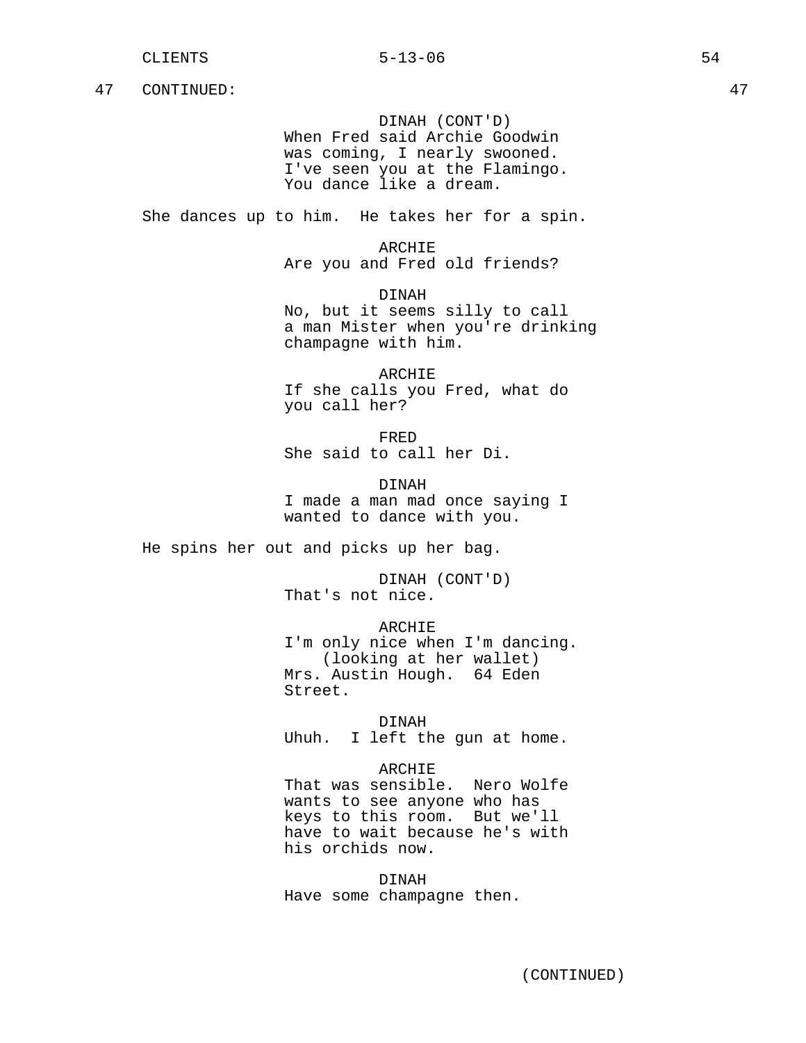47 CONTINUED: 47

DINAH (CONT'D)
When Fred said Archie Goodwin was coming, I nearly swooned. I've seen you at the Flamingo. You dance like a dream.

She dances up to him. He takes her for a spin.

ARCHIE
Are you and Fred old friends?

DINAH
No, but it seems silly to call a man Mister when you're drinking champagne with him.

ARCHIE
If she calls you Fred, what do you call her?

FRED
She said to call her Di.

DINAH
I made a man mad once saying I wanted to dance with you.

He spins her out and picks up her bag.

DINAH (CONT'D)
That's not nice.

ARCHIE
I'm only nice when I'm dancing.
(looking at her wallet)
Mrs. Austin Hough. 64 Eden Street.

DINAH
Uhuh. I left the gun at home.

ARCHIE
That was sensible. Nero Wolfe wants to see anyone who has keys to this room. But we'll have to wait because he's with his orchids now.

DINAH
Have some champagne then.

(CONTINUED)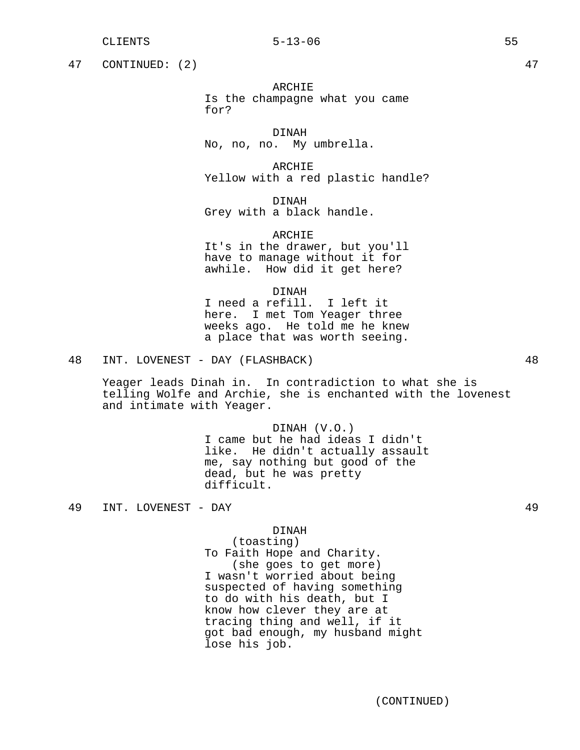47 CONTINUED: (2) 47

ARCHIE
Is the champagne what you came for?

DINAH
No, no, no. My umbrella.

ARCHIE
Yellow with a red plastic handle?

DINAH
Grey with a black handle.

ARCHIE
It's in the drawer, but you'll have to manage without it for awhile. How did it get here?

DINAH
I need a refill. I left it here. I met Tom Yeager three weeks ago. He told me he knew a place that was worth seeing.

48 INT. LOVENEST - DAY (FLASHBACK) 48

Yeager leads Dinah in. In contradiction to what she is telling Wolfe and Archie, she is enchanted with the lovenest and intimate with Yeager.

DINAH (V.O.)
I came but he had ideas I didn't like. He didn't actually assault me, say nothing but good of the dead, but he was pretty difficult.

49 INT. LOVENEST - DAY 49

DINAH
(toasting)
To Faith Hope and Charity.
(she goes to get more)
I wasn't worried about being suspected of having something to do with his death, but I know how clever they are at tracing thing and well, if it got bad enough, my husband might lose his job.

(CONTINUED)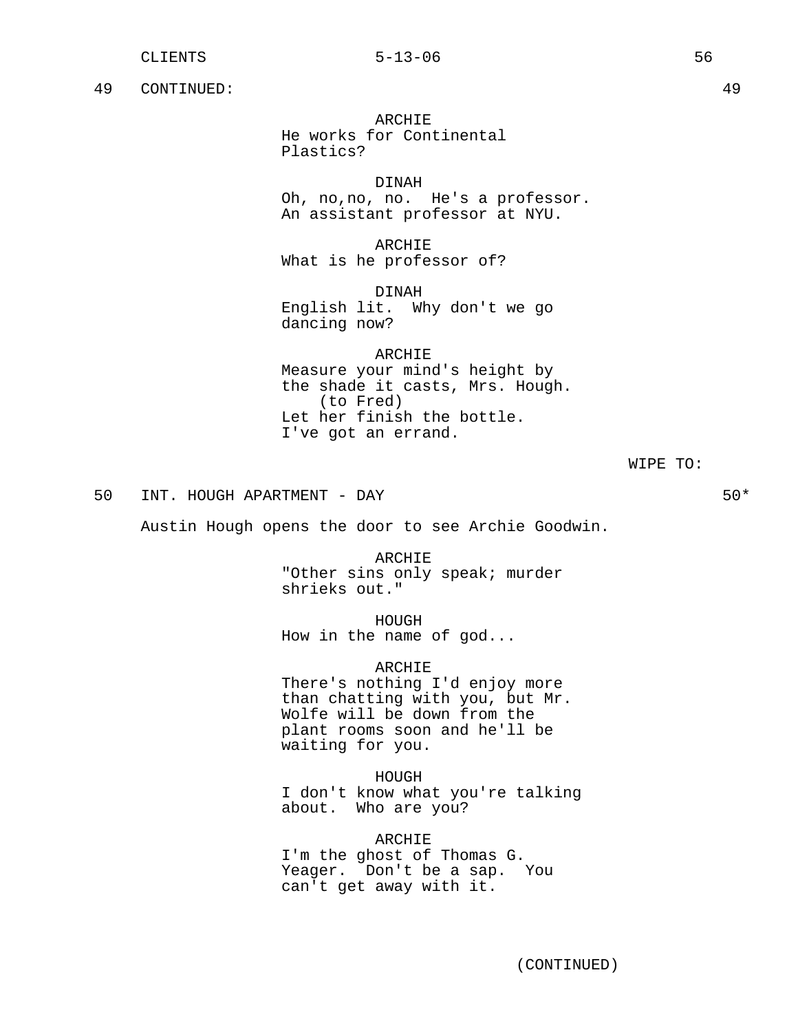49 CONTINUED: 49

ARCHIE
He works for Continental Plastics?

DINAH
Oh, no,no, no. He's a professor. An assistant professor at NYU.

ARCHIE
What is he professor of?

DINAH
English lit. Why don't we go dancing now?

ARCHIE
Measure your mind's height by the shade it casts, Mrs. Hough.
(to Fred)
Let her finish the bottle. I've got an errand.

WIPE TO:

50 INT. HOUGH APARTMENT - DAY 50*

Austin Hough opens the door to see Archie Goodwin.

ARCHIE
"Other sins only speak; murder shrieks out."

HOUGH
How in the name of god...

ARCHIE
There's nothing I'd enjoy more than chatting with you, but Mr. Wolfe will be down from the plant rooms soon and he'll be waiting for you.

HOUGH
I don't know what you're talking about. Who are you?

ARCHIE
I'm the ghost of Thomas G. Yeager. Don't be a sap. You can't get away with it.

(CONTINUED)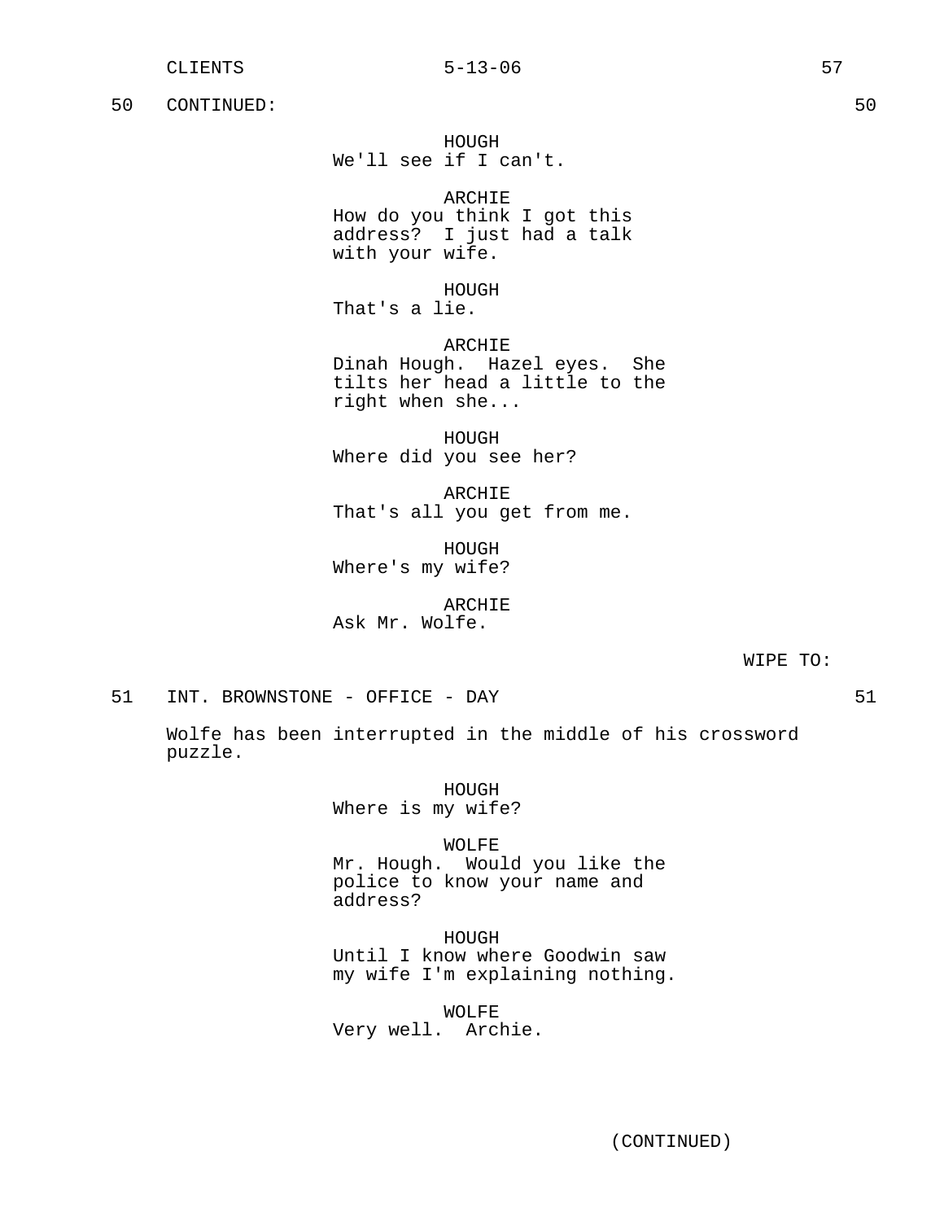50 CONTINUED: 50

HOUGH
We'll see if I can't.

ARCHIE
How do you think I got this address? I just had a talk with your wife.

HOUGH
That's a lie.

ARCHIE
Dinah Hough. Hazel eyes. She tilts her head a little to the right when she...

HOUGH
Where did you see her?

ARCHIE
That's all you get from me.

HOUGH
Where's my wife?

ARCHIE
Ask Mr. Wolfe.

WIPE TO:

51 INT. BROWNSTONE - OFFICE - DAY 51

Wolfe has been interrupted in the middle of his crossword puzzle.

HOUGH
Where is my wife?

WOLFE
Mr. Hough. Would you like the police to know your name and address?

HOUGH
Until I know where Goodwin saw my wife I'm explaining nothing.

WOLFE
Very well. Archie.

(CONTINUED)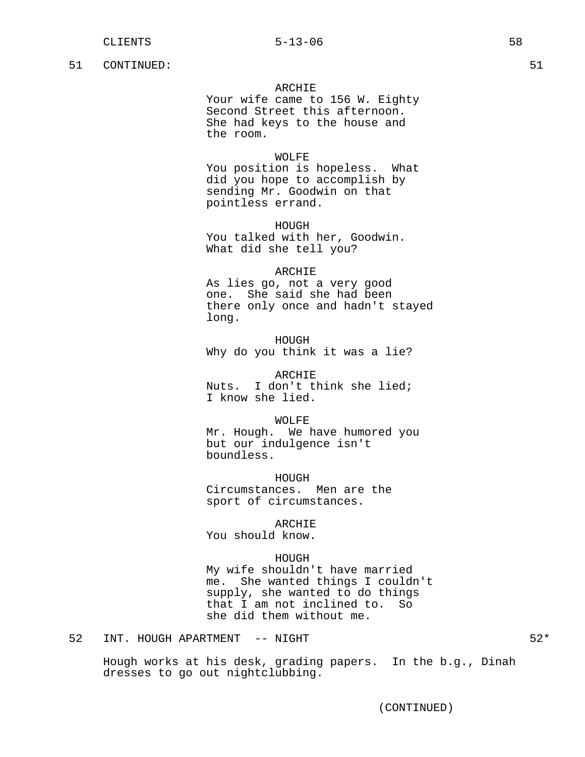51 CONTINUED: 51

ARCHIE
Your wife came to 156 W. Eighty Second Street this afternoon. She had keys to the house and the room.

WOLFE
You position is hopeless. What did you hope to accomplish by sending Mr. Goodwin on that pointless errand.

HOUGH
You talked with her, Goodwin. What did she tell you?

ARCHIE
As lies go, not a very good one. She said she had been there only once and hadn't stayed long.

HOUGH
Why do you think it was a lie?

ARCHIE
Nuts. I don't think she lied; I know she lied.

WOLFE
Mr. Hough. We have humored you but our indulgence isn't boundless.

HOUGH
Circumstances. Men are the sport of circumstances.

ARCHIE
You should know.

HOUGH
My wife shouldn't have married me. She wanted things I couldn't supply, she wanted to do things that I am not inclined to. So she did them without me.

52 INT. HOUGH APARTMENT -- NIGHT 52*

Hough works at his desk, grading papers. In the b.g., Dinah dresses to go out nightclubbing.

(CONTINUED)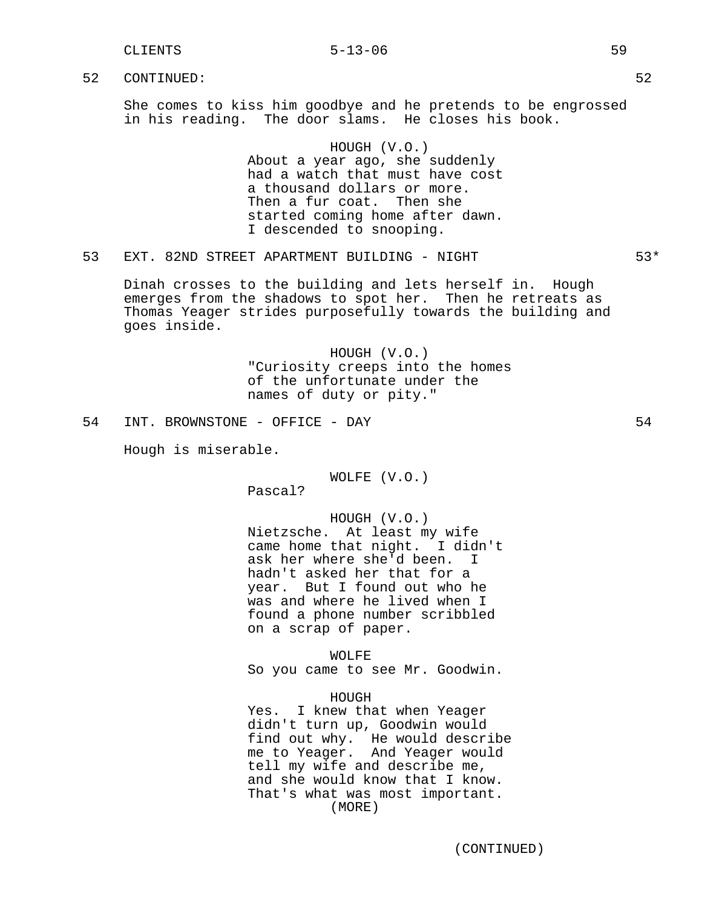52 CONTINUED: 52

She comes to kiss him goodbye and he pretends to be engrossed in his reading. The door slams. He closes his book.

HOUGH (V.O.)
About a year ago, she suddenly had a watch that must have cost a thousand dollars or more. Then a fur coat. Then she started coming home after dawn. I descended to snooping.

53 EXT. 82ND STREET APARTMENT BUILDING - NIGHT 53*

Dinah crosses to the building and lets herself in. Hough emerges from the shadows to spot her. Then he retreats as Thomas Yeager strides purposefully towards the building and goes inside.

HOUGH (V.O.)
"Curiosity creeps into the homes of the unfortunate under the names of duty or pity."

54 INT. BROWNSTONE - OFFICE - DAY 54

Hough is miserable.

WOLFE (V.O.)
Pascal?

HOUGH (V.O.)
Nietzsche. At least my wife came home that night. I didn't ask her where she'd been. I hadn't asked her that for a year. But I found out who he was and where he lived when I found a phone number scribbled on a scrap of paper.

WOLFE
So you came to see Mr. Goodwin.

HOUGH
Yes. I knew that when Yeager didn't turn up, Goodwin would find out why. He would describe me to Yeager. And Yeager would tell my wife and describe me, and she would know that I know. That's what was most important.
(MORE)

(CONTINUED)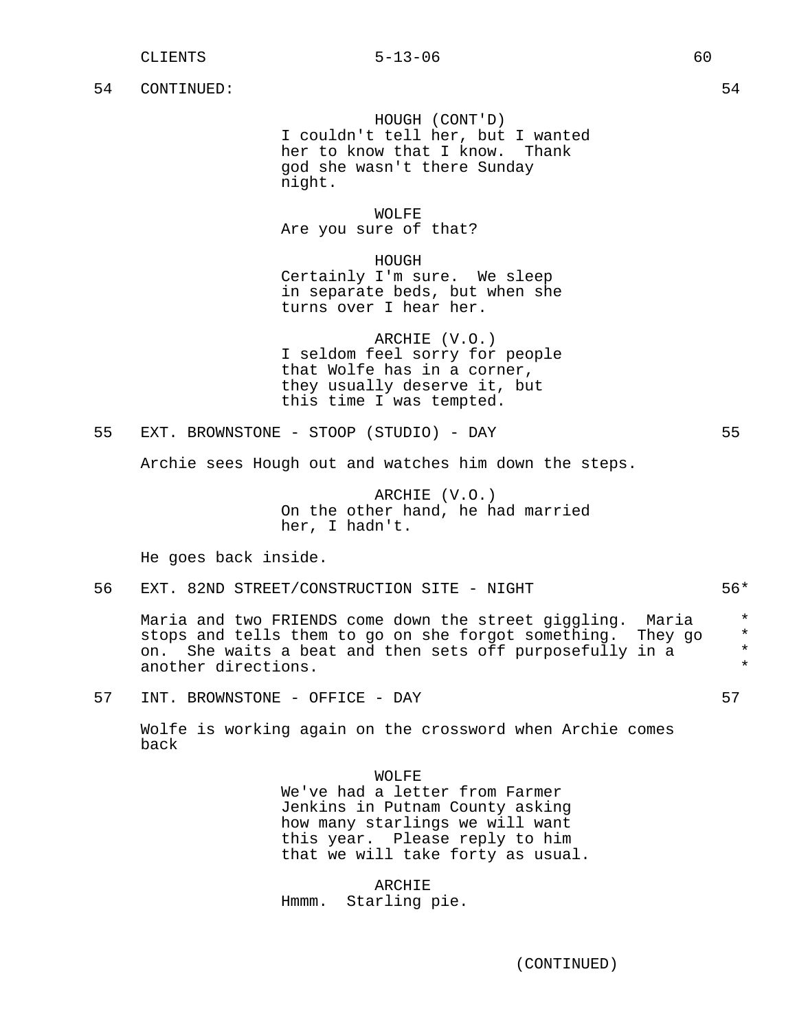54 CONTINUED: 54

HOUGH (CONT'D)
I couldn't tell her, but I wanted her to know that I know. Thank god she wasn't there Sunday night.

WOLFE
Are you sure of that?

HOUGH
Certainly I'm sure. We sleep in separate beds, but when she turns over I hear her.

ARCHIE (V.O.)
I seldom feel sorry for people that Wolfe has in a corner, they usually deserve it, but this time I was tempted.

55 EXT. BROWNSTONE - STOOP (STUDIO) - DAY 55

Archie sees Hough out and watches him down the steps.

ARCHIE (V.O.)
On the other hand, he had married her, I hadn't.

He goes back inside.

56 EXT. 82ND STREET/CONSTRUCTION SITE - NIGHT 56*

Maria and two FRIENDS come down the street giggling. Maria stops and tells them to go on she forgot something. They go on. She waits a beat and then sets off purposefully in a another directions. *

57 INT. BROWNSTONE - OFFICE - DAY 57

Wolfe is working again on the crossword when Archie comes back

WOLFE
We've had a letter from Farmer Jenkins in Putnam County asking how many starlings we will want this year. Please reply to him that we will take forty as usual.

ARCHIE
Hmmm. Starling pie.

(CONTINUED)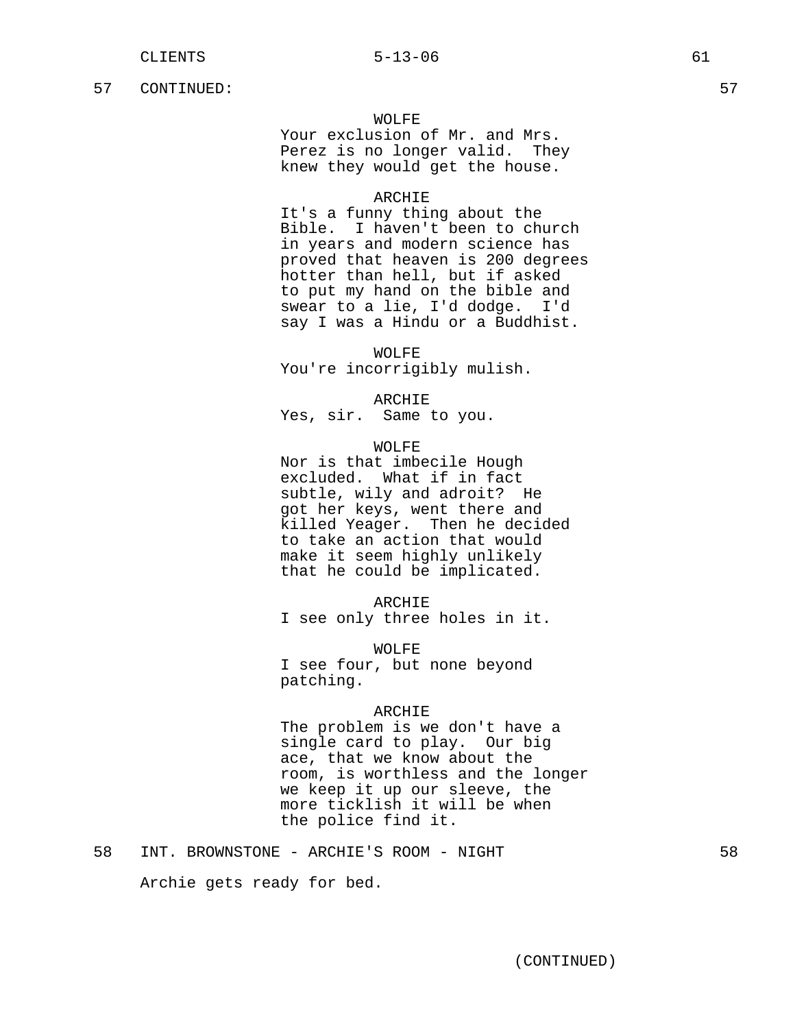57 CONTINUED: 57

WOLFE
Your exclusion of Mr. and Mrs. Perez is no longer valid. They knew they would get the house.

ARCHIE
It's a funny thing about the Bible. I haven't been to church in years and modern science has proved that heaven is 200 degrees hotter than hell, but if asked to put my hand on the bible and swear to a lie, I'd dodge. I'd say I was a Hindu or a Buddhist.

WOLFE
You're incorrigibly mulish.

ARCHIE
Yes, sir. Same to you.

WOLFE
Nor is that imbecile Hough excluded. What if in fact subtle, wily and adroit? He got her keys, went there and killed Yeager. Then he decided to take an action that would make it seem highly unlikely that he could be implicated.

ARCHIE
I see only three holes in it.

WOLFE
I see four, but none beyond patching.

ARCHIE
The problem is we don't have a single card to play. Our big ace, that we know about the room, is worthless and the longer we keep it up our sleeve, the more ticklish it will be when the police find it.

58 INT. BROWNSTONE - ARCHIE'S ROOM - NIGHT 58

Archie gets ready for bed.

(CONTINUED)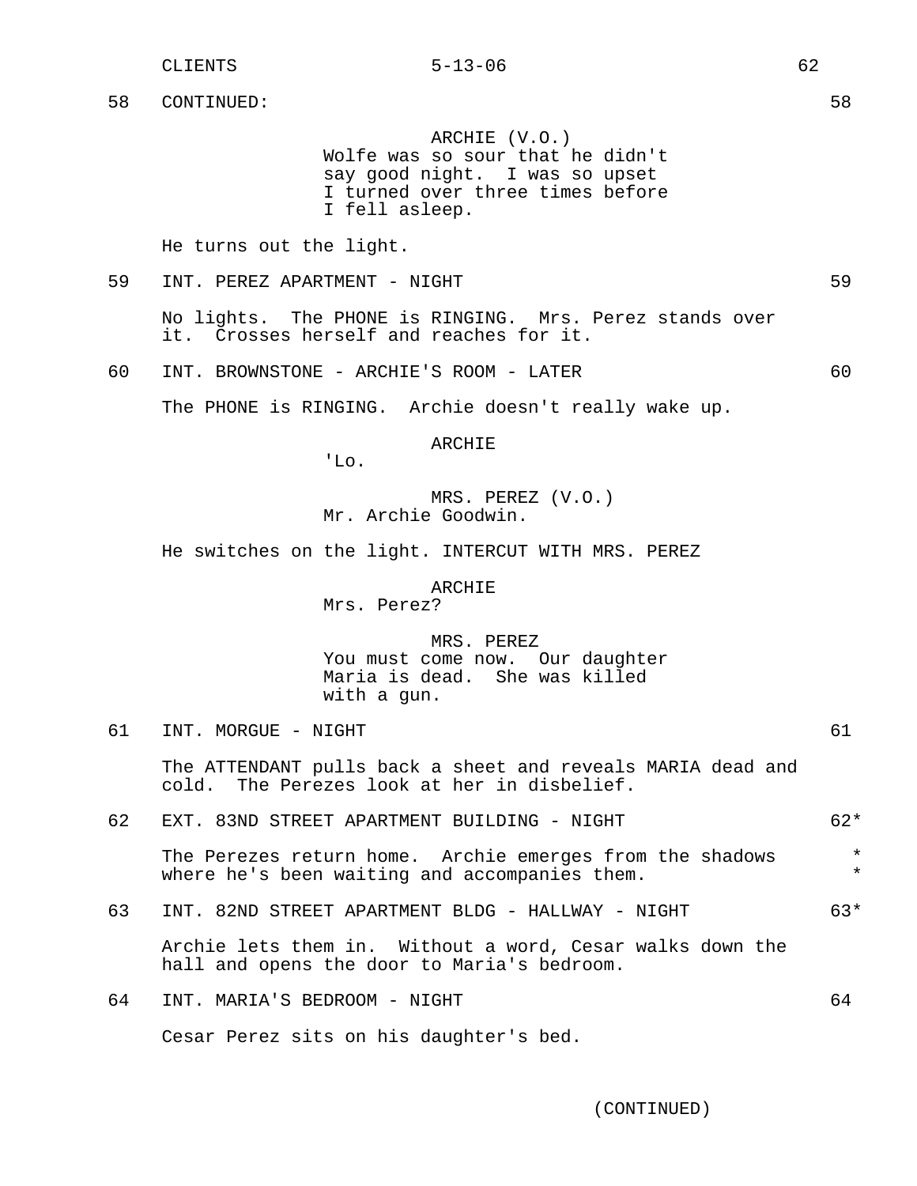58 CONTINUED: 58

ARCHIE (V.O.)
Wolfe was so sour that he didn't say good night. I was so upset I turned over three times before I fell asleep.

He turns out the light.

59 INT. PEREZ APARTMENT - NIGHT 59

No lights. The PHONE is RINGING. Mrs. Perez stands over it. Crosses herself and reaches for it.

60 INT. BROWNSTONE - ARCHIE'S ROOM - LATER 60

The PHONE is RINGING. Archie doesn't really wake up.

ARCHIE
'Lo.

MRS. PEREZ (V.O.)
Mr. Archie Goodwin.

He switches on the light. INTERCUT WITH MRS. PEREZ

ARCHIE
Mrs. Perez?

MRS. PEREZ
You must come now. Our daughter Maria is dead. She was killed with a gun.

61 INT. MORGUE - NIGHT 61

The ATTENDANT pulls back a sheet and reveals MARIA dead and cold. The Perezes look at her in disbelief.

62 EXT. 83ND STREET APARTMENT BUILDING - NIGHT 62*

The Perezes return home. Archie emerges from the shadows where he's been waiting and accompanies them. *

63 INT. 82ND STREET APARTMENT BLDG - HALLWAY - NIGHT 63*

Archie lets them in. Without a word, Cesar walks down the hall and opens the door to Maria's bedroom.

64 INT. MARIA'S BEDROOM - NIGHT 64

Cesar Perez sits on his daughter's bed.

(CONTINUED)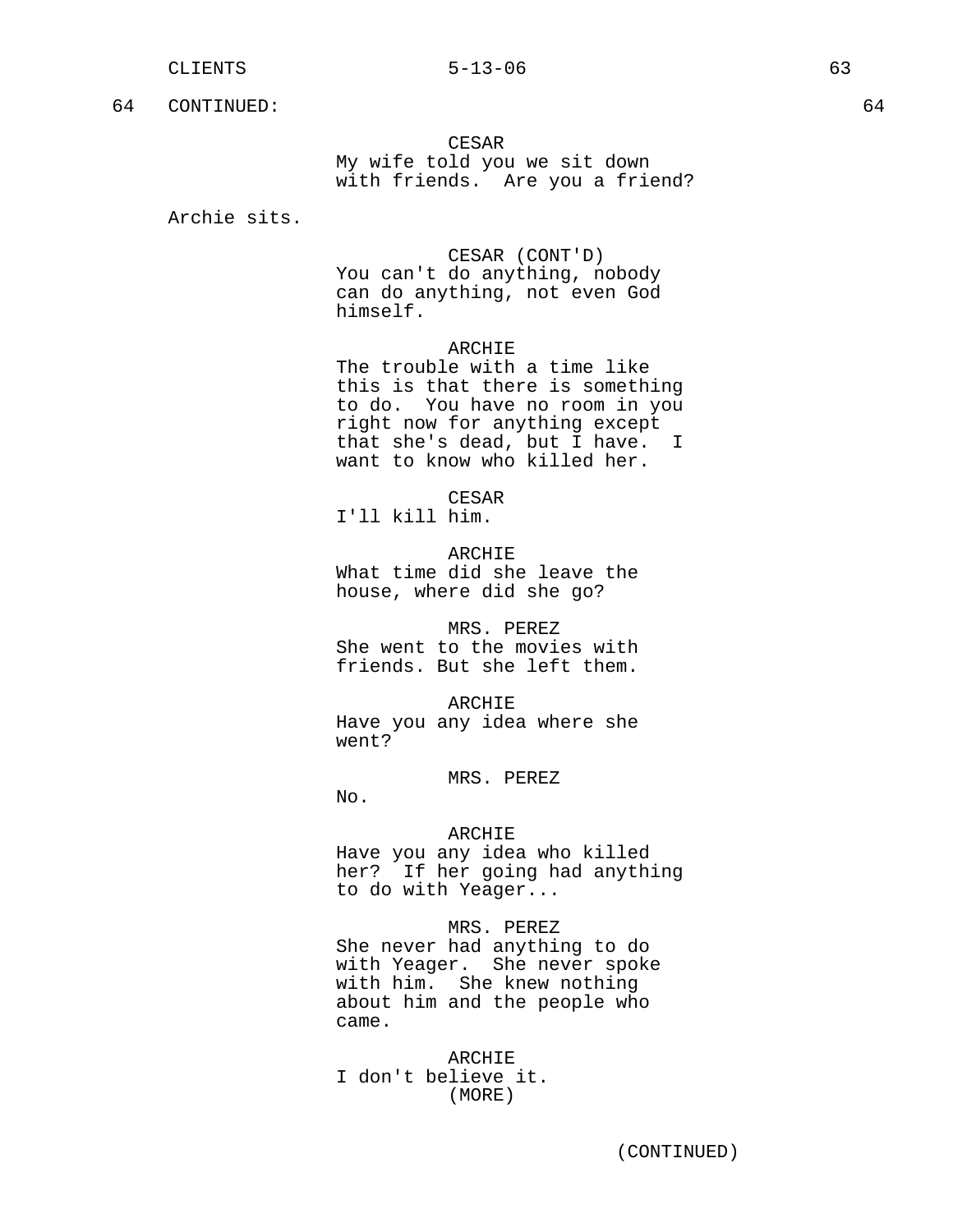64 CONTINUED: 64

CESAR
My wife told you we sit down with friends. Are you a friend?

Archie sits.

CESAR (CONT'D)
You can't do anything, nobody can do anything, not even God himself.

ARCHIE
The trouble with a time like this is that there is something to do. You have no room in you right now for anything except that she's dead, but I have. I want to know who killed her.

CESAR
I'll kill him.

ARCHIE
What time did she leave the house, where did she go?

MRS. PEREZ
She went to the movies with friends. But she left them.

ARCHIE
Have you any idea where she went?

MRS. PEREZ
No.

ARCHIE
Have you any idea who killed her? If her going had anything to do with Yeager...

MRS. PEREZ
She never had anything to do with Yeager. She never spoke with him. She knew nothing about him and the people who came.

ARCHIE
I don't believe it.
(MORE)

(CONTINUED)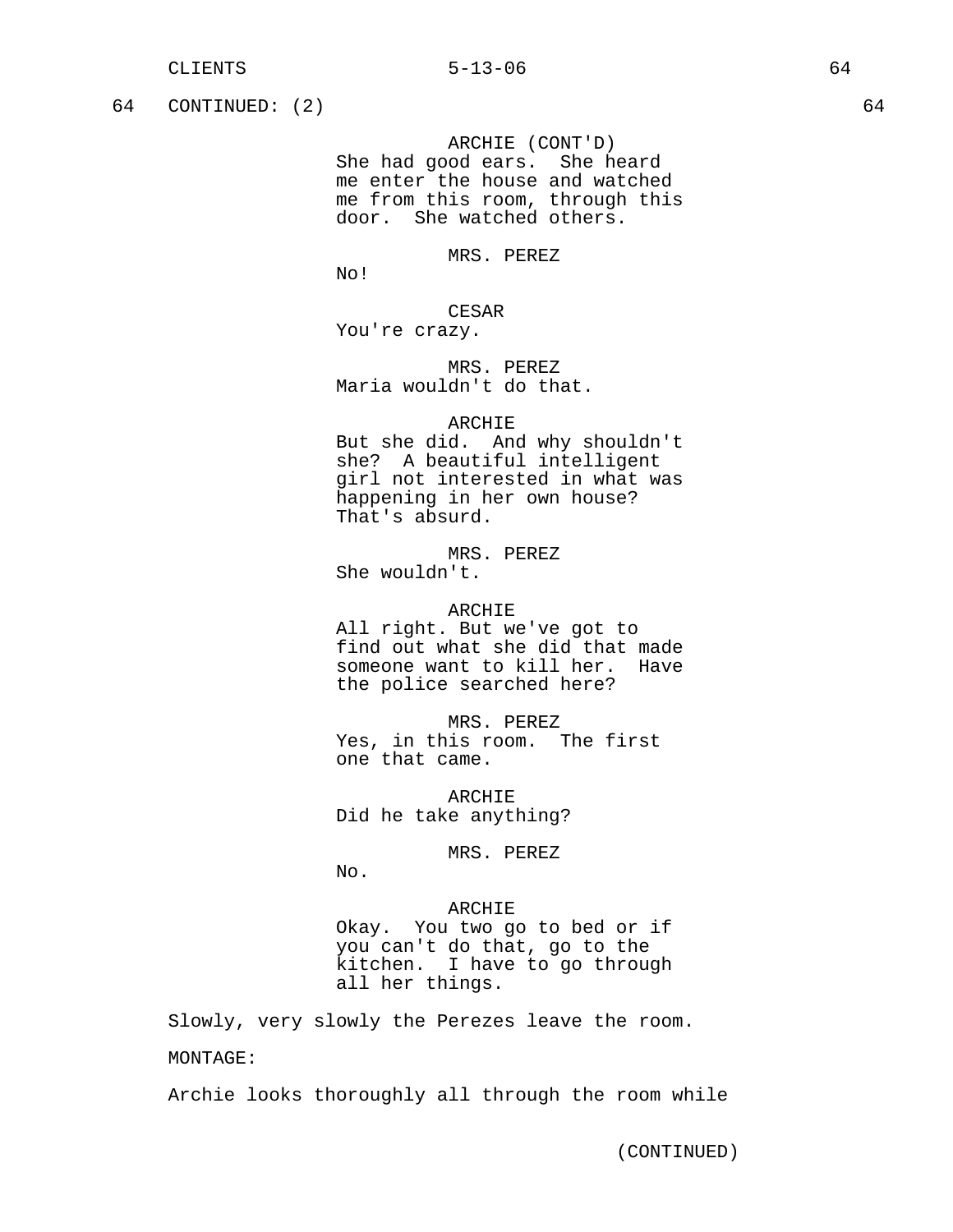64 CONTINUED: (2) 64

ARCHIE (CONT'D)
She had good ears. She heard me enter the house and watched me from this room, through this door. She watched others.

MRS. PEREZ
No!

CESAR
You're crazy.

MRS. PEREZ
Maria wouldn't do that.

ARCHIE
But she did. And why shouldn't she? A beautiful intelligent girl not interested in what was happening in her own house? That's absurd.

MRS. PEREZ
She wouldn't.

ARCHIE
All right. But we've got to find out what she did that made someone want to kill her. Have the police searched here?

MRS. PEREZ
Yes, in this room. The first one that came.

ARCHIE
Did he take anything?

MRS. PEREZ
No.

ARCHIE
Okay. You two go to bed or if you can't do that, go to the kitchen. I have to go through all her things.

Slowly, very slowly the Perezes leave the room.

MONTAGE:

Archie looks thoroughly all through the room while

(CONTINUED)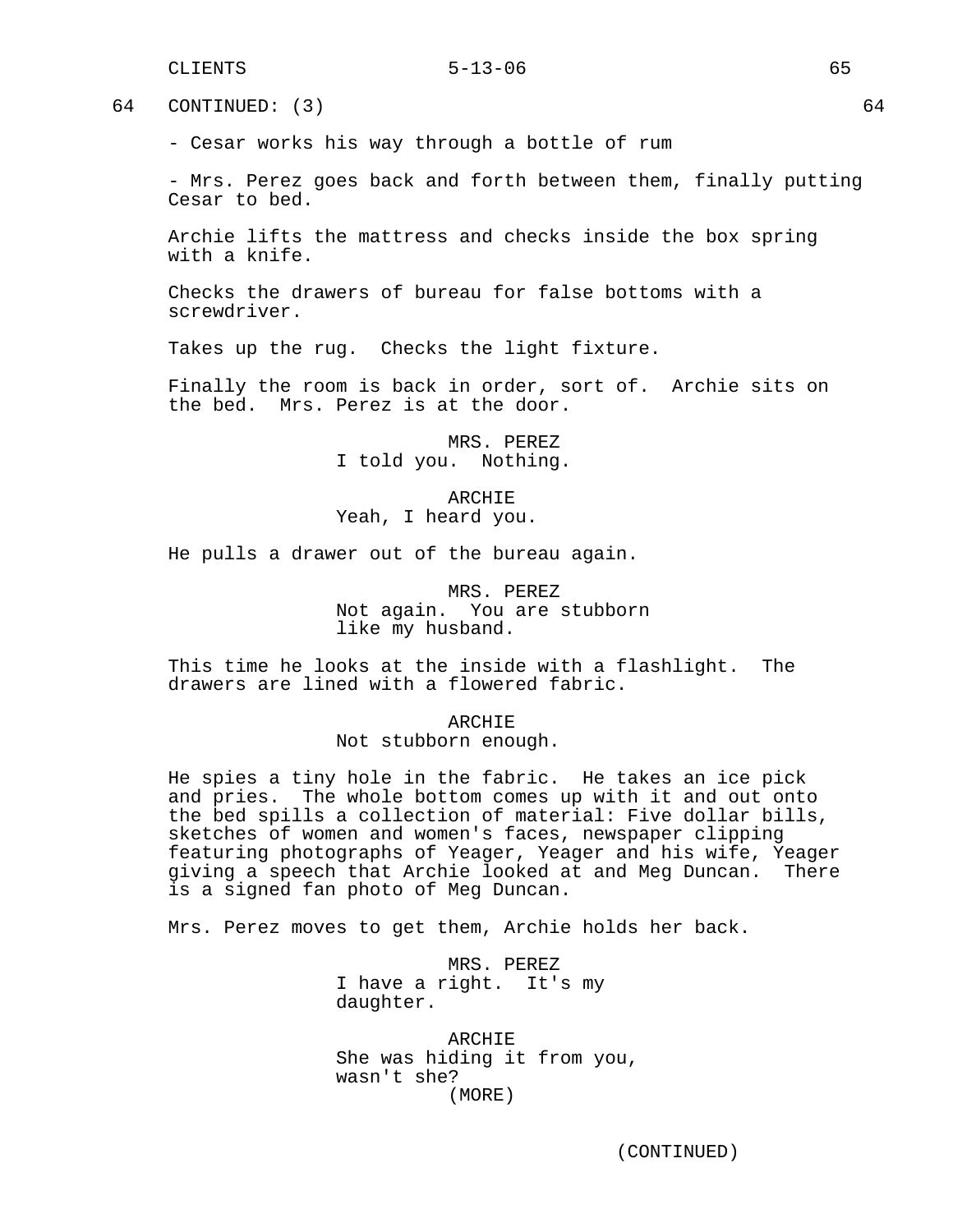64 CONTINUED: (3) 64

- Cesar works his way through a bottle of rum

- Mrs. Perez goes back and forth between them, finally putting Cesar to bed.

Archie lifts the mattress and checks inside the box spring with a knife.

Checks the drawers of bureau for false bottoms with a screwdriver.

Takes up the rug. Checks the light fixture.

Finally the room is back in order, sort of. Archie sits on the bed. Mrs. Perez is at the door.

MRS. PEREZ
I told you. Nothing.

ARCHIE
Yeah, I heard you.

He pulls a drawer out of the bureau again.

MRS. PEREZ
Not again. You are stubborn like my husband.

This time he looks at the inside with a flashlight. The drawers are lined with a flowered fabric.

ARCHIE
Not stubborn enough.

He spies a tiny hole in the fabric. He takes an ice pick and pries. The whole bottom comes up with it and out onto the bed spills a collection of material: Five dollar bills, sketches of women and women's faces, newspaper clipping featuring photographs of Yeager, Yeager and his wife, Yeager giving a speech that Archie looked at and Meg Duncan. There is a signed fan photo of Meg Duncan.

Mrs. Perez moves to get them, Archie holds her back.

MRS. PEREZ
I have a right. It's my daughter.

ARCHIE
She was hiding it from you, wasn't she?
(MORE)

(CONTINUED)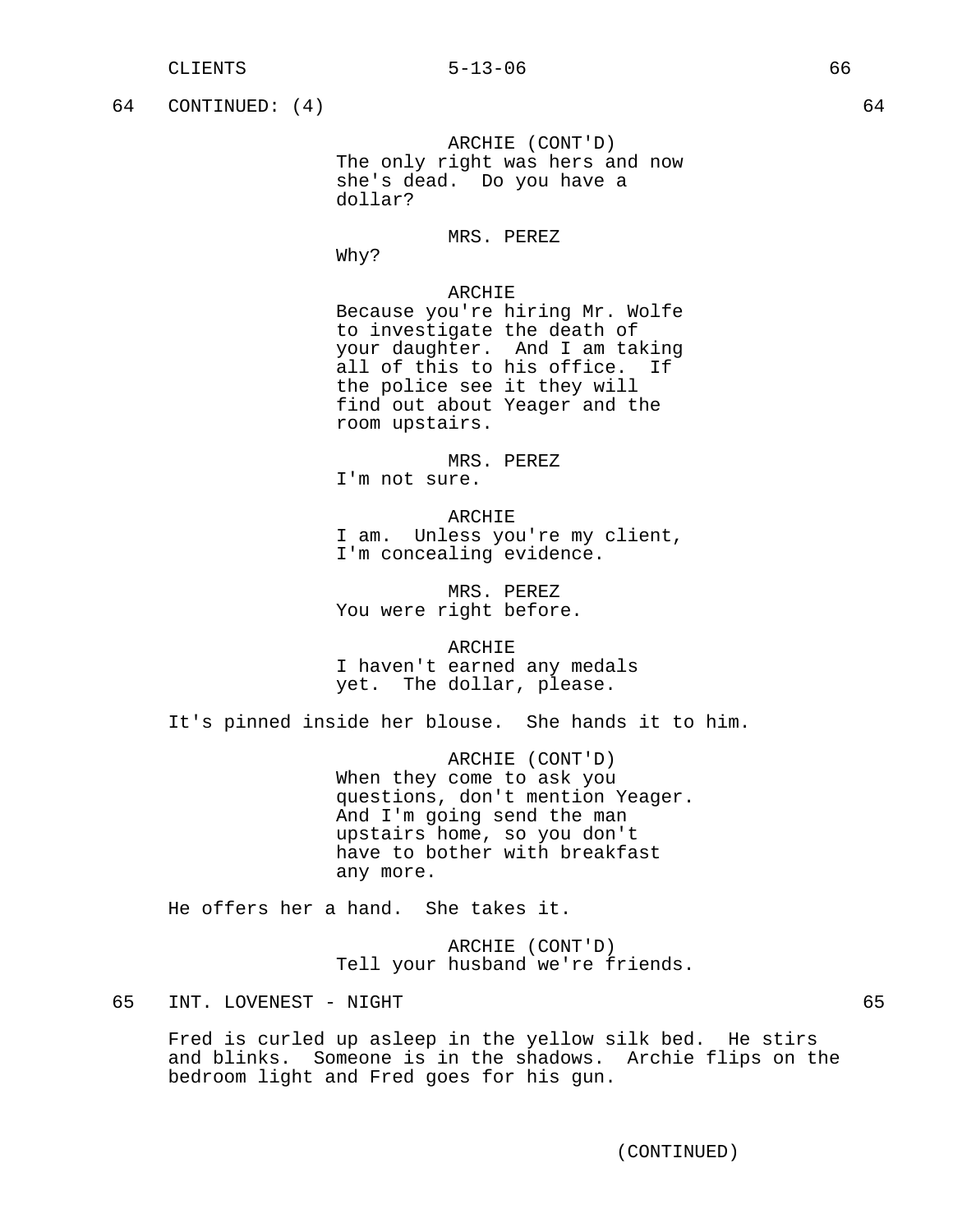64 CONTINUED: (4) 64

ARCHIE (CONT'D)
The only right was hers and now she's dead. Do you have a dollar?

MRS. PEREZ
Why?

ARCHIE
Because you're hiring Mr. Wolfe to investigate the death of your daughter. And I am taking all of this to his office. If the police see it they will find out about Yeager and the room upstairs.

MRS. PEREZ
I'm not sure.

ARCHIE
I am. Unless you're my client, I'm concealing evidence.

MRS. PEREZ
You were right before.

ARCHIE
I haven't earned any medals yet. The dollar, please.

It's pinned inside her blouse. She hands it to him.

ARCHIE (CONT'D)
When they come to ask you questions, don't mention Yeager. And I'm going send the man upstairs home, so you don't have to bother with breakfast any more.

He offers her a hand. She takes it.

ARCHIE (CONT'D)
Tell your husband we're friends.

65 INT. LOVENEST - NIGHT 65

Fred is curled up asleep in the yellow silk bed. He stirs and blinks. Someone is in the shadows. Archie flips on the bedroom light and Fred goes for his gun.

(CONTINUED)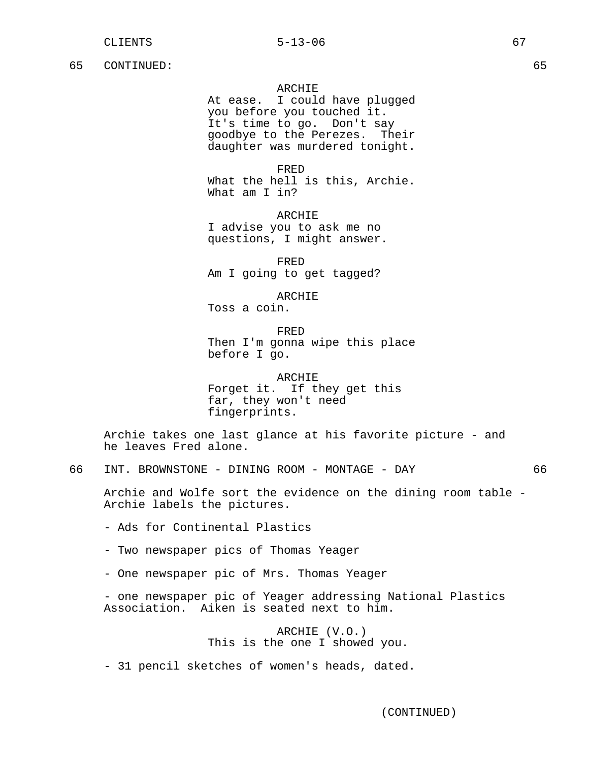65 CONTINUED: 65

ARCHIE
At ease. I could have plugged you before you touched it. It's time to go. Don't say goodbye to the Perezes. Their daughter was murdered tonight.

FRED
What the hell is this, Archie. What am I in?

ARCHIE
I advise you to ask me no questions, I might answer.

FRED
Am I going to get tagged?

ARCHIE
Toss a coin.

FRED
Then I'm gonna wipe this place before I go.

ARCHIE
Forget it. If they get this far, they won't need fingerprints.

Archie takes one last glance at his favorite picture - and he leaves Fred alone.

66 INT. BROWNSTONE - DINING ROOM - MONTAGE - DAY 66

Archie and Wolfe sort the evidence on the dining room table - Archie labels the pictures.

- Ads for Continental Plastics

- Two newspaper pics of Thomas Yeager

- One newspaper pic of Mrs. Thomas Yeager

- one newspaper pic of Yeager addressing National Plastics Association. Aiken is seated next to him.

ARCHIE (V.O.)
This is the one I showed you.

- 31 pencil sketches of women's heads, dated.

(CONTINUED)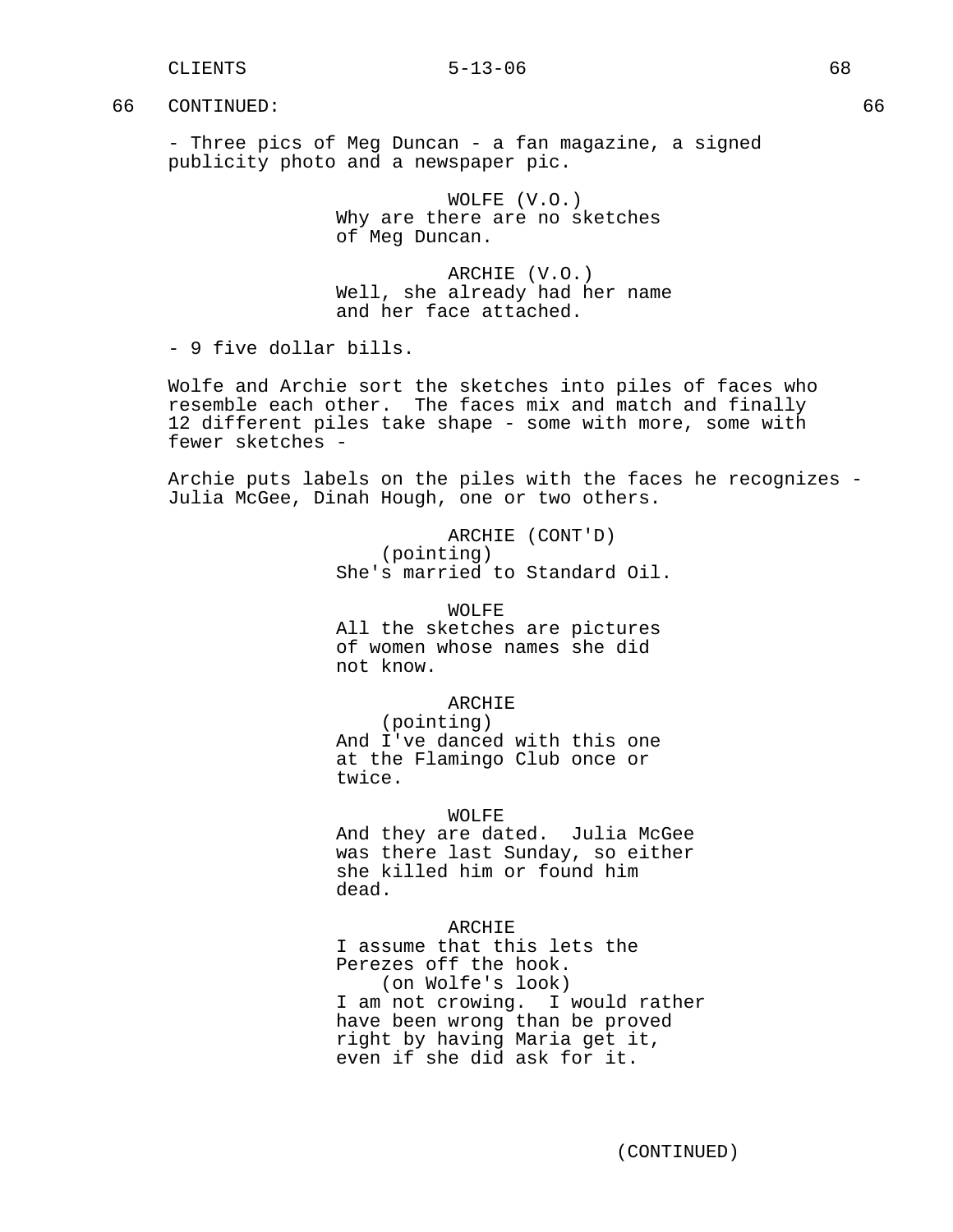66 CONTINUED: 66

- Three pics of Meg Duncan - a fan magazine, a signed publicity photo and a newspaper pic.

WOLFE (V.O.)
Why are there are no sketches of Meg Duncan.

ARCHIE (V.O.)
Well, she already had her name and her face attached.

- 9 five dollar bills.

Wolfe and Archie sort the sketches into piles of faces who resemble each other. The faces mix and match and finally 12 different piles take shape - some with more, some with fewer sketches -

Archie puts labels on the piles with the faces he recognizes - Julia McGee, Dinah Hough, one or two others.

ARCHIE (CONT'D)
(pointing)
She's married to Standard Oil.

WOLFE
All the sketches are pictures of women whose names she did not know.

ARCHIE
(pointing)
And I've danced with this one at the Flamingo Club once or twice.

WOLFE
And they are dated. Julia McGee was there last Sunday, so either she killed him or found him dead.

ARCHIE
I assume that this lets the Perezes off the hook.
(on Wolfe's look)
I am not crowing. I would rather have been wrong than be proved right by having Maria get it, even if she did ask for it.

(CONTINUED)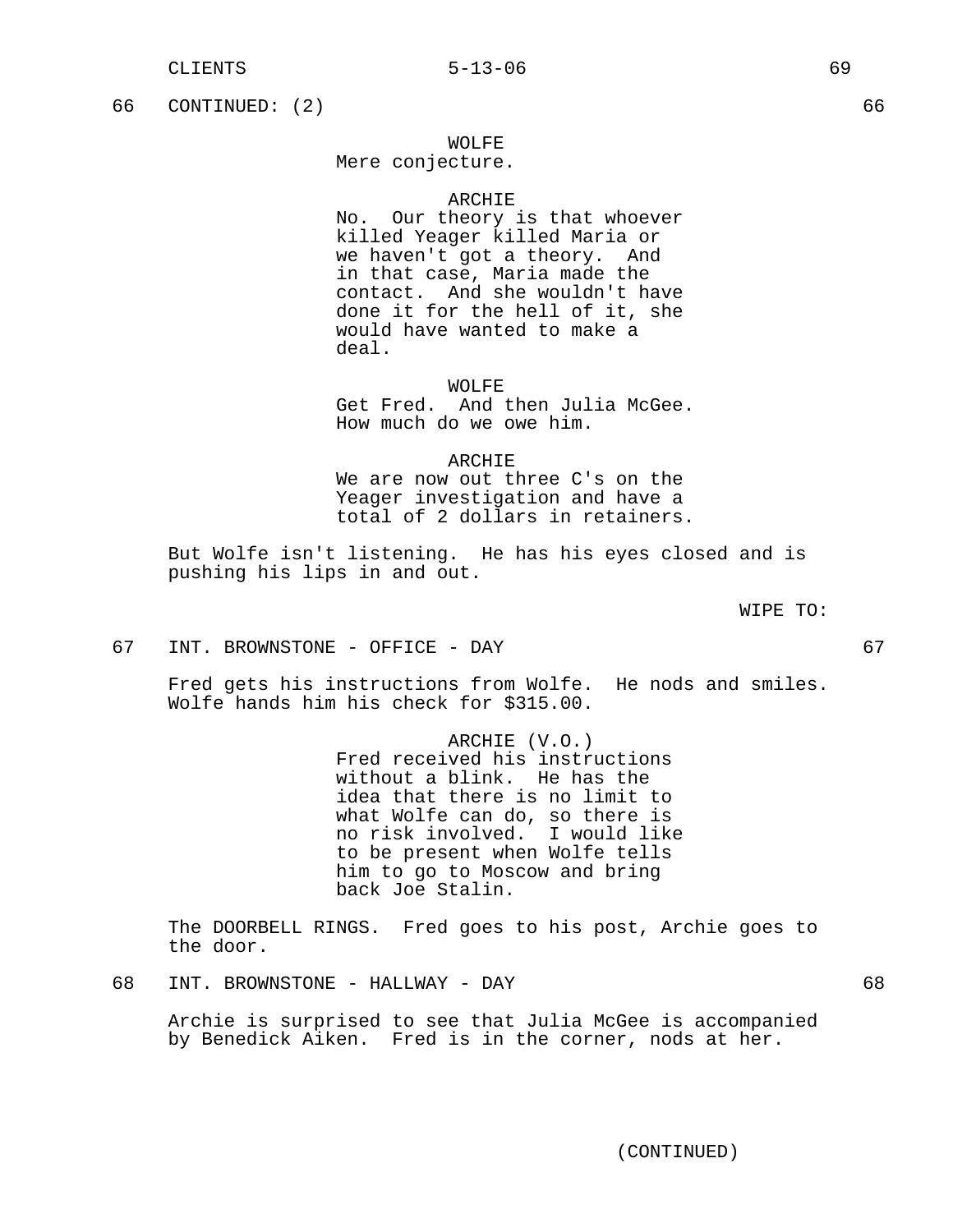66 CONTINUED: (2) 66

WOLFE
Mere conjecture.

ARCHIE
No. Our theory is that whoever killed Yeager killed Maria or we haven't got a theory. And in that case, Maria made the contact. And she wouldn't have done it for the hell of it, she would have wanted to make a deal.

WOLFE
Get Fred. And then Julia McGee. How much do we owe him.

ARCHIE
We are now out three C's on the Yeager investigation and have a total of 2 dollars in retainers.

But Wolfe isn't listening. He has his eyes closed and is pushing his lips in and out.

WIPE TO:

67 INT. BROWNSTONE - OFFICE - DAY 67

Fred gets his instructions from Wolfe. He nods and smiles. Wolfe hands him his check for $315.00.

ARCHIE (V.O.)
Fred received his instructions without a blink. He has the idea that there is no limit to what Wolfe can do, so there is no risk involved. I would like to be present when Wolfe tells him to go to Moscow and bring back Joe Stalin.

The DOORBELL RINGS. Fred goes to his post, Archie goes to the door.

68 INT. BROWNSTONE - HALLWAY - DAY 68

Archie is surprised to see that Julia McGee is accompanied by Benedick Aiken. Fred is in the corner, nods at her.

(CONTINUED)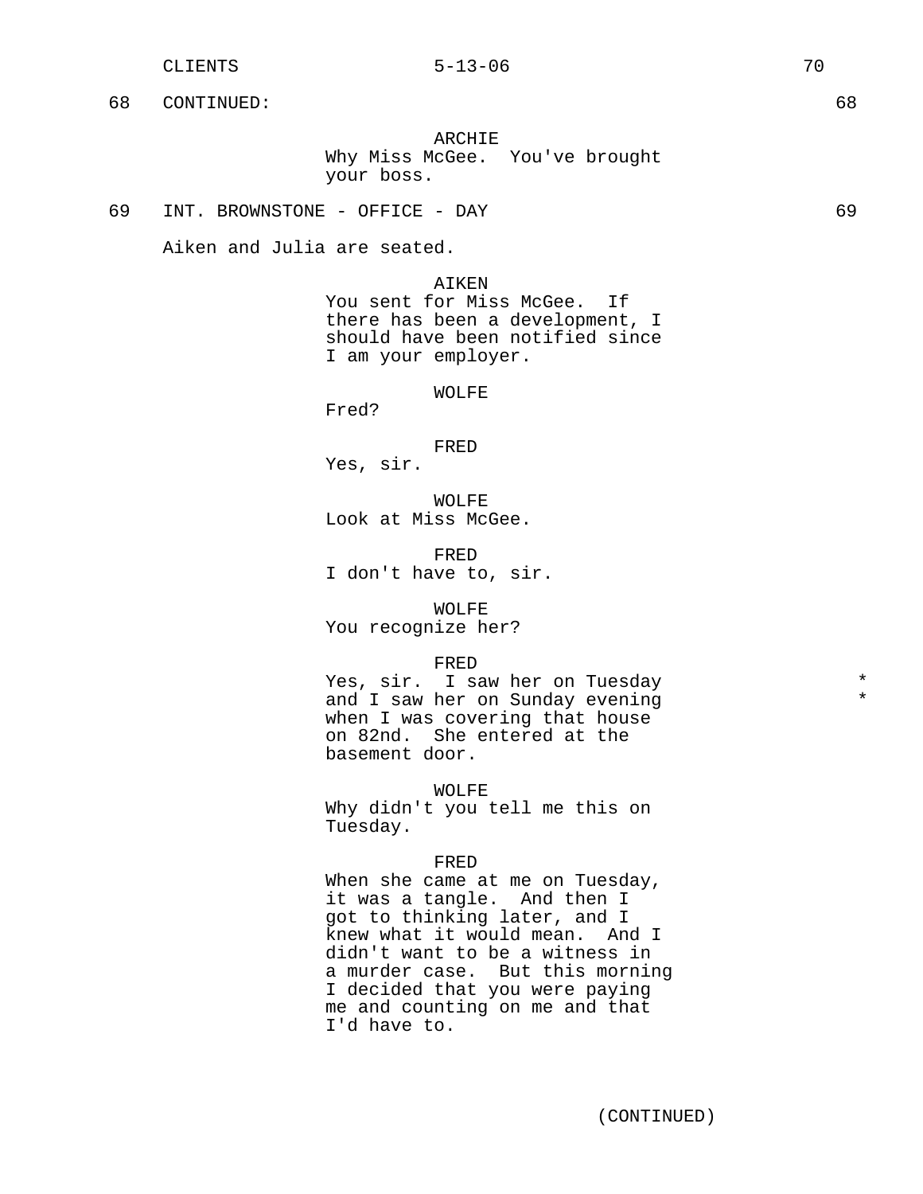68 CONTINUED: 68

ARCHIE
Why Miss McGee. You've brought your boss.

69 INT. BROWNSTONE - OFFICE - DAY 69

Aiken and Julia are seated.

AIKEN
You sent for Miss McGee. If there has been a development, I should have been notified since I am your employer.

WOLFE
Fred?

FRED
Yes, sir.

WOLFE
Look at Miss McGee.

FRED
I don't have to, sir.

WOLFE
You recognize her?

FRED
Yes, sir. I saw her on Tuesday and I saw her on Sunday evening when I was covering that house on 82nd. She entered at the basement door. * *

WOLFE
Why didn't you tell me this on Tuesday.

FRED
When she came at me on Tuesday, it was a tangle. And then I got to thinking later, and I knew what it would mean. And I didn't want to be a witness in a murder case. But this morning I decided that you were paying me and counting on me and that I'd have to.

(CONTINUED)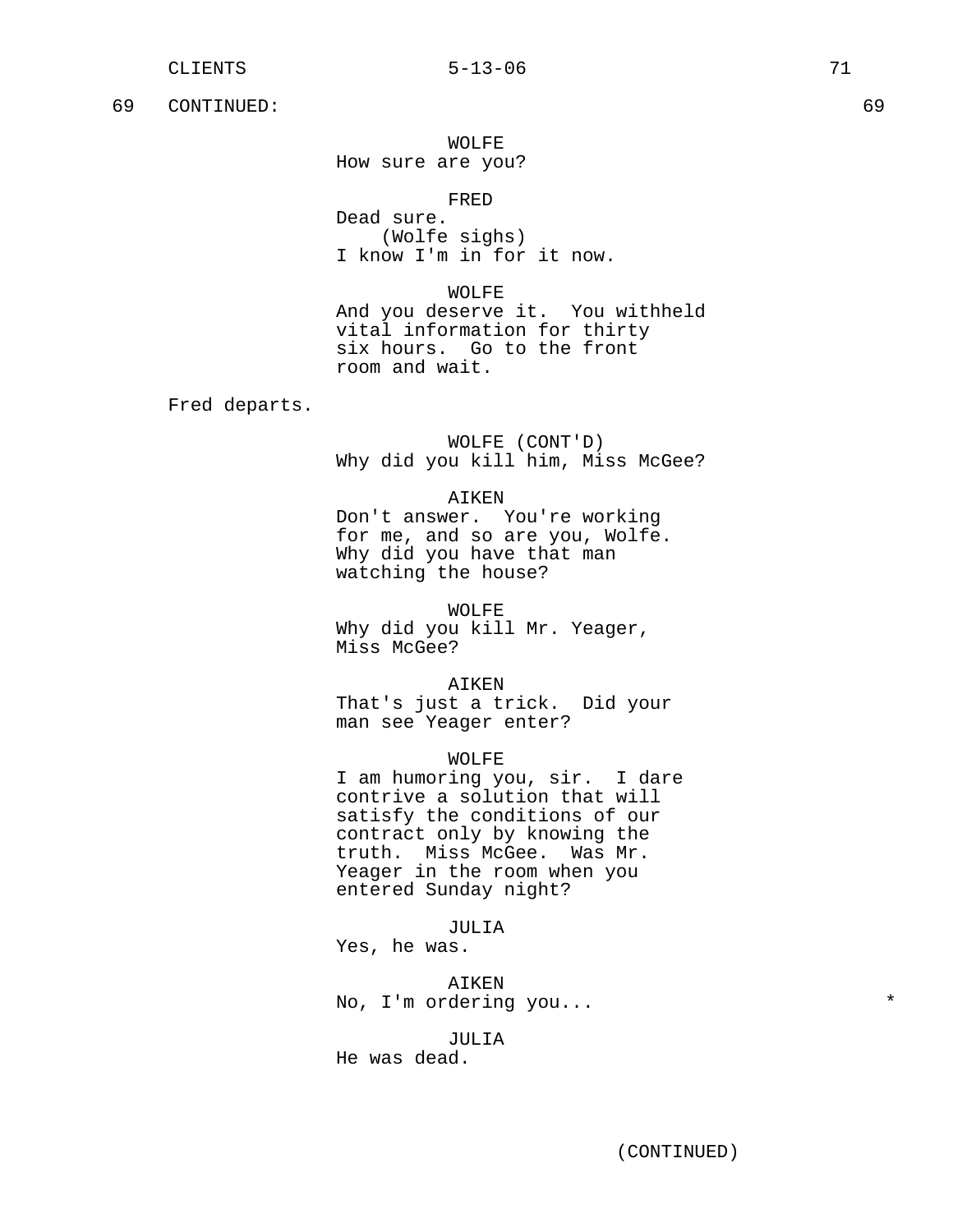69 CONTINUED: 69

WOLFE
How sure are you?

FRED
Dead sure.
(Wolfe sighs)
I know I'm in for it now.

WOLFE
And you deserve it. You withheld vital information for thirty six hours. Go to the front room and wait.

Fred departs.

WOLFE (CONT'D)
Why did you kill him, Miss McGee?

AIKEN
Don't answer. You're working for me, and so are you, Wolfe. Why did you have that man watching the house?

WOLFE
Why did you kill Mr. Yeager, Miss McGee?

AIKEN
That's just a trick. Did your man see Yeager enter?

WOLFE
I am humoring you, sir. I dare contrive a solution that will satisfy the conditions of our contract only by knowing the truth. Miss McGee. Was Mr. Yeager in the room when you entered Sunday night?

JULIA
Yes, he was.

AIKEN
No, I'm ordering you... *

JULIA
He was dead.

(CONTINUED)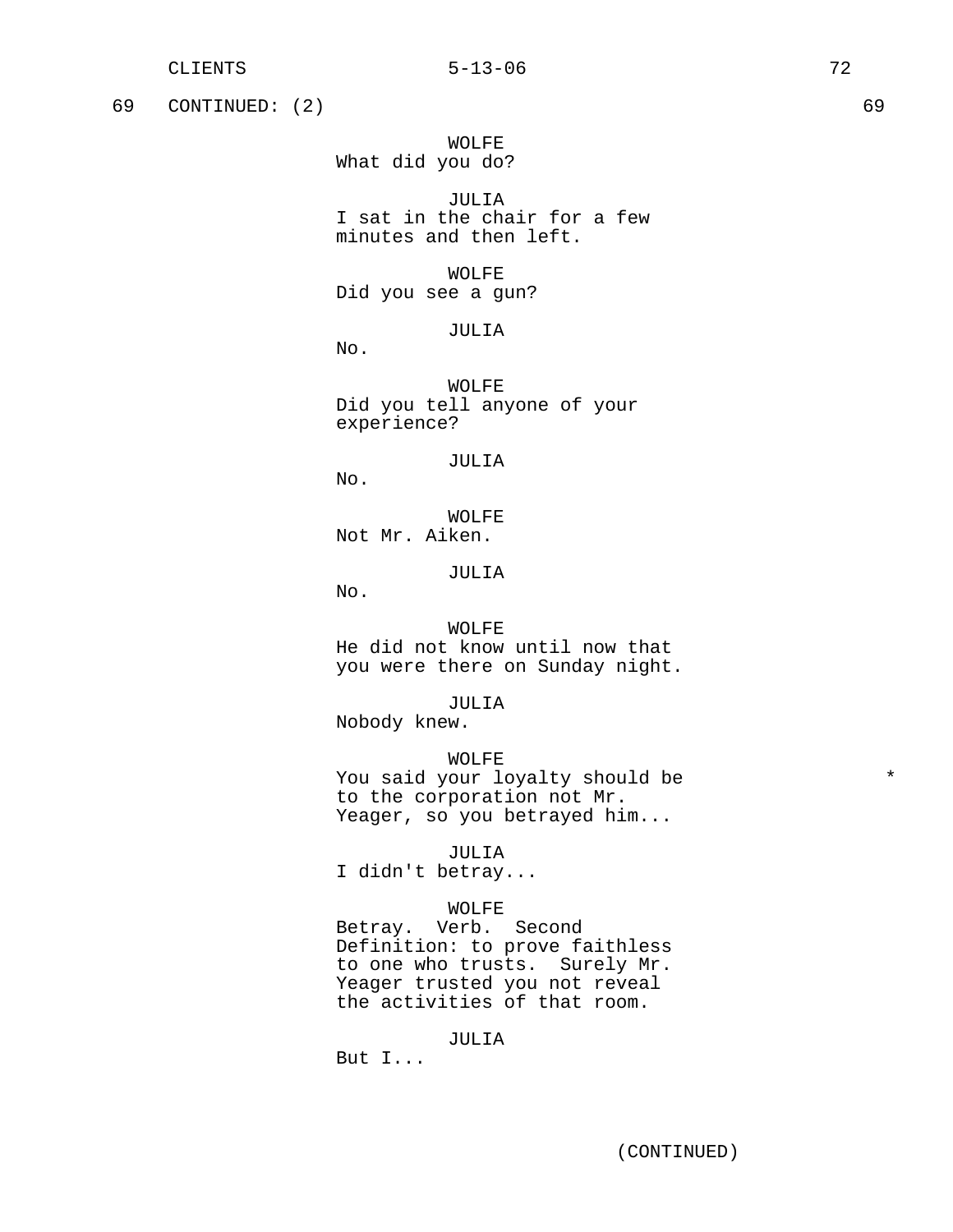69 CONTINUED: (2) 69

WOLFE
What did you do?

JULIA
I sat in the chair for a few minutes and then left.

WOLFE
Did you see a gun?

JULIA
No.

WOLFE
Did you tell anyone of your experience?

JULIA
No.

WOLFE
Not Mr. Aiken.

JULIA
No.

WOLFE
He did not know until now that you were there on Sunday night.

JULIA
Nobody knew.

WOLFE
You said your loyalty should be to the corporation not Mr. Yeager, so you betrayed him... *

JULIA
I didn't betray...

WOLFE
Betray. Verb. Second Definition: to prove faithless to one who trusts. Surely Mr. Yeager trusted you not reveal the activities of that room.

JULIA
But I...

(CONTINUED)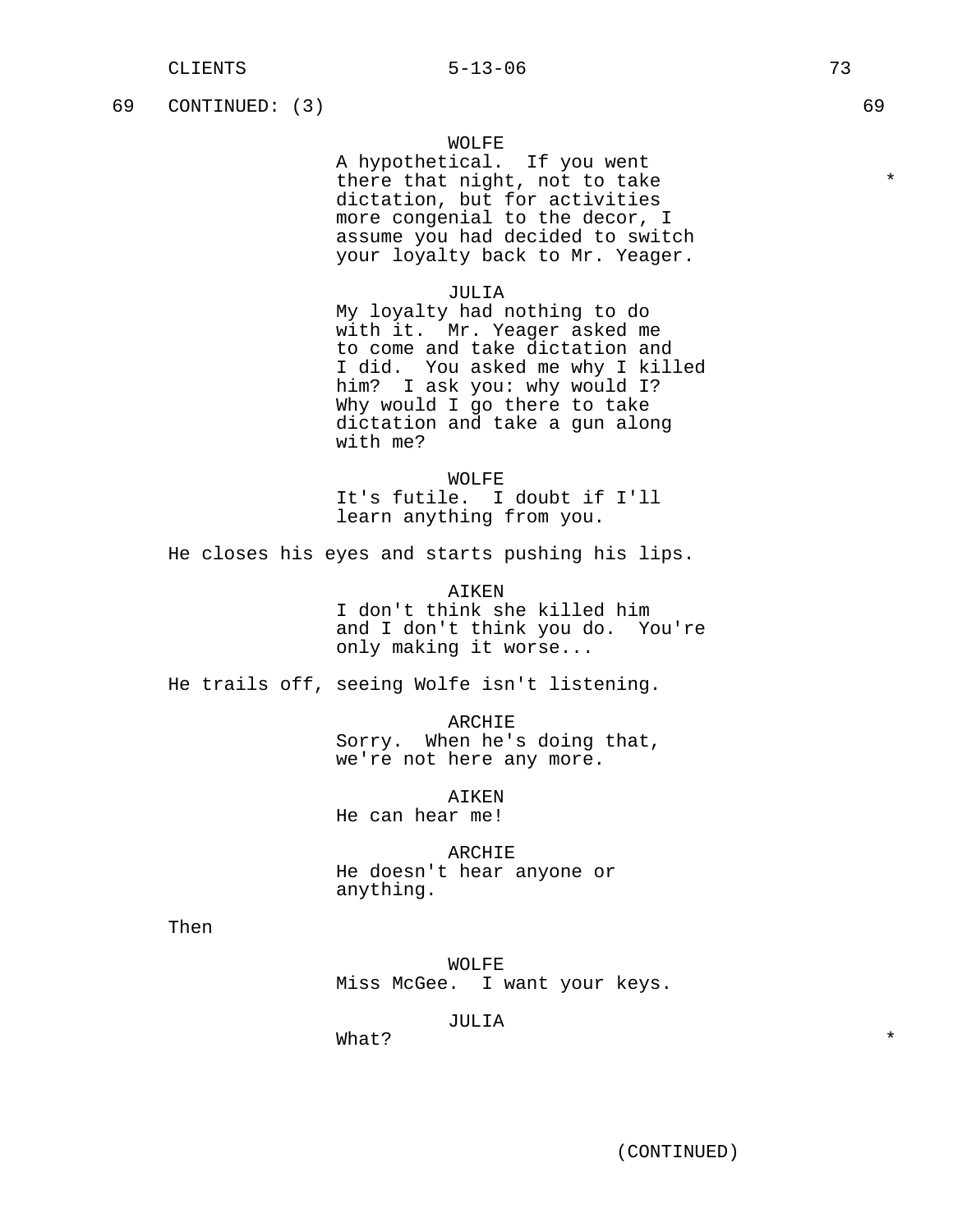69 CONTINUED: (3) 69

WOLFE
A hypothetical. If you went there that night, not to take dictation, but for activities more congenial to the decor, I assume you had decided to switch your loyalty back to Mr. Yeager. *

JULIA
My loyalty had nothing to do with it. Mr. Yeager asked me to come and take dictation and I did. You asked me why I killed him? I ask you: why would I? Why would I go there to take dictation and take a gun along with me?

WOLFE
It's futile. I doubt if I'll learn anything from you.

He closes his eyes and starts pushing his lips.

AIKEN
I don't think she killed him and I don't think you do. You're only making it worse...

He trails off, seeing Wolfe isn't listening.

ARCHIE
Sorry. When he's doing that, we're not here any more.

AIKEN
He can hear me!

ARCHIE
He doesn't hear anyone or anything.

Then

WOLFE
Miss McGee. I want your keys.

JULIA
What? *

(CONTINUED)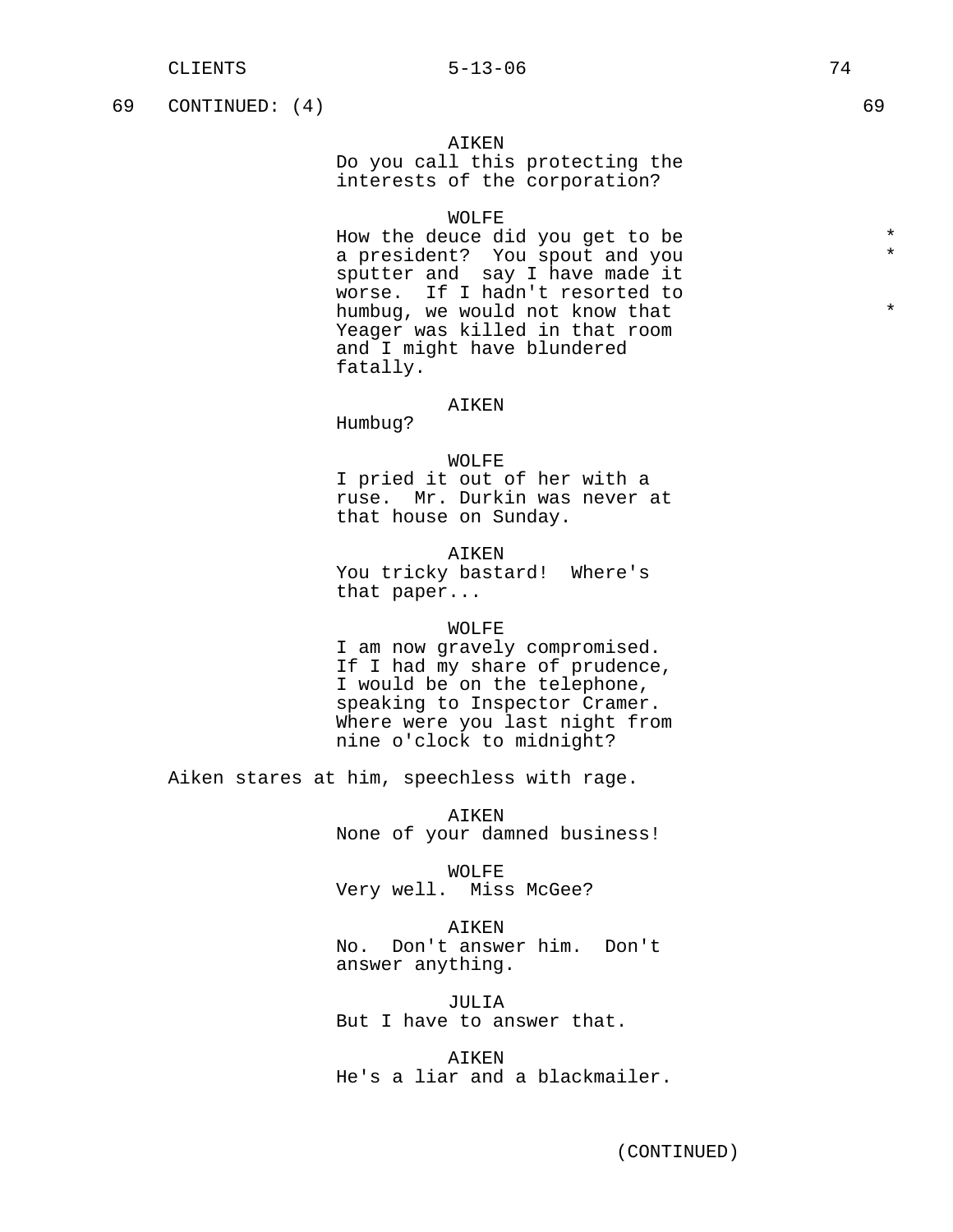69 CONTINUED: (4) 69

AIKEN
Do you call this protecting the interests of the corporation?

WOLFE
How the deuce did you get to be a president? You spout and you sputter and say I have made it worse. If I hadn't resorted to humbug, we would not know that Yeager was killed in that room and I might have blundered fatally.

AIKEN
Humbug?

WOLFE
I pried it out of her with a ruse. Mr. Durkin was never at that house on Sunday.

AIKEN
You tricky bastard! Where's that paper...

WOLFE
I am now gravely compromised. If I had my share of prudence, I would be on the telephone, speaking to Inspector Cramer. Where were you last night from nine o'clock to midnight?

Aiken stares at him, speechless with rage.

AIKEN
None of your damned business!

WOLFE
Very well. Miss McGee?

AIKEN
No. Don't answer him. Don't answer anything.

JULIA
But I have to answer that.

AIKEN
He's a liar and a blackmailer.

(CONTINUED)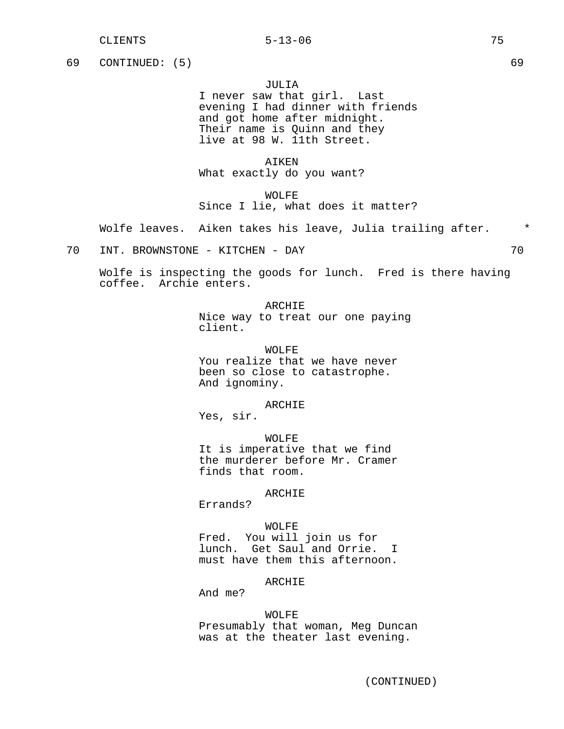69 CONTINUED: (5) 69

JULIA
I never saw that girl. Last evening I had dinner with friends and got home after midnight. Their name is Quinn and they live at 98 W. 11th Street.

AIKEN
What exactly do you want?

WOLFE
Since I lie, what does it matter?

Wolfe leaves. Aiken takes his leave, Julia trailing after. *

70 INT. BROWNSTONE - KITCHEN - DAY 70

Wolfe is inspecting the goods for lunch. Fred is there having coffee. Archie enters.

ARCHIE
Nice way to treat our one paying client.

WOLFE
You realize that we have never been so close to catastrophe. And ignominy.

ARCHIE
Yes, sir.

WOLFE
It is imperative that we find the murderer before Mr. Cramer finds that room.

ARCHIE
Errands?

WOLFE
Fred. You will join us for lunch. Get Saul and Orrie. I must have them this afternoon.

ARCHIE
And me?

WOLFE
Presumably that woman, Meg Duncan was at the theater last evening.

(CONTINUED)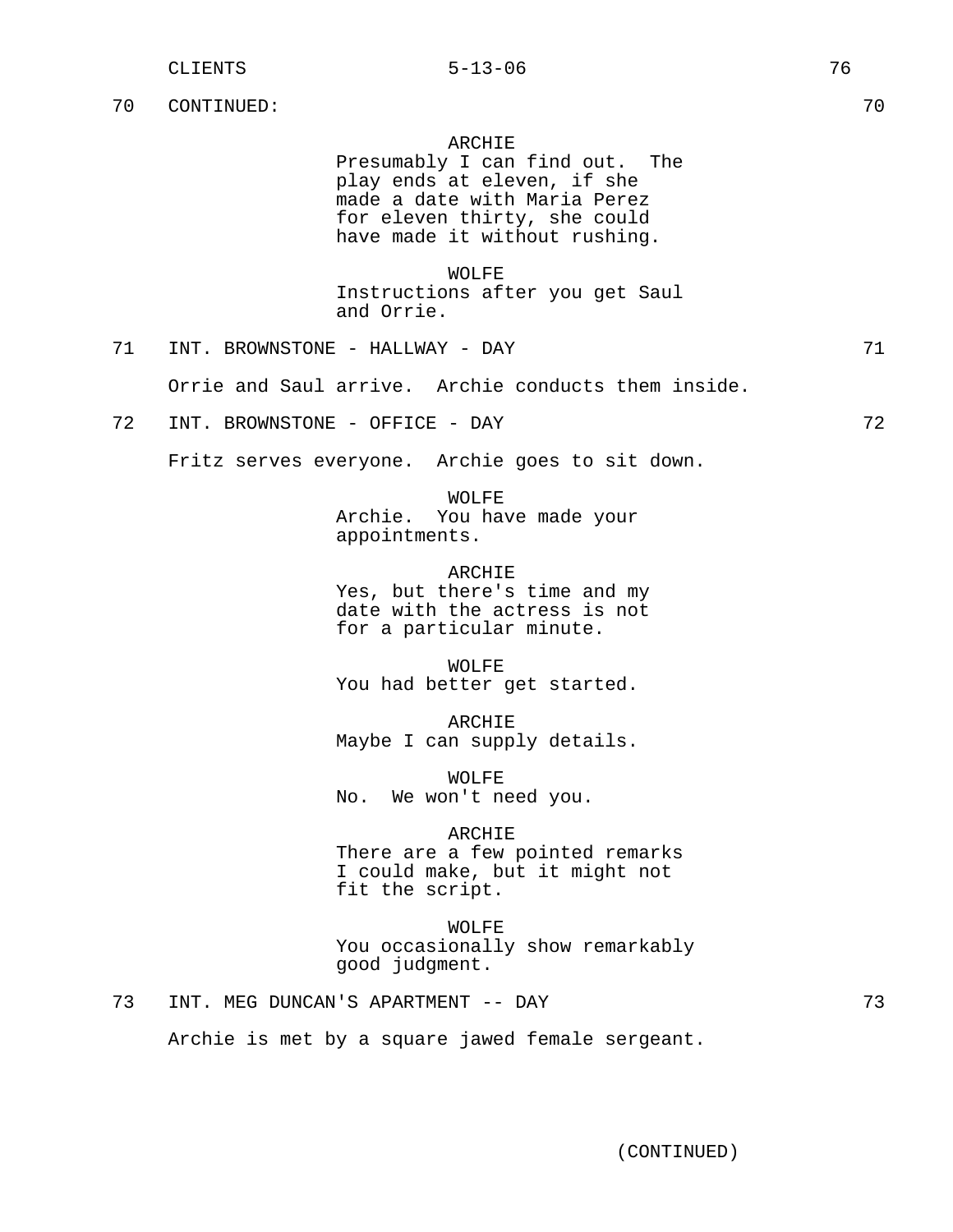70 CONTINUED: 70

ARCHIE
Presumably I can find out. The play ends at eleven, if she made a date with Maria Perez for eleven thirty, she could have made it without rushing.

WOLFE
Instructions after you get Saul and Orrie.

71 INT. BROWNSTONE - HALLWAY - DAY 71

Orrie and Saul arrive. Archie conducts them inside.

72 INT. BROWNSTONE - OFFICE - DAY 72

Fritz serves everyone. Archie goes to sit down.

WOLFE
Archie. You have made your appointments.

ARCHIE
Yes, but there's time and my date with the actress is not for a particular minute.

WOLFE
You had better get started.

ARCHIE
Maybe I can supply details.

WOLFE
No. We won't need you.

ARCHIE
There are a few pointed remarks I could make, but it might not fit the script.

WOLFE
You occasionally show remarkably good judgment.

73 INT. MEG DUNCAN'S APARTMENT -- DAY 73

Archie is met by a square jawed female sergeant.

(CONTINUED)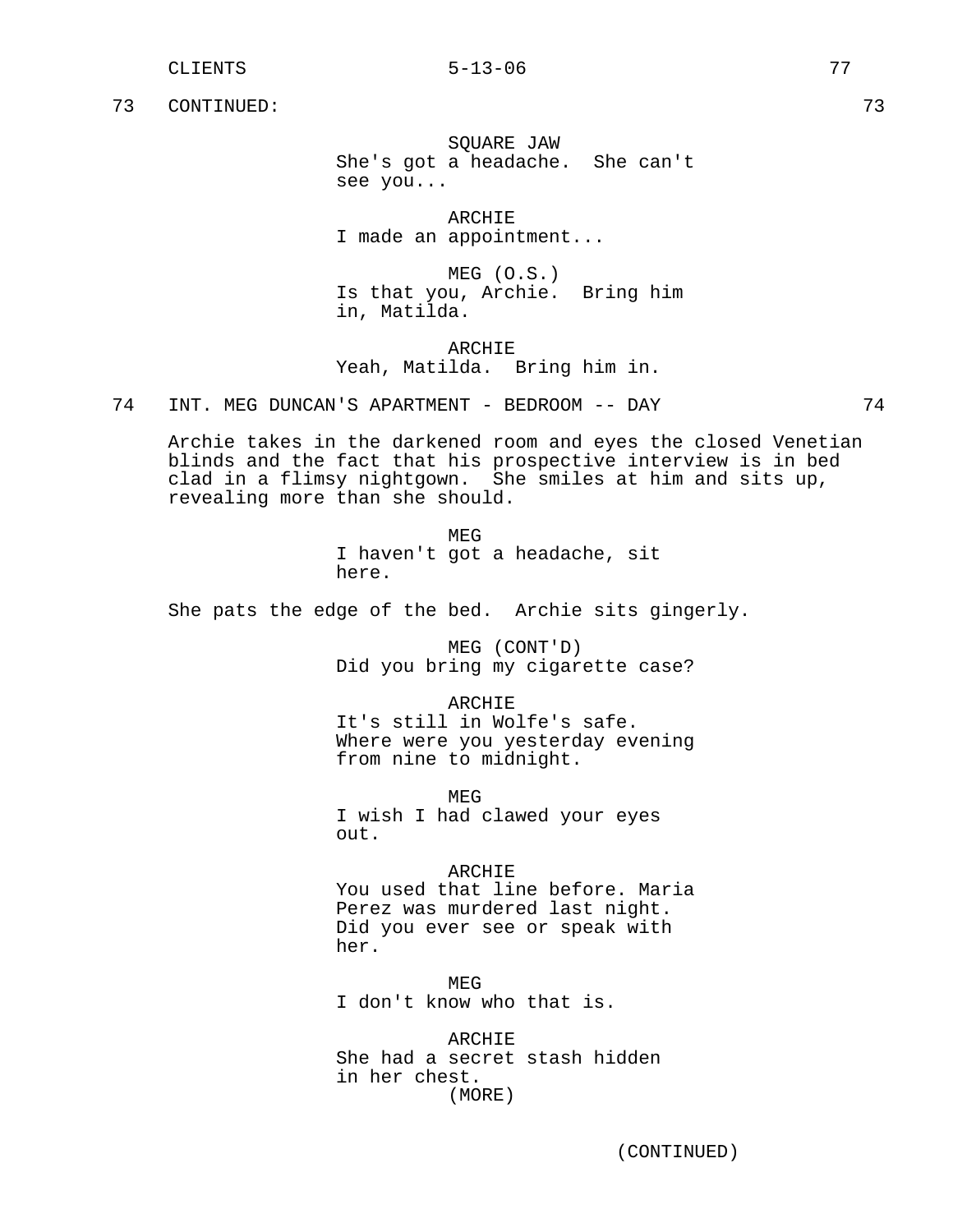73 CONTINUED: 73

SQUARE JAW
She's got a headache. She can't see you...

ARCHIE
I made an appointment...

MEG (O.S.)
Is that you, Archie. Bring him in, Matilda.

ARCHIE
Yeah, Matilda. Bring him in.

74 INT. MEG DUNCAN'S APARTMENT - BEDROOM -- DAY 74

Archie takes in the darkened room and eyes the closed Venetian blinds and the fact that his prospective interview is in bed clad in a flimsy nightgown. She smiles at him and sits up, revealing more than she should.

MEG
I haven't got a headache, sit here.

She pats the edge of the bed. Archie sits gingerly.

MEG (CONT'D)
Did you bring my cigarette case?

ARCHIE
It's still in Wolfe's safe. Where were you yesterday evening from nine to midnight.

MEG
I wish I had clawed your eyes out.

ARCHIE
You used that line before. Maria Perez was murdered last night. Did you ever see or speak with her.

MEG
I don't know who that is.

ARCHIE
She had a secret stash hidden in her chest.
(MORE)

(CONTINUED)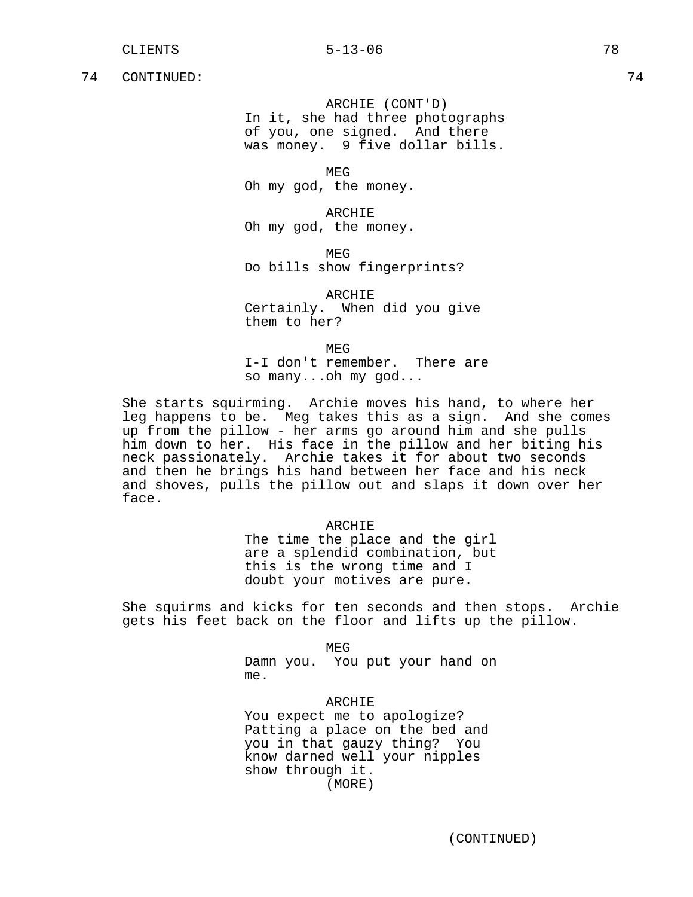74 CONTINUED: 74

ARCHIE (CONT'D)
In it, she had three photographs of you, one signed. And there was money. 9 five dollar bills.

MEG
Oh my god, the money.

ARCHIE
Oh my god, the money.

MEG
Do bills show fingerprints?

ARCHIE
Certainly. When did you give them to her?

MEG
I-I don't remember. There are so many...oh my god...

She starts squirming. Archie moves his hand, to where her leg happens to be. Meg takes this as a sign. And she comes up from the pillow - her arms go around him and she pulls him down to her. His face in the pillow and her biting his neck passionately. Archie takes it for about two seconds and then he brings his hand between her face and his neck and shoves, pulls the pillow out and slaps it down over her face.

ARCHIE
The time the place and the girl are a splendid combination, but this is the wrong time and I doubt your motives are pure.

She squirms and kicks for ten seconds and then stops. Archie gets his feet back on the floor and lifts up the pillow.

MEG
Damn you. You put your hand on me.

ARCHIE
You expect me to apologize? Patting a place on the bed and you in that gauzy thing? You know darned well your nipples show through it.
(MORE)

(CONTINUED)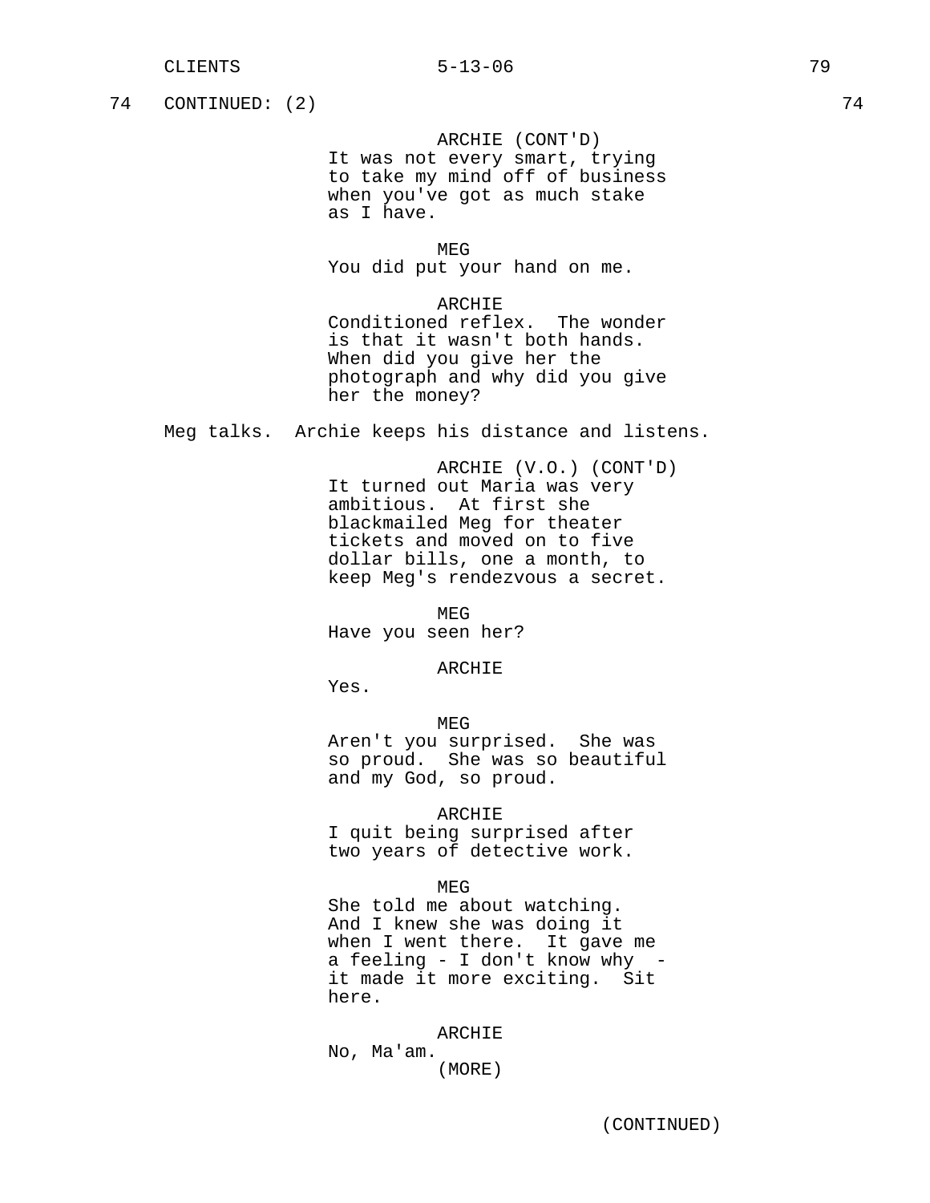74 CONTINUED: (2) 74

ARCHIE (CONT'D)
It was not every smart, trying to take my mind off of business when you've got as much stake as I have.

MEG
You did put your hand on me.

ARCHIE
Conditioned reflex. The wonder is that it wasn't both hands. When did you give her the photograph and why did you give her the money?

Meg talks. Archie keeps his distance and listens.

ARCHIE (V.O.) (CONT'D)
It turned out Maria was very ambitious. At first she blackmailed Meg for theater tickets and moved on to five dollar bills, one a month, to keep Meg's rendezvous a secret.

MEG
Have you seen her?

ARCHIE
Yes.

MEG
Aren't you surprised. She was so proud. She was so beautiful and my God, so proud.

ARCHIE
I quit being surprised after two years of detective work.

MEG
She told me about watching. And I knew she was doing it when I went there. It gave me a feeling - I don't know why - it made it more exciting. Sit here.

ARCHIE
No, Ma'am.
(MORE)

(CONTINUED)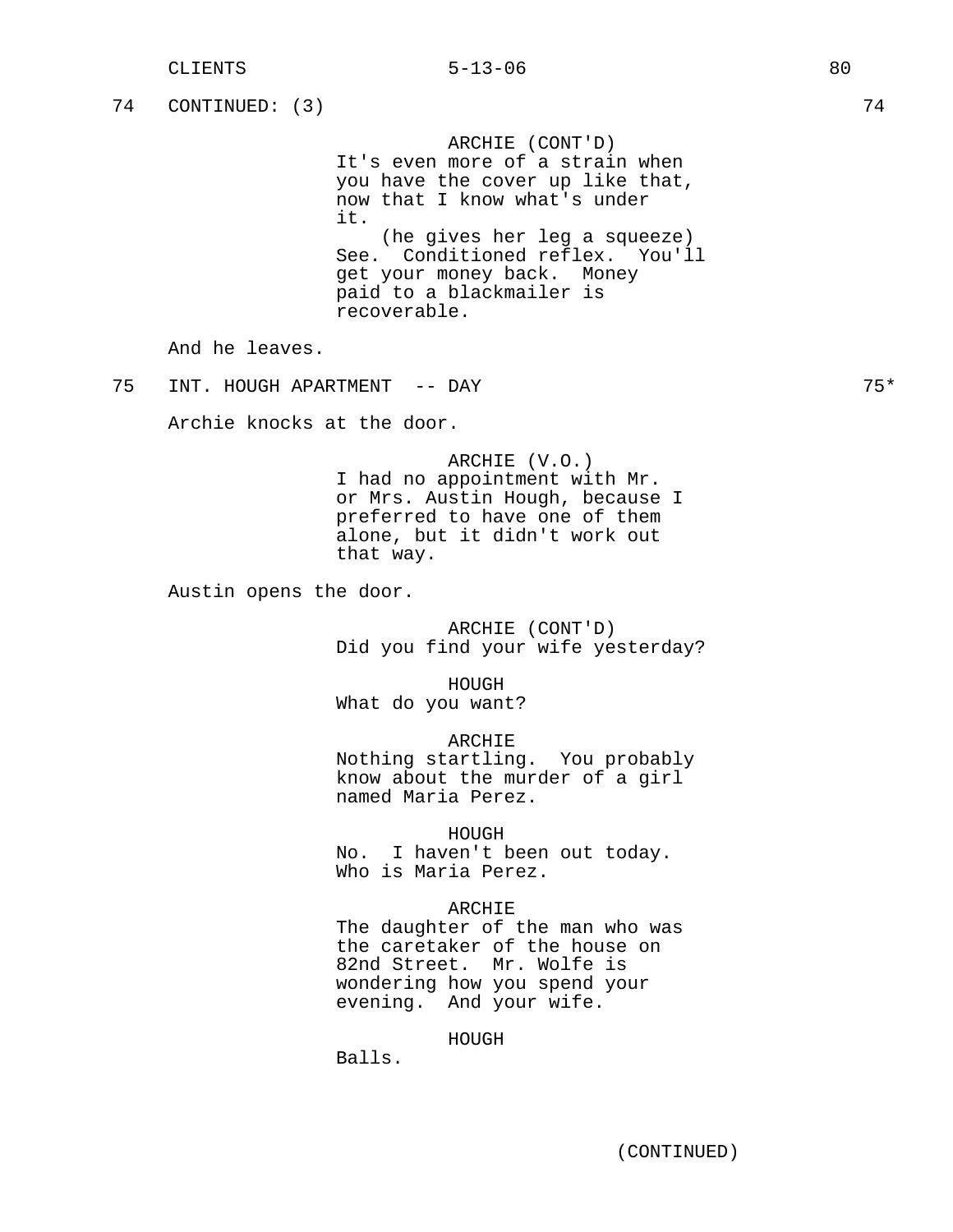74 CONTINUED: (3) 74

ARCHIE (CONT'D)
It's even more of a strain when you have the cover up like that, now that I know what's under it.
(he gives her leg a squeeze)
See. Conditioned reflex. You'll get your money back. Money paid to a blackmailer is recoverable.

And he leaves.

75 INT. HOUGH APARTMENT -- DAY 75*

Archie knocks at the door.

ARCHIE (V.O.)
I had no appointment with Mr. or Mrs. Austin Hough, because I preferred to have one of them alone, but it didn't work out that way.

Austin opens the door.

ARCHIE (CONT'D)
Did you find your wife yesterday?

HOUGH
What do you want?

ARCHIE
Nothing startling. You probably know about the murder of a girl named Maria Perez.

HOUGH
No. I haven't been out today. Who is Maria Perez.

ARCHIE
The daughter of the man who was the caretaker of the house on 82nd Street. Mr. Wolfe is wondering how you spend your evening. And your wife.

HOUGH
Balls.

(CONTINUED)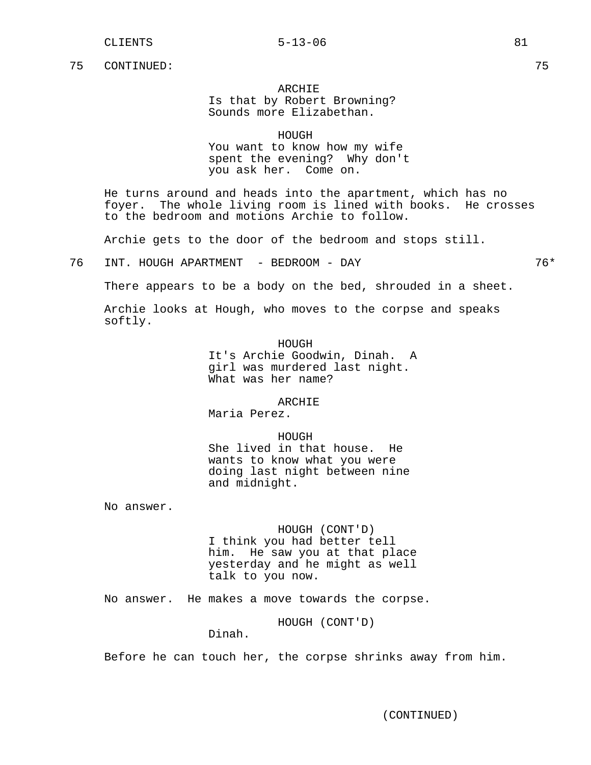75 CONTINUED: 75

ARCHIE
Is that by Robert Browning?
Sounds more Elizabethan.

HOUGH
You want to know how my wife
spent the evening? Why don't
you ask her. Come on.

He turns around and heads into the apartment, which has no foyer. The whole living room is lined with books. He crosses to the bedroom and motions Archie to follow.

Archie gets to the door of the bedroom and stops still.

76 INT. HOUGH APARTMENT - BEDROOM - DAY 76*

There appears to be a body on the bed, shrouded in a sheet.

Archie looks at Hough, who moves to the corpse and speaks softly.

HOUGH
It's Archie Goodwin, Dinah. A
girl was murdered last night.
What was her name?

ARCHIE
Maria Perez.

HOUGH
She lived in that house. He
wants to know what you were
doing last night between nine
and midnight.

No answer.

HOUGH (CONT'D)
I think you had better tell
him. He saw you at that place
yesterday and he might as well
talk to you now.

No answer. He makes a move towards the corpse.

HOUGH (CONT'D)
Dinah.

Before he can touch her, the corpse shrinks away from him.

(CONTINUED)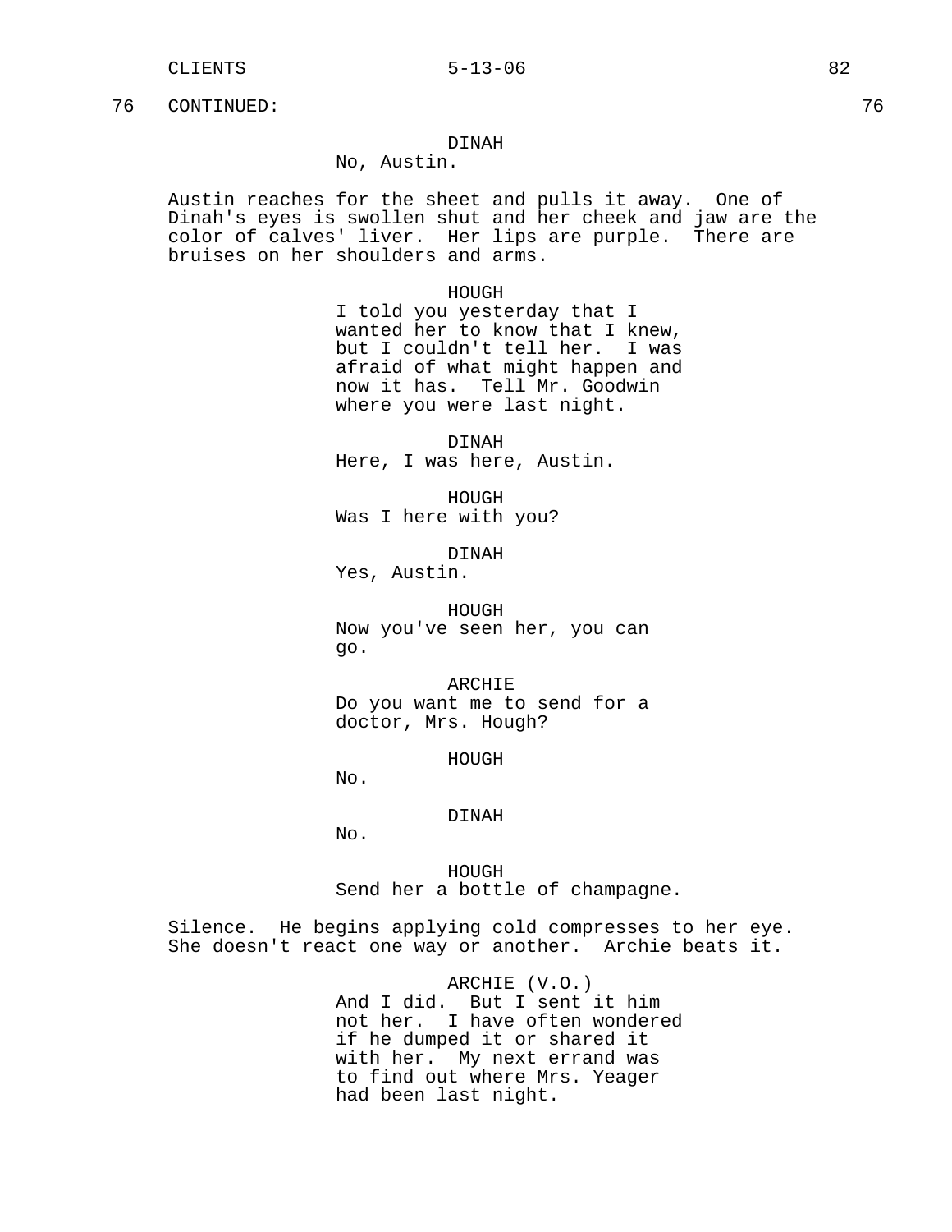76 CONTINUED: 76

DINAH
No, Austin.

Austin reaches for the sheet and pulls it away. One of Dinah's eyes is swollen shut and her cheek and jaw are the color of calves' liver. Her lips are purple. There are bruises on her shoulders and arms.

HOUGH
I told you yesterday that I wanted her to know that I knew, but I couldn't tell her. I was afraid of what might happen and now it has. Tell Mr. Goodwin where you were last night.

DINAH
Here, I was here, Austin.

HOUGH
Was I here with you?

DINAH
Yes, Austin.

HOUGH
Now you've seen her, you can go.

ARCHIE
Do you want me to send for a doctor, Mrs. Hough?

HOUGH
No.

DINAH
No.

HOUGH
Send her a bottle of champagne.

Silence. He begins applying cold compresses to her eye. She doesn't react one way or another. Archie beats it.

ARCHIE (V.O.)
And I did. But I sent it him not her. I have often wondered if he dumped it or shared it with her. My next errand was to find out where Mrs. Yeager had been last night.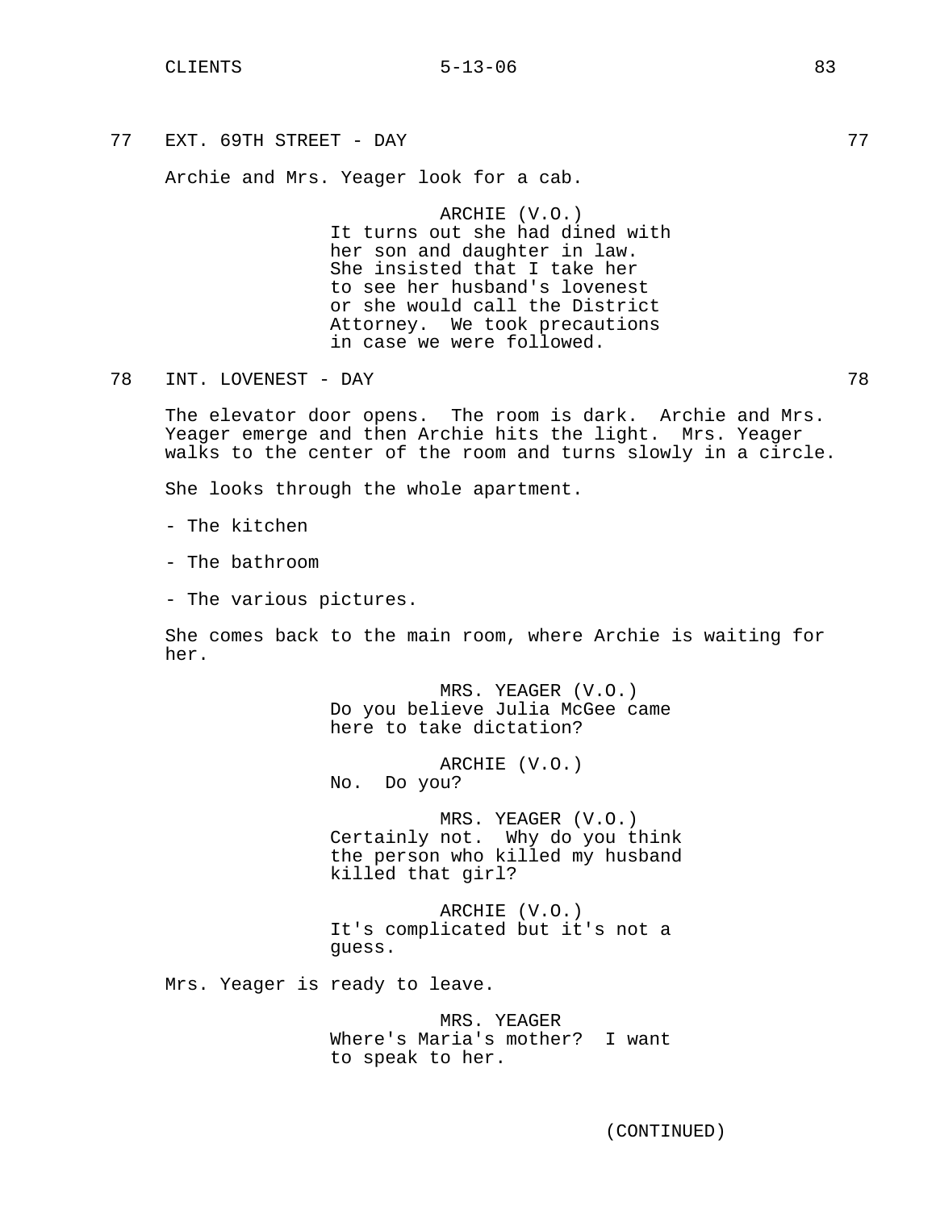77 EXT. 69TH STREET - DAY 77

Archie and Mrs. Yeager look for a cab.

ARCHIE (V.O.)
It turns out she had dined with her son and daughter in law. She insisted that I take her to see her husband's lovenest or she would call the District Attorney. We took precautions in case we were followed.

78 INT. LOVENEST - DAY 78

The elevator door opens. The room is dark. Archie and Mrs. Yeager emerge and then Archie hits the light. Mrs. Yeager walks to the center of the room and turns slowly in a circle.

She looks through the whole apartment.

- The kitchen

- The bathroom

- The various pictures.

She comes back to the main room, where Archie is waiting for her.

MRS. YEAGER (V.O.)
Do you believe Julia McGee came here to take dictation?

ARCHIE (V.O.)
No. Do you?

MRS. YEAGER (V.O.)
Certainly not. Why do you think the person who killed my husband killed that girl?

ARCHIE (V.O.)
It's complicated but it's not a guess.

Mrs. Yeager is ready to leave.

MRS. YEAGER
Where's Maria's mother? I want to speak to her.

(CONTINUED)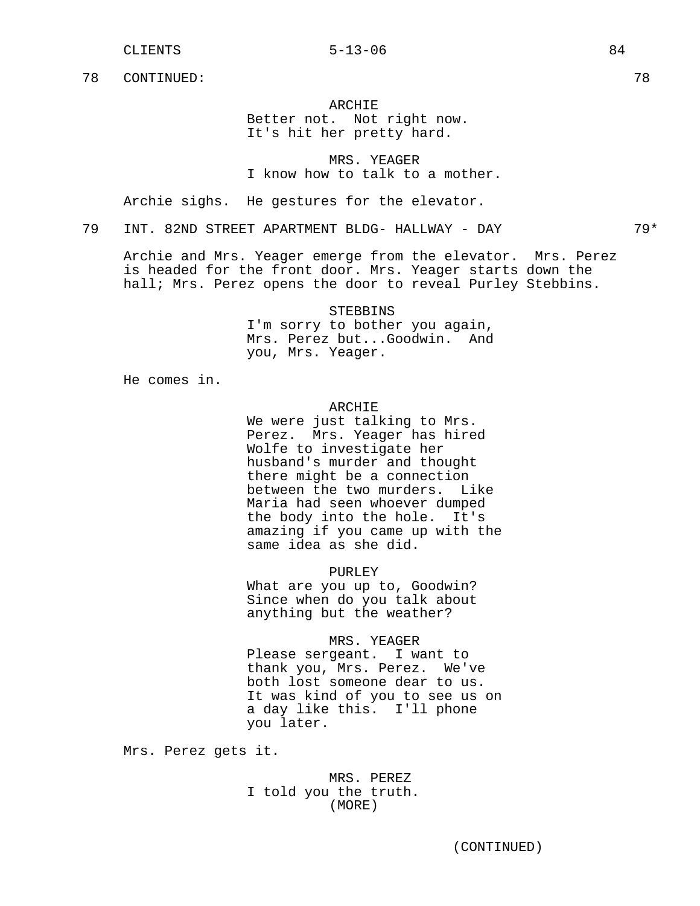78 CONTINUED: 78

ARCHIE
Better not. Not right now.
It's hit her pretty hard.

MRS. YEAGER
I know how to talk to a mother.

Archie sighs. He gestures for the elevator.

79 INT. 82ND STREET APARTMENT BLDG- HALLWAY - DAY 79*

Archie and Mrs. Yeager emerge from the elevator. Mrs. Perez is headed for the front door. Mrs. Yeager starts down the hall; Mrs. Perez opens the door to reveal Purley Stebbins.

STEBBINS
I'm sorry to bother you again,
Mrs. Perez but...Goodwin. And
you, Mrs. Yeager.

He comes in.

ARCHIE
We were just talking to Mrs.
Perez. Mrs. Yeager has hired
Wolfe to investigate her
husband's murder and thought
there might be a connection
between the two murders. Like
Maria had seen whoever dumped
the body into the hole. It's
amazing if you came up with the
same idea as she did.

PURLEY
What are you up to, Goodwin?
Since when do you talk about
anything but the weather?

MRS. YEAGER
Please sergeant. I want to
thank you, Mrs. Perez. We've
both lost someone dear to us.
It was kind of you to see us on
a day like this. I'll phone
you later.

Mrs. Perez gets it.

MRS. PEREZ
I told you the truth.
(MORE)

(CONTINUED)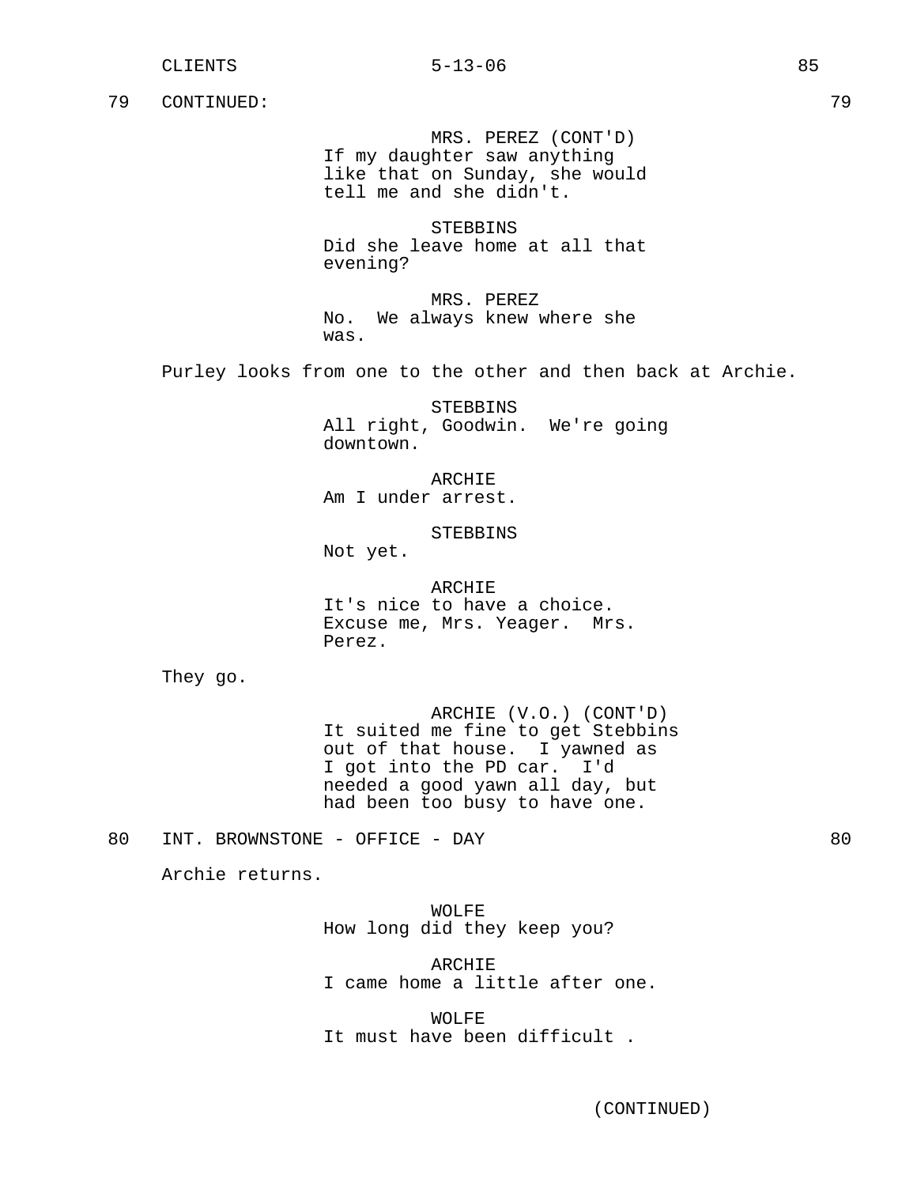79 CONTINUED: 79

MRS. PEREZ (CONT'D)
If my daughter saw anything like that on Sunday, she would tell me and she didn't.

STEBBINS
Did she leave home at all that evening?

MRS. PEREZ
No. We always knew where she was.

Purley looks from one to the other and then back at Archie.

STEBBINS
All right, Goodwin. We're going downtown.

ARCHIE
Am I under arrest.

STEBBINS
Not yet.

ARCHIE
It's nice to have a choice. Excuse me, Mrs. Yeager. Mrs. Perez.

They go.

ARCHIE (V.O.) (CONT'D)
It suited me fine to get Stebbins out of that house. I yawned as I got into the PD car. I'd needed a good yawn all day, but had been too busy to have one.

80 INT. BROWNSTONE - OFFICE - DAY 80

Archie returns.

WOLFE
How long did they keep you?

ARCHIE
I came home a little after one.

WOLFE
It must have been difficult .

(CONTINUED)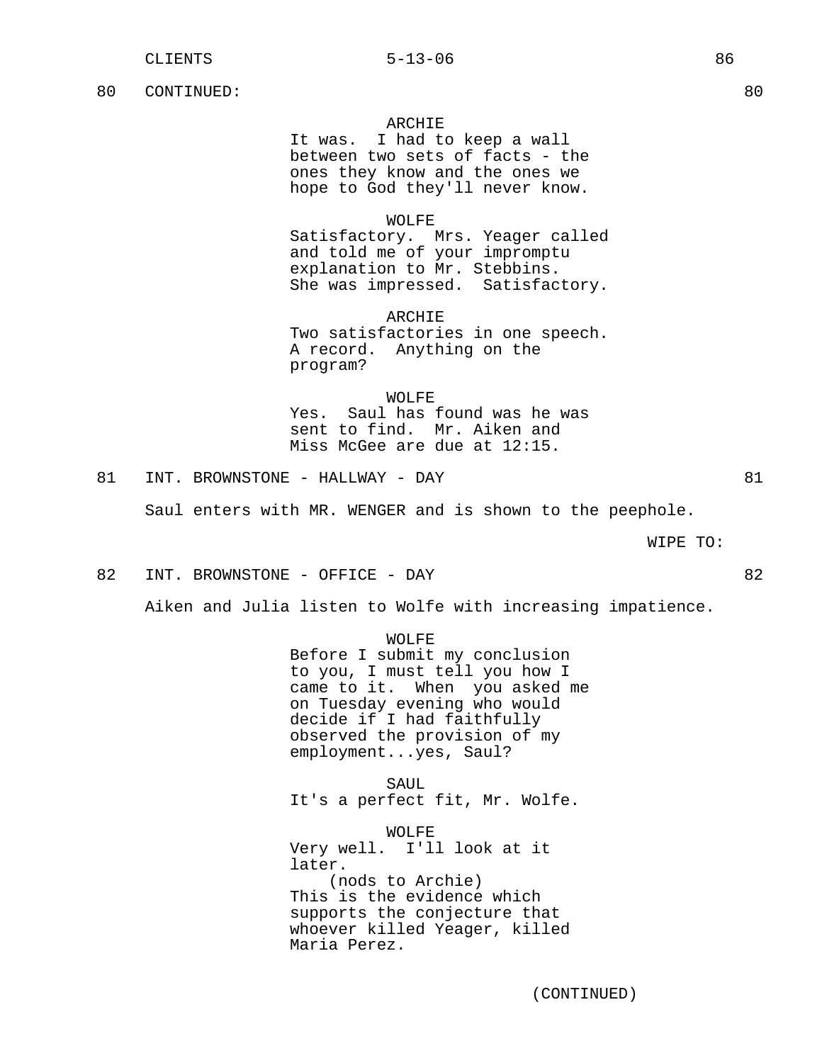80 CONTINUED: 80

ARCHIE
It was. I had to keep a wall between two sets of facts - the ones they know and the ones we hope to God they'll never know.

WOLFE
Satisfactory. Mrs. Yeager called and told me of your impromptu explanation to Mr. Stebbins. She was impressed. Satisfactory.

ARCHIE
Two satisfactories in one speech. A record. Anything on the program?

WOLFE
Yes. Saul has found was he was sent to find. Mr. Aiken and Miss McGee are due at 12:15.

81 INT. BROWNSTONE - HALLWAY - DAY 81

Saul enters with MR. WENGER and is shown to the peephole.

WIPE TO:

82 INT. BROWNSTONE - OFFICE - DAY 82

Aiken and Julia listen to Wolfe with increasing impatience.

WOLFE
Before I submit my conclusion to you, I must tell you how I came to it. When you asked me on Tuesday evening who would decide if I had faithfully observed the provision of my employment...yes, Saul?

SAUL
It's a perfect fit, Mr. Wolfe.

WOLFE
Very well. I'll look at it later.
(nods to Archie)
This is the evidence which supports the conjecture that whoever killed Yeager, killed Maria Perez.

(CONTINUED)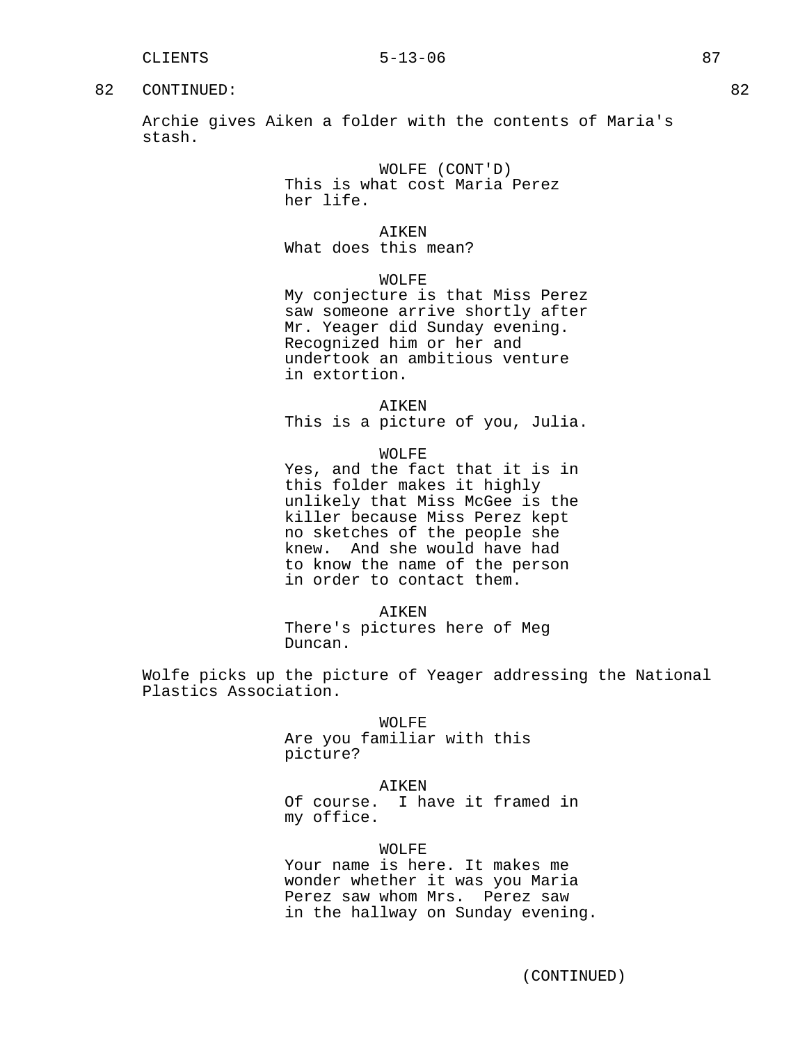82 CONTINUED: 82

Archie gives Aiken a folder with the contents of Maria's stash.

WOLFE (CONT'D)
This is what cost Maria Perez her life.

AIKEN
What does this mean?

WOLFE
My conjecture is that Miss Perez saw someone arrive shortly after Mr. Yeager did Sunday evening. Recognized him or her and undertook an ambitious venture in extortion.

AIKEN
This is a picture of you, Julia.

WOLFE
Yes, and the fact that it is in this folder makes it highly unlikely that Miss McGee is the killer because Miss Perez kept no sketches of the people she knew. And she would have had to know the name of the person in order to contact them.

AIKEN
There's pictures here of Meg Duncan.

Wolfe picks up the picture of Yeager addressing the National Plastics Association.

WOLFE
Are you familiar with this picture?

AIKEN
Of course. I have it framed in my office.

WOLFE
Your name is here. It makes me wonder whether it was you Maria Perez saw whom Mrs. Perez saw in the hallway on Sunday evening.

(CONTINUED)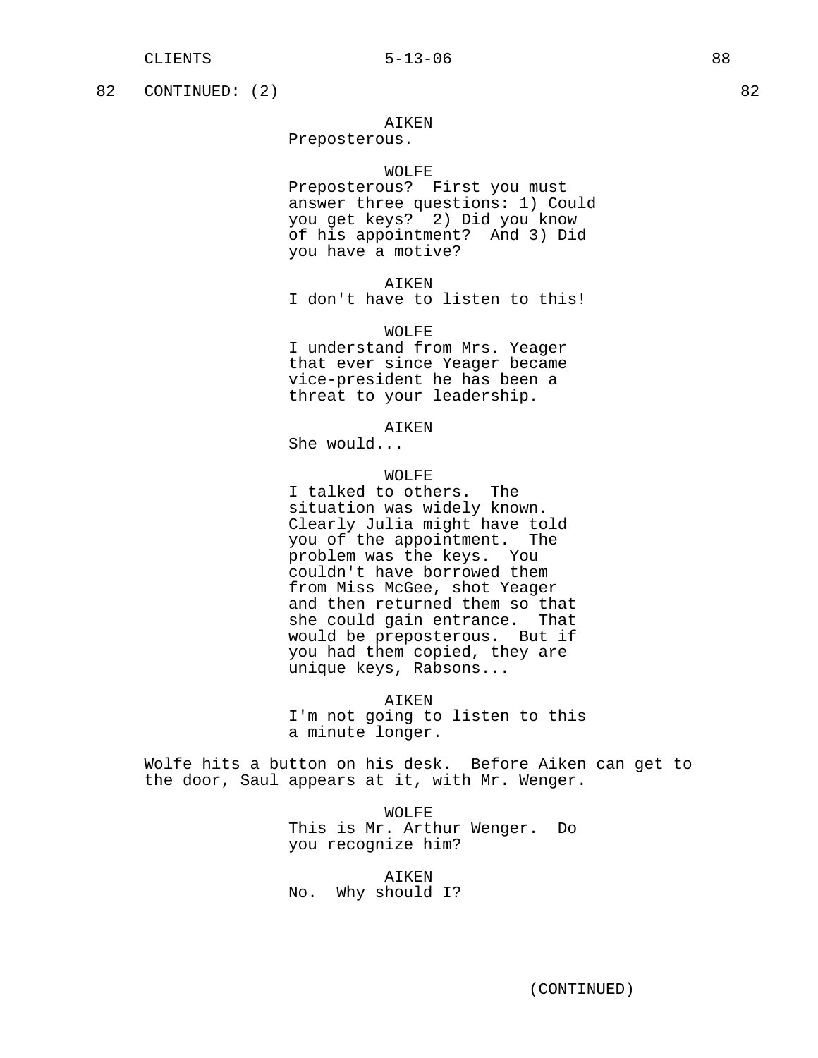82 CONTINUED: (2) 82

AIKEN
Preposterous.

WOLFE
Preposterous? First you must answer three questions: 1) Could you get keys? 2) Did you know of his appointment? And 3) Did you have a motive?

AIKEN
I don't have to listen to this!

WOLFE
I understand from Mrs. Yeager that ever since Yeager became vice-president he has been a threat to your leadership.

AIKEN
She would...

WOLFE
I talked to others. The situation was widely known. Clearly Julia might have told you of the appointment. The problem was the keys. You couldn't have borrowed them from Miss McGee, shot Yeager and then returned them so that she could gain entrance. That would be preposterous. But if you had them copied, they are unique keys, Rabsons...

AIKEN
I'm not going to listen to this a minute longer.

Wolfe hits a button on his desk. Before Aiken can get to the door, Saul appears at it, with Mr. Wenger.

WOLFE
This is Mr. Arthur Wenger. Do you recognize him?

AIKEN
No. Why should I?

(CONTINUED)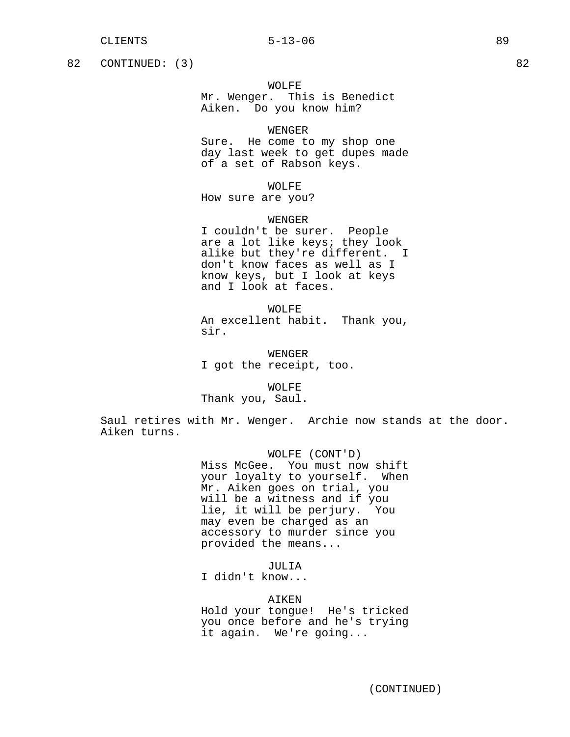82 CONTINUED: (3) 82

WOLFE
Mr. Wenger. This is Benedict Aiken. Do you know him?

WENGER
Sure. He come to my shop one day last week to get dupes made of a set of Rabson keys.

WOLFE
How sure are you?

WENGER
I couldn't be surer. People are a lot like keys; they look alike but they're different. I don't know faces as well as I know keys, but I look at keys and I look at faces.

WOLFE
An excellent habit. Thank you, sir.

WENGER
I got the receipt, too.

WOLFE
Thank you, Saul.

Saul retires with Mr. Wenger. Archie now stands at the door. Aiken turns.

WOLFE (CONT'D)
Miss McGee. You must now shift your loyalty to yourself. When Mr. Aiken goes on trial, you will be a witness and if you lie, it will be perjury. You may even be charged as an accessory to murder since you provided the means...

JULIA
I didn't know...

AIKEN
Hold your tongue! He's tricked you once before and he's trying it again. We're going...

(CONTINUED)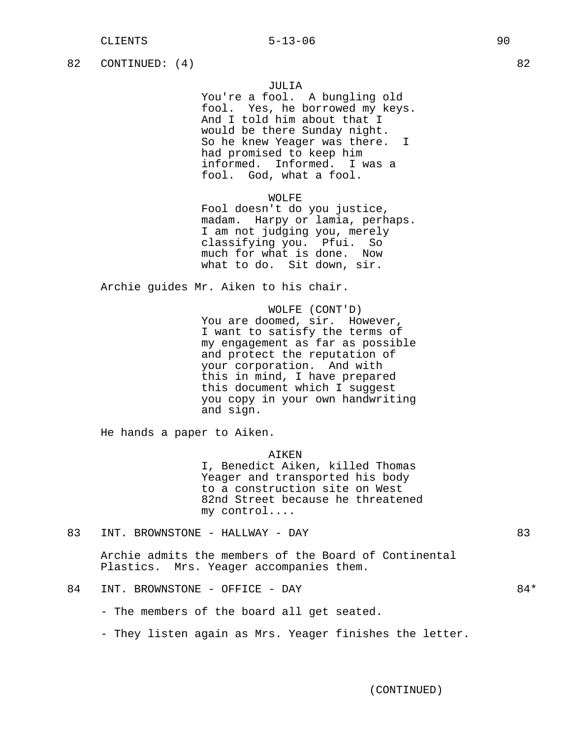82 CONTINUED: (4) 82

JULIA
You're a fool. A bungling old fool. Yes, he borrowed my keys. And I told him about that I would be there Sunday night. So he knew Yeager was there. I had promised to keep him informed. Informed. I was a fool. God, what a fool.

WOLFE
Fool doesn't do you justice, madam. Harpy or lamia, perhaps. I am not judging you, merely classifying you. Pfui. So much for what is done. Now what to do. Sit down, sir.

Archie guides Mr. Aiken to his chair.

WOLFE (CONT'D)
You are doomed, sir. However, I want to satisfy the terms of my engagement as far as possible and protect the reputation of your corporation. And with this in mind, I have prepared this document which I suggest you copy in your own handwriting and sign.

He hands a paper to Aiken.

AIKEN
I, Benedict Aiken, killed Thomas Yeager and transported his body to a construction site on West 82nd Street because he threatened my control....

83 INT. BROWNSTONE - HALLWAY - DAY 83

Archie admits the members of the Board of Continental Plastics. Mrs. Yeager accompanies them.

84 INT. BROWNSTONE - OFFICE - DAY 84*

- The members of the board all get seated.

- They listen again as Mrs. Yeager finishes the letter.

(CONTINUED)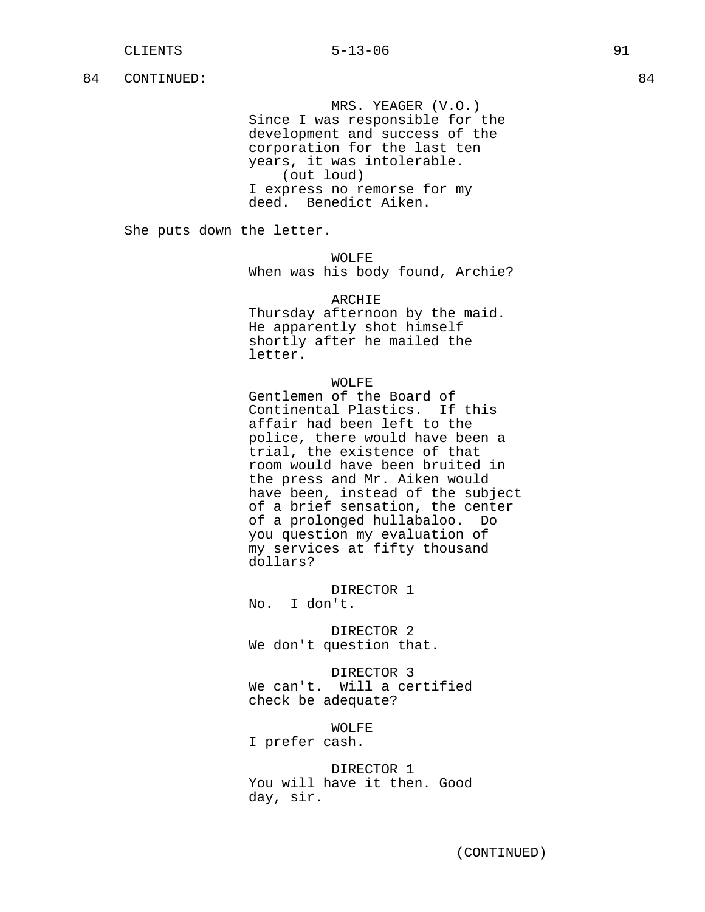84 CONTINUED: 84

MRS. YEAGER (V.O.)
Since I was responsible for the development and success of the corporation for the last ten years, it was intolerable.
(out loud)
I express no remorse for my deed. Benedict Aiken.

She puts down the letter.

WOLFE
When was his body found, Archie?

ARCHIE
Thursday afternoon by the maid. He apparently shot himself shortly after he mailed the letter.

WOLFE
Gentlemen of the Board of Continental Plastics. If this affair had been left to the police, there would have been a trial, the existence of that room would have been bruited in the press and Mr. Aiken would have been, instead of the subject of a brief sensation, the center of a prolonged hullabaloo. Do you question my evaluation of my services at fifty thousand dollars?

DIRECTOR 1
No. I don't.

DIRECTOR 2
We don't question that.

DIRECTOR 3
We can't. Will a certified check be adequate?

WOLFE
I prefer cash.

DIRECTOR 1
You will have it then. Good day, sir.

(CONTINUED)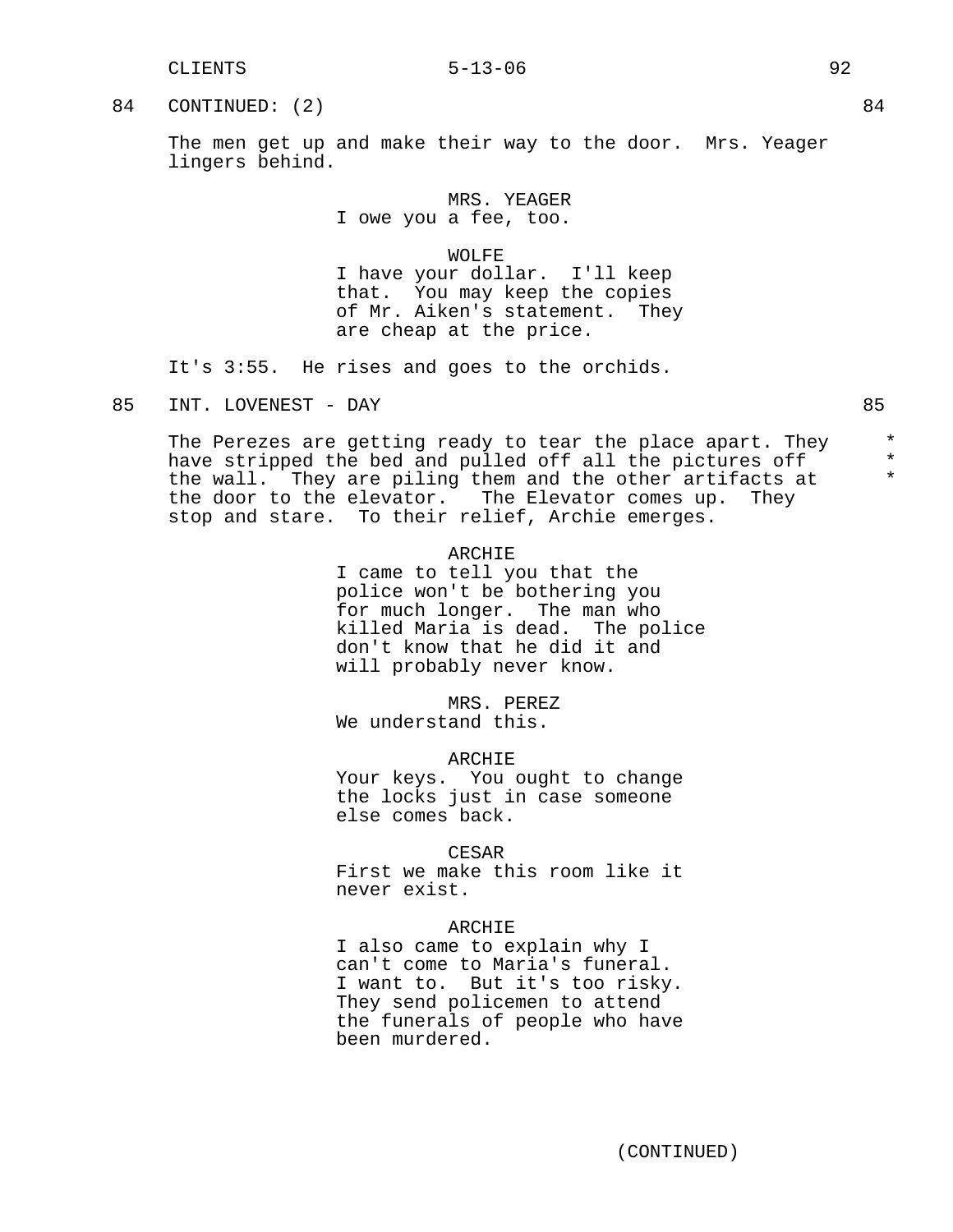84 CONTINUED: (2) 84

The men get up and make their way to the door. Mrs. Yeager lingers behind.

MRS. YEAGER
I owe you a fee, too.

WOLFE
I have your dollar. I'll keep that. You may keep the copies of Mr. Aiken's statement. They are cheap at the price.

It's 3:55. He rises and goes to the orchids.

85 INT. LOVENEST - DAY 85

The Perezes are getting ready to tear the place apart. They have stripped the bed and pulled off all the pictures off the wall. They are piling them and the other artifacts at the door to the elevator. The Elevator comes up. They stop and stare. To their relief, Archie emerges. * * *

ARCHIE
I came to tell you that the police won't be bothering you for much longer. The man who killed Maria is dead. The police don't know that he did it and will probably never know.

MRS. PEREZ
We understand this.

ARCHIE
Your keys. You ought to change the locks just in case someone else comes back.

CESAR
First we make this room like it never exist.

ARCHIE
I also came to explain why I can't come to Maria's funeral. I want to. But it's too risky. They send policemen to attend the funerals of people who have been murdered.

(CONTINUED)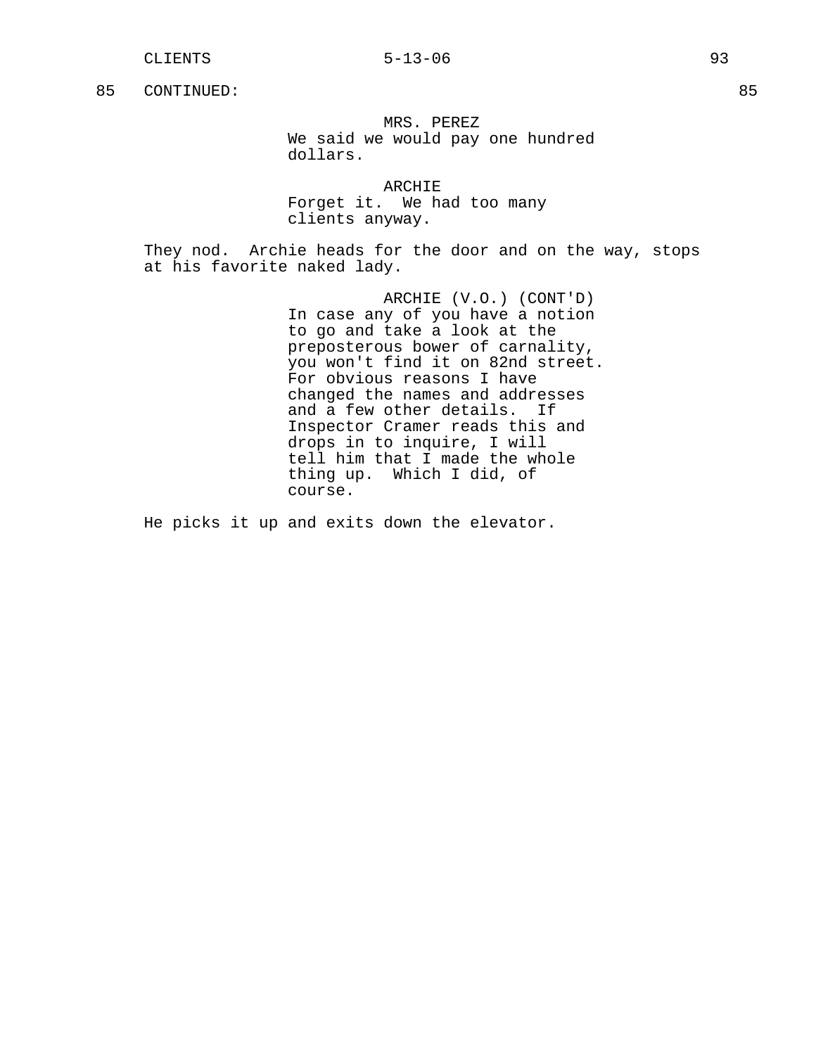85 CONTINUED: 85

MRS. PEREZ
We said we would pay one hundred dollars.

ARCHIE
Forget it. We had too many clients anyway.

They nod. Archie heads for the door and on the way, stops at his favorite naked lady.

ARCHIE (V.O.) (CONT'D)
In case any of you have a notion to go and take a look at the preposterous bower of carnality, you won't find it on 82nd street. For obvious reasons I have changed the names and addresses and a few other details. If Inspector Cramer reads this and drops in to inquire, I will tell him that I made the whole thing up. Which I did, of course.

He picks it up and exits down the elevator.